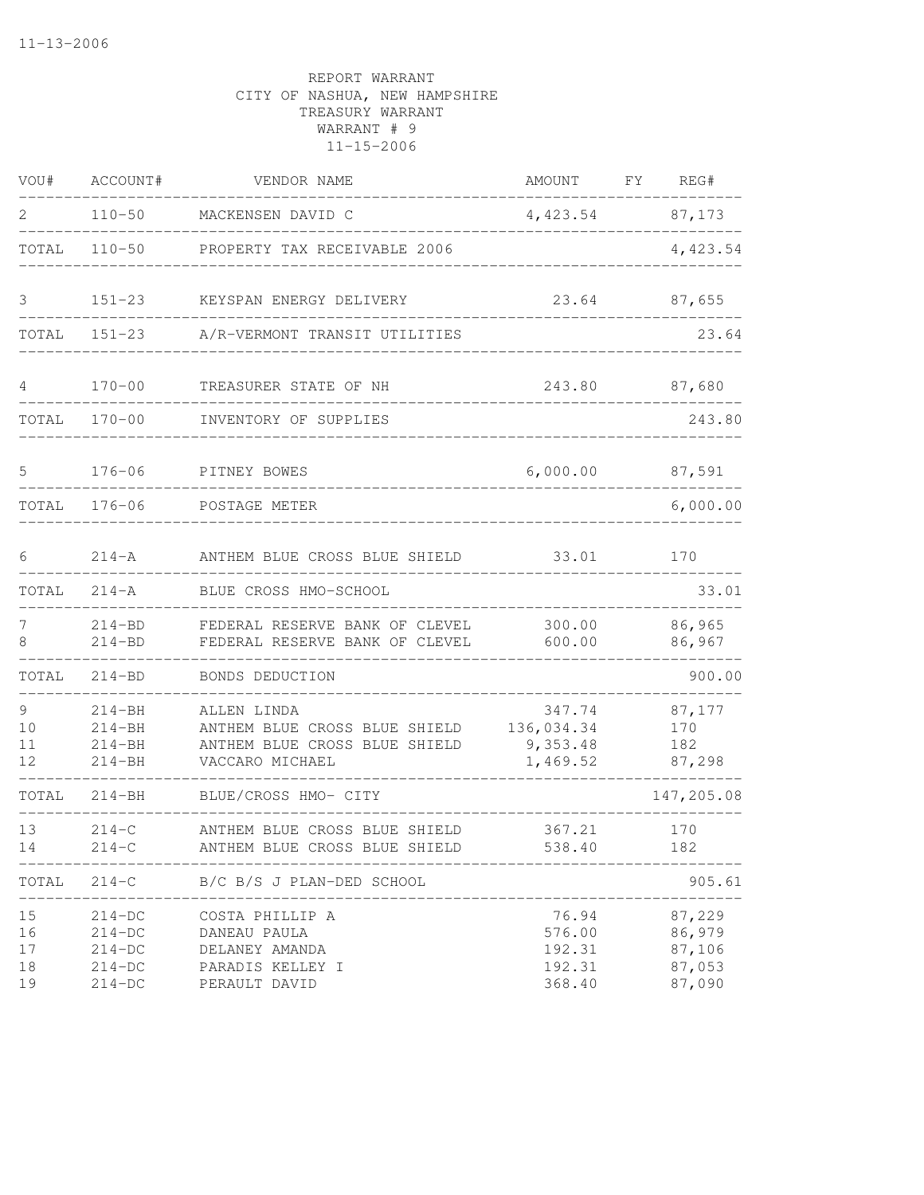11-13-2006

REPORT WARRANT
CITY OF NASHUA, NEW HAMPSHIRE
TREASURY WARRANT
WARRANT # 9
11-15-2006

| VOU# | ACCOUNT# | VENDOR NAME | AMOUNT | FY | REG# |
|---|---|---|---|---|---|
| 2 | 110-50 | MACKENSEN DAVID C | 4,423.54 | | 87,173 |
| TOTAL | 110-50 | PROPERTY TAX RECEIVABLE 2006 | | | 4,423.54 |
| 3 | 151-23 | KEYSPAN ENERGY DELIVERY | 23.64 | | 87,655 |
| TOTAL | 151-23 | A/R-VERMONT TRANSIT UTILITIES | | | 23.64 |
| 4 | 170-00 | TREASURER STATE OF NH | 243.80 | | 87,680 |
| TOTAL | 170-00 | INVENTORY OF SUPPLIES | | | 243.80 |
| 5 | 176-06 | PITNEY BOWES | 6,000.00 | | 87,591 |
| TOTAL | 176-06 | POSTAGE METER | | | 6,000.00 |
| 6 | 214-A | ANTHEM BLUE CROSS BLUE SHIELD | 33.01 | | 170 |
| TOTAL | 214-A | BLUE CROSS HMO-SCHOOL | | | 33.01 |
| 7 | 214-BD | FEDERAL RESERVE BANK OF CLEVEL | 300.00 | | 86,965 |
| 8 | 214-BD | FEDERAL RESERVE BANK OF CLEVEL | 600.00 | | 86,967 |
| TOTAL | 214-BD | BONDS DEDUCTION | | | 900.00 |
| 9 | 214-BH | ALLEN LINDA | 347.74 | | 87,177 |
| 10 | 214-BH | ANTHEM BLUE CROSS BLUE SHIELD | 136,034.34 | | 170 |
| 11 | 214-BH | ANTHEM BLUE CROSS BLUE SHIELD | 9,353.48 | | 182 |
| 12 | 214-BH | VACCARO MICHAEL | 1,469.52 | | 87,298 |
| TOTAL | 214-BH | BLUE/CROSS HMO- CITY | | | 147,205.08 |
| 13 | 214-C | ANTHEM BLUE CROSS BLUE SHIELD | 367.21 | | 170 |
| 14 | 214-C | ANTHEM BLUE CROSS BLUE SHIELD | 538.40 | | 182 |
| TOTAL | 214-C | B/C B/S J PLAN-DED SCHOOL | | | 905.61 |
| 15 | 214-DC | COSTA PHILLIP A | 76.94 | | 87,229 |
| 16 | 214-DC | DANEAU PAULA | 576.00 | | 86,979 |
| 17 | 214-DC | DELANEY AMANDA | 192.31 | | 87,106 |
| 18 | 214-DC | PARADIS KELLEY I | 192.31 | | 87,053 |
| 19 | 214-DC | PERAULT DAVID | 368.40 | | 87,090 |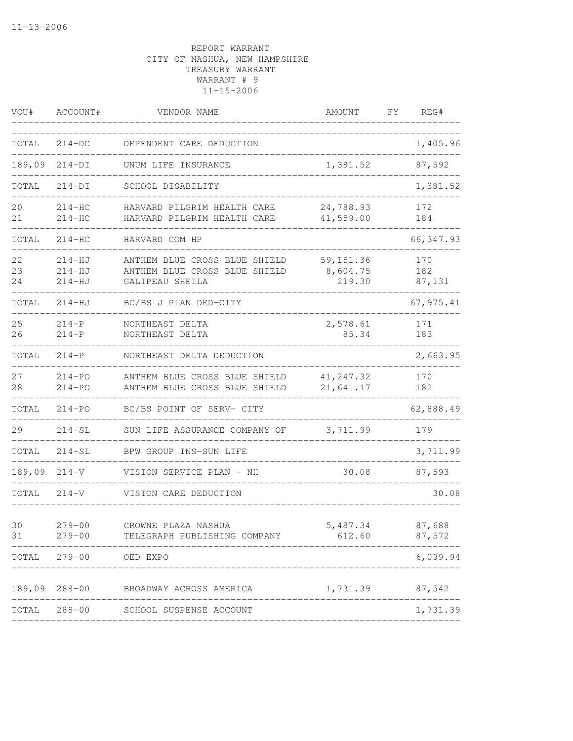11-13-2006

REPORT WARRANT
CITY OF NASHUA, NEW HAMPSHIRE
TREASURY WARRANT
WARRANT # 9
11-15-2006

| VOU# | ACCOUNT# | VENDOR NAME | AMOUNT | FY | REG# |
|---|---|---|---|---|---|
| TOTAL | 214-DC | DEPENDENT CARE DEDUCTION | | | 1,405.96 |
| 189,09 | 214-DI | UNUM LIFE INSURANCE | 1,381.52 | | 87,592 |
| TOTAL | 214-DI | SCHOOL DISABILITY | | | 1,381.52 |
| 20 | 214-HC | HARVARD PILGRIM HEALTH CARE | 24,788.93 | | 172 |
| 21 | 214-HC | HARVARD PILGRIM HEALTH CARE | 41,559.00 | | 184 |
| TOTAL | 214-HC | HARVARD COM HP | | | 66,347.93 |
| 22 | 214-HJ | ANTHEM BLUE CROSS BLUE SHIELD | 59,151.36 | | 170 |
| 23 | 214-HJ | ANTHEM BLUE CROSS BLUE SHIELD | 8,604.75 | | 182 |
| 24 | 214-HJ | GALIPEAU SHEILA | 219.30 | | 87,131 |
| TOTAL | 214-HJ | BC/BS J PLAN DED-CITY | | | 67,975.41 |
| 25 | 214-P | NORTHEAST DELTA | 2,578.61 | | 171 |
| 26 | 214-P | NORTHEAST DELTA | 85.34 | | 183 |
| TOTAL | 214-P | NORTHEAST DELTA DEDUCTION | | | 2,663.95 |
| 27 | 214-PO | ANTHEM BLUE CROSS BLUE SHIELD | 41,247.32 | | 170 |
| 28 | 214-PO | ANTHEM BLUE CROSS BLUE SHIELD | 21,641.17 | | 182 |
| TOTAL | 214-PO | BC/BS POINT OF SERV- CITY | | | 62,888.49 |
| 29 | 214-SL | SUN LIFE ASSURANCE COMPANY OF | 3,711.99 | | 179 |
| TOTAL | 214-SL | BPW GROUP INS-SUN LIFE | | | 3,711.99 |
| 189,09 | 214-V | VISION SERVICE PLAN - NH | 30.08 | | 87,593 |
| TOTAL | 214-V | VISION CARE DEDUCTION | | | 30.08 |
| 30 | 279-00 | CROWNE PLAZA NASHUA | 5,487.34 | | 87,688 |
| 31 | 279-00 | TELEGRAPH PUBLISHING COMPANY | 612.60 | | 87,572 |
| TOTAL | 279-00 | OED EXPO | | | 6,099.94 |
| 189,09 | 288-00 | BROADWAY ACROSS AMERICA | 1,731.39 | | 87,542 |
| TOTAL | 288-00 | SCHOOL SUSPENSE ACCOUNT | | | 1,731.39 |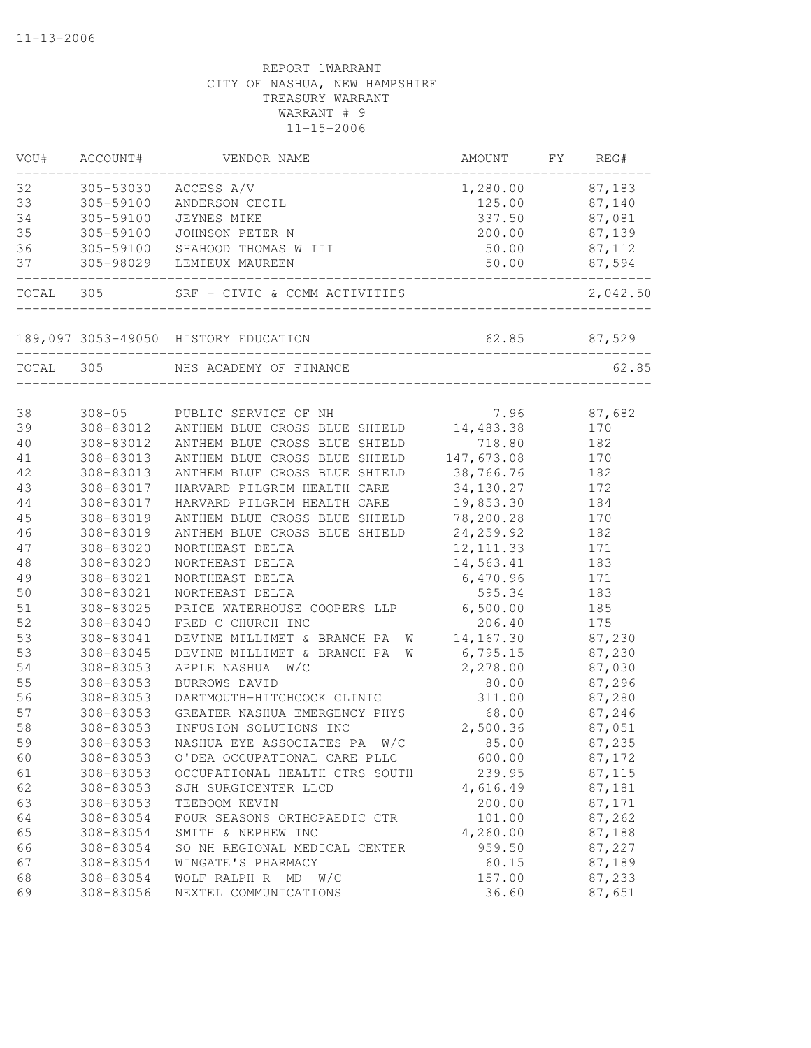REPORT 1WARRANT
CITY OF NASHUA, NEW HAMPSHIRE
TREASURY WARRANT
WARRANT # 9
11-15-2006

| VOU# | ACCOUNT# | VENDOR NAME | AMOUNT | FY | REG# |
|---|---|---|---|---|---|
| 32 | 305-53030 | ACCESS A/V | 1,280.00 | | 87,183 |
| 33 | 305-59100 | ANDERSON CECIL | 125.00 | | 87,140 |
| 34 | 305-59100 | JEYNES MIKE | 337.50 | | 87,081 |
| 35 | 305-59100 | JOHNSON PETER N | 200.00 | | 87,139 |
| 36 | 305-59100 | SHAHOOD THOMAS W III | 50.00 | | 87,112 |
| 37 | 305-98029 | LEMIEUX MAUREEN | 50.00 | | 87,594 |
| TOTAL | 305 | SRF - CIVIC & COMM ACTIVITIES | | | 2,042.50 |
| 189,097 | 3053-49050 | HISTORY EDUCATION | 62.85 | | 87,529 |
| TOTAL | 305 | NHS ACADEMY OF FINANCE | | | 62.85 |
| 38 | 308-05 | PUBLIC SERVICE OF NH | 7.96 | | 87,682 |
| 39 | 308-83012 | ANTHEM BLUE CROSS BLUE SHIELD | 14,483.38 | | 170 |
| 40 | 308-83012 | ANTHEM BLUE CROSS BLUE SHIELD | 718.80 | | 182 |
| 41 | 308-83013 | ANTHEM BLUE CROSS BLUE SHIELD | 147,673.08 | | 170 |
| 42 | 308-83013 | ANTHEM BLUE CROSS BLUE SHIELD | 38,766.76 | | 182 |
| 43 | 308-83017 | HARVARD PILGRIM HEALTH CARE | 34,130.27 | | 172 |
| 44 | 308-83017 | HARVARD PILGRIM HEALTH CARE | 19,853.30 | | 184 |
| 45 | 308-83019 | ANTHEM BLUE CROSS BLUE SHIELD | 78,200.28 | | 170 |
| 46 | 308-83019 | ANTHEM BLUE CROSS BLUE SHIELD | 24,259.92 | | 182 |
| 47 | 308-83020 | NORTHEAST DELTA | 12,111.33 | | 171 |
| 48 | 308-83020 | NORTHEAST DELTA | 14,563.41 | | 183 |
| 49 | 308-83021 | NORTHEAST DELTA | 6,470.96 | | 171 |
| 50 | 308-83021 | NORTHEAST DELTA | 595.34 | | 183 |
| 51 | 308-83025 | PRICE WATERHOUSE COOPERS LLP | 6,500.00 | | 185 |
| 52 | 308-83040 | FRED C CHURCH INC | 206.40 | | 175 |
| 53 | 308-83041 | DEVINE MILLIMET & BRANCH PA W | 14,167.30 | | 87,230 |
| 53 | 308-83045 | DEVINE MILLIMET & BRANCH PA W | 6,795.15 | | 87,230 |
| 54 | 308-83053 | APPLE NASHUA W/C | 2,278.00 | | 87,030 |
| 55 | 308-83053 | BURROWS DAVID | 80.00 | | 87,296 |
| 56 | 308-83053 | DARTMOUTH-HITCHCOCK CLINIC | 311.00 | | 87,280 |
| 57 | 308-83053 | GREATER NASHUA EMERGENCY PHYS | 68.00 | | 87,246 |
| 58 | 308-83053 | INFUSION SOLUTIONS INC | 2,500.36 | | 87,051 |
| 59 | 308-83053 | NASHUA EYE ASSOCIATES PA W/C | 85.00 | | 87,235 |
| 60 | 308-83053 | O'DEA OCCUPATIONAL CARE PLLC | 600.00 | | 87,172 |
| 61 | 308-83053 | OCCUPATIONAL HEALTH CTRS SOUTH | 239.95 | | 87,115 |
| 62 | 308-83053 | SJH SURGICENTER LLCD | 4,616.49 | | 87,181 |
| 63 | 308-83053 | TEEBOOM KEVIN | 200.00 | | 87,171 |
| 64 | 308-83054 | FOUR SEASONS ORTHOPAEDIC CTR | 101.00 | | 87,262 |
| 65 | 308-83054 | SMITH & NEPHEW INC | 4,260.00 | | 87,188 |
| 66 | 308-83054 | SO NH REGIONAL MEDICAL CENTER | 959.50 | | 87,227 |
| 67 | 308-83054 | WINGATE'S PHARMACY | 60.15 | | 87,189 |
| 68 | 308-83054 | WOLF RALPH R MD W/C | 157.00 | | 87,233 |
| 69 | 308-83056 | NEXTEL COMMUNICATIONS | 36.60 | | 87,651 |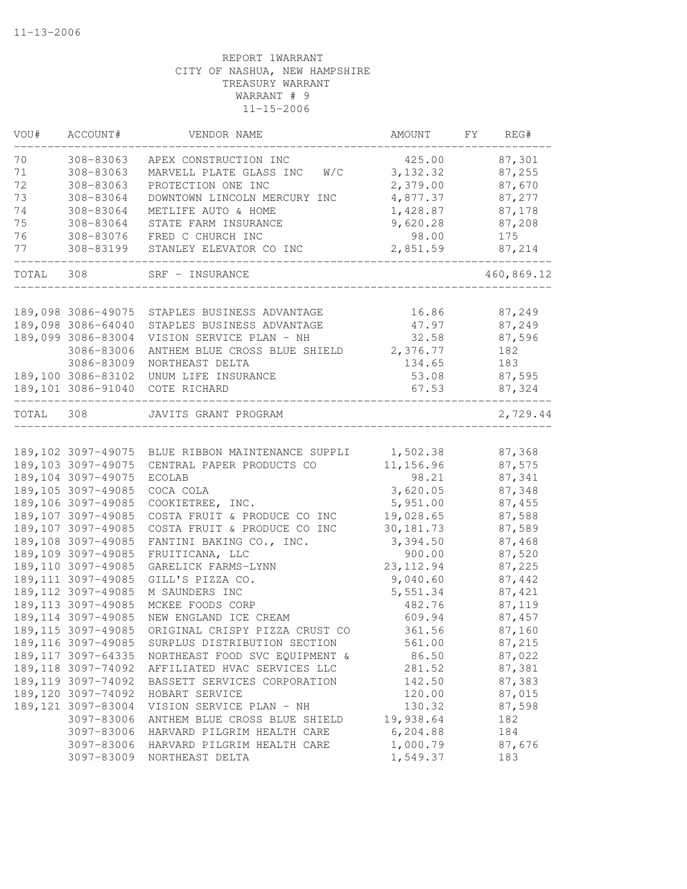11-13-2006

REPORT 1WARRANT
CITY OF NASHUA, NEW HAMPSHIRE
TREASURY WARRANT
WARRANT # 9
11-15-2006

| VOU# | ACCOUNT# | VENDOR NAME | AMOUNT | FY | REG# |
|---|---|---|---|---|---|
| 70 | 308-83063 | APEX CONSTRUCTION INC | 425.00 | | 87,301 |
| 71 | 308-83063 | MARVELL PLATE GLASS INC W/C | 3,132.32 | | 87,255 |
| 72 | 308-83063 | PROTECTION ONE INC | 2,379.00 | | 87,670 |
| 73 | 308-83064 | DOWNTOWN LINCOLN MERCURY INC | 4,877.37 | | 87,277 |
| 74 | 308-83064 | METLIFE AUTO & HOME | 1,428.87 | | 87,178 |
| 75 | 308-83064 | STATE FARM INSURANCE | 9,620.28 | | 87,208 |
| 76 | 308-83076 | FRED C CHURCH INC | 98.00 | | 175 |
| 77 | 308-83199 | STANLEY ELEVATOR CO INC | 2,851.59 | | 87,214 |
| TOTAL | 308 | SRF - INSURANCE | | | 460,869.12 |
| 189,098 | 3086-49075 | STAPLES BUSINESS ADVANTAGE | 16.86 | | 87,249 |
| 189,098 | 3086-64040 | STAPLES BUSINESS ADVANTAGE | 47.97 | | 87,249 |
| 189,099 | 3086-83004 | VISION SERVICE PLAN - NH | 32.58 | | 87,596 |
| | 3086-83006 | ANTHEM BLUE CROSS BLUE SHIELD | 2,376.77 | | 182 |
| | 3086-83009 | NORTHEAST DELTA | 134.65 | | 183 |
| 189,100 | 3086-83102 | UNUM LIFE INSURANCE | 53.08 | | 87,595 |
| 189,101 | 3086-91040 | COTE RICHARD | 67.53 | | 87,324 |
| TOTAL | 308 | JAVITS GRANT PROGRAM | | | 2,729.44 |
| 189,102 | 3097-49075 | BLUE RIBBON MAINTENANCE SUPPLI | 1,502.38 | | 87,368 |
| 189,103 | 3097-49075 | CENTRAL PAPER PRODUCTS CO | 11,156.96 | | 87,575 |
| 189,104 | 3097-49075 | ECOLAB | 98.21 | | 87,341 |
| 189,105 | 3097-49085 | COCA COLA | 3,620.05 | | 87,348 |
| 189,106 | 3097-49085 | COOKIETREE, INC. | 5,951.00 | | 87,455 |
| 189,107 | 3097-49085 | COSTA FRUIT & PRODUCE CO INC | 19,028.65 | | 87,588 |
| 189,107 | 3097-49085 | COSTA FRUIT & PRODUCE CO INC | 30,181.73 | | 87,589 |
| 189,108 | 3097-49085 | FANTINI BAKING CO., INC. | 3,394.50 | | 87,468 |
| 189,109 | 3097-49085 | FRUITICANA, LLC | 900.00 | | 87,520 |
| 189,110 | 3097-49085 | GARELICK FARMS-LYNN | 23,112.94 | | 87,225 |
| 189,111 | 3097-49085 | GILL'S PIZZA CO. | 9,040.60 | | 87,442 |
| 189,112 | 3097-49085 | M SAUNDERS INC | 5,551.34 | | 87,421 |
| 189,113 | 3097-49085 | MCKEE FOODS CORP | 482.76 | | 87,119 |
| 189,114 | 3097-49085 | NEW ENGLAND ICE CREAM | 609.94 | | 87,457 |
| 189,115 | 3097-49085 | ORIGINAL CRISPY PIZZA CRUST CO | 361.56 | | 87,160 |
| 189,116 | 3097-49085 | SURPLUS DISTRIBUTION SECTION | 561.00 | | 87,215 |
| 189,117 | 3097-64335 | NORTHEAST FOOD SVC EQUIPMENT & | 86.50 | | 87,022 |
| 189,118 | 3097-74092 | AFFILIATED HVAC SERVICES LLC | 281.52 | | 87,381 |
| 189,119 | 3097-74092 | BASSETT SERVICES CORPORATION | 142.50 | | 87,383 |
| 189,120 | 3097-74092 | HOBART SERVICE | 120.00 | | 87,015 |
| 189,121 | 3097-83004 | VISION SERVICE PLAN - NH | 130.32 | | 87,598 |
| | 3097-83006 | ANTHEM BLUE CROSS BLUE SHIELD | 19,938.64 | | 182 |
| | 3097-83006 | HARVARD PILGRIM HEALTH CARE | 6,204.88 | | 184 |
| | 3097-83006 | HARVARD PILGRIM HEALTH CARE | 1,000.79 | | 87,676 |
| | 3097-83009 | NORTHEAST DELTA | 1,549.37 | | 183 |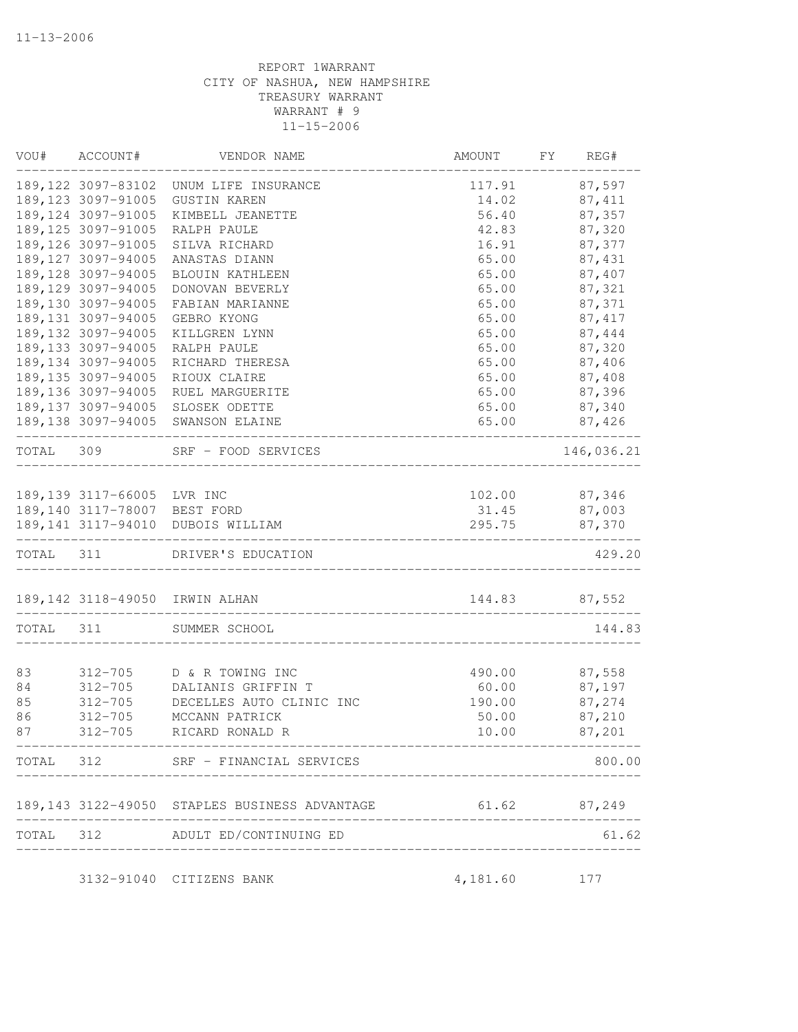11-13-2006

REPORT 1WARRANT
CITY OF NASHUA, NEW HAMPSHIRE
TREASURY WARRANT
WARRANT # 9
11-15-2006

| VOU# | ACCOUNT# | VENDOR NAME | AMOUNT | FY | REG# |
|---|---|---|---|---|---|
| 189,122 | 3097-83102 | UNUM LIFE INSURANCE | 117.91 | | 87,597 |
| 189,123 | 3097-91005 | GUSTIN KAREN | 14.02 | | 87,411 |
| 189,124 | 3097-91005 | KIMBELL JEANETTE | 56.40 | | 87,357 |
| 189,125 | 3097-91005 | RALPH PAULE | 42.83 | | 87,320 |
| 189,126 | 3097-91005 | SILVA RICHARD | 16.91 | | 87,377 |
| 189,127 | 3097-94005 | ANASTAS DIANN | 65.00 | | 87,431 |
| 189,128 | 3097-94005 | BLOUIN KATHLEEN | 65.00 | | 87,407 |
| 189,129 | 3097-94005 | DONOVAN BEVERLY | 65.00 | | 87,321 |
| 189,130 | 3097-94005 | FABIAN MARIANNE | 65.00 | | 87,371 |
| 189,131 | 3097-94005 | GEBRO KYONG | 65.00 | | 87,417 |
| 189,132 | 3097-94005 | KILLGREN LYNN | 65.00 | | 87,444 |
| 189,133 | 3097-94005 | RALPH PAULE | 65.00 | | 87,320 |
| 189,134 | 3097-94005 | RICHARD THERESA | 65.00 | | 87,406 |
| 189,135 | 3097-94005 | RIOUX CLAIRE | 65.00 | | 87,408 |
| 189,136 | 3097-94005 | RUEL MARGUERITE | 65.00 | | 87,396 |
| 189,137 | 3097-94005 | SLOSEK ODETTE | 65.00 | | 87,340 |
| 189,138 | 3097-94005 | SWANSON ELAINE | 65.00 | | 87,426 |
| TOTAL | 309 | SRF - FOOD SERVICES | | | 146,036.21 |
| 189,139 | 3117-66005 | LVR INC | 102.00 | | 87,346 |
| 189,140 | 3117-78007 | BEST FORD | 31.45 | | 87,003 |
| 189,141 | 3117-94010 | DUBOIS WILLIAM | 295.75 | | 87,370 |
| TOTAL | 311 | DRIVER'S EDUCATION | | | 429.20 |
| 189,142 | 3118-49050 | IRWIN ALHAN | 144.83 | | 87,552 |
| TOTAL | 311 | SUMMER SCHOOL | | | 144.83 |
| 83 | 312-705 | D & R TOWING INC | 490.00 | | 87,558 |
| 84 | 312-705 | DALIANIS GRIFFIN T | 60.00 | | 87,197 |
| 85 | 312-705 | DECELLES AUTO CLINIC INC | 190.00 | | 87,274 |
| 86 | 312-705 | MCCANN PATRICK | 50.00 | | 87,210 |
| 87 | 312-705 | RICARD RONALD R | 10.00 | | 87,201 |
| TOTAL | 312 | SRF - FINANCIAL SERVICES | | | 800.00 |
| 189,143 | 3122-49050 | STAPLES BUSINESS ADVANTAGE | 61.62 | | 87,249 |
| TOTAL | 312 | ADULT ED/CONTINUING ED | | | 61.62 |
| | 3132-91040 | CITIZENS BANK | 4,181.60 | | 177 |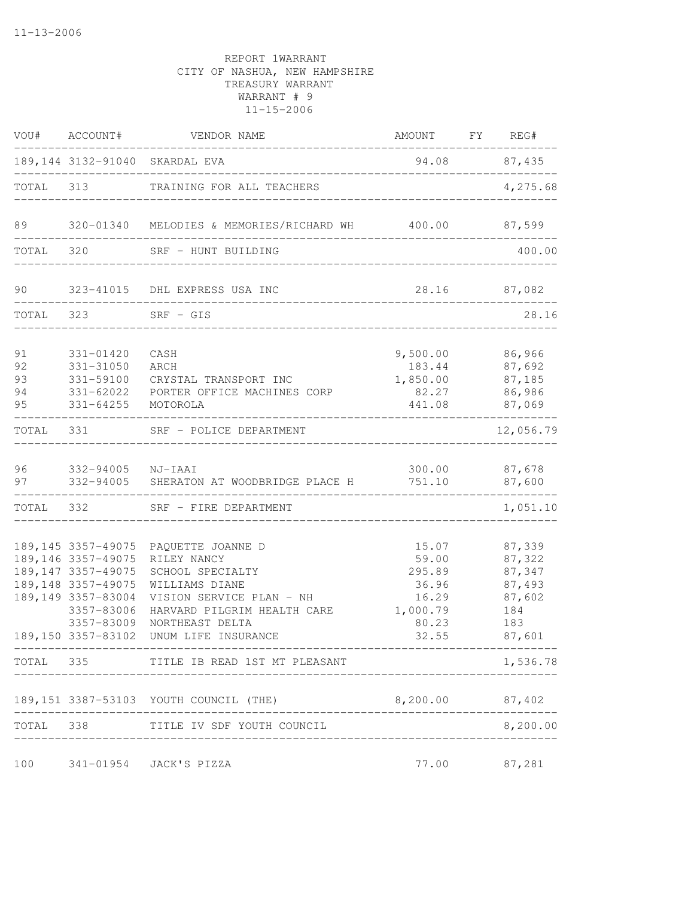11-13-2006

REPORT 1WARRANT
CITY OF NASHUA, NEW HAMPSHIRE
TREASURY WARRANT
WARRANT # 9
11-15-2006

| VOU# | ACCOUNT# | VENDOR NAME | AMOUNT | FY | REG# |
|---|---|---|---|---|---|
| 189,144 | 3132-91040 | SKARDAL EVA | 94.08 | | 87,435 |
| TOTAL | 313 | TRAINING FOR ALL TEACHERS | | | 4,275.68 |
| 89 | 320-01340 | MELODIES & MEMORIES/RICHARD WH | 400.00 | | 87,599 |
| TOTAL | 320 | SRF - HUNT BUILDING | | | 400.00 |
| 90 | 323-41015 | DHL EXPRESS USA INC | 28.16 | | 87,082 |
| TOTAL | 323 | SRF - GIS | | | 28.16 |
| 91 | 331-01420 | CASH | 9,500.00 | | 86,966 |
| 92 | 331-31050 | ARCH | 183.44 | | 87,692 |
| 93 | 331-59100 | CRYSTAL TRANSPORT INC | 1,850.00 | | 87,185 |
| 94 | 331-62022 | PORTER OFFICE MACHINES CORP | 82.27 | | 86,986 |
| 95 | 331-64255 | MOTOROLA | 441.08 | | 87,069 |
| TOTAL | 331 | SRF - POLICE DEPARTMENT | | | 12,056.79 |
| 96 | 332-94005 | NJ-IAAI | 300.00 | | 87,678 |
| 97 | 332-94005 | SHERATON AT WOODBRIDGE PLACE H | 751.10 | | 87,600 |
| TOTAL | 332 | SRF - FIRE DEPARTMENT | | | 1,051.10 |
| 189,145 | 3357-49075 | PAQUETTE JOANNE D | 15.07 | | 87,339 |
| 189,146 | 3357-49075 | RILEY NANCY | 59.00 | | 87,322 |
| 189,147 | 3357-49075 | SCHOOL SPECIALTY | 295.89 | | 87,347 |
| 189,148 | 3357-49075 | WILLIAMS DIANE | 36.96 | | 87,493 |
| 189,149 | 3357-83004 | VISION SERVICE PLAN - NH | 16.29 | | 87,602 |
| | 3357-83006 | HARVARD PILGRIM HEALTH CARE | 1,000.79 | | 184 |
| | 3357-83009 | NORTHEAST DELTA | 80.23 | | 183 |
| 189,150 | 3357-83102 | UNUM LIFE INSURANCE | 32.55 | | 87,601 |
| TOTAL | 335 | TITLE IB READ 1ST MT PLEASANT | | | 1,536.78 |
| 189,151 | 3387-53103 | YOUTH COUNCIL (THE) | 8,200.00 | | 87,402 |
| TOTAL | 338 | TITLE IV SDF YOUTH COUNCIL | | | 8,200.00 |
| 100 | 341-01954 | JACK'S PIZZA | 77.00 | | 87,281 |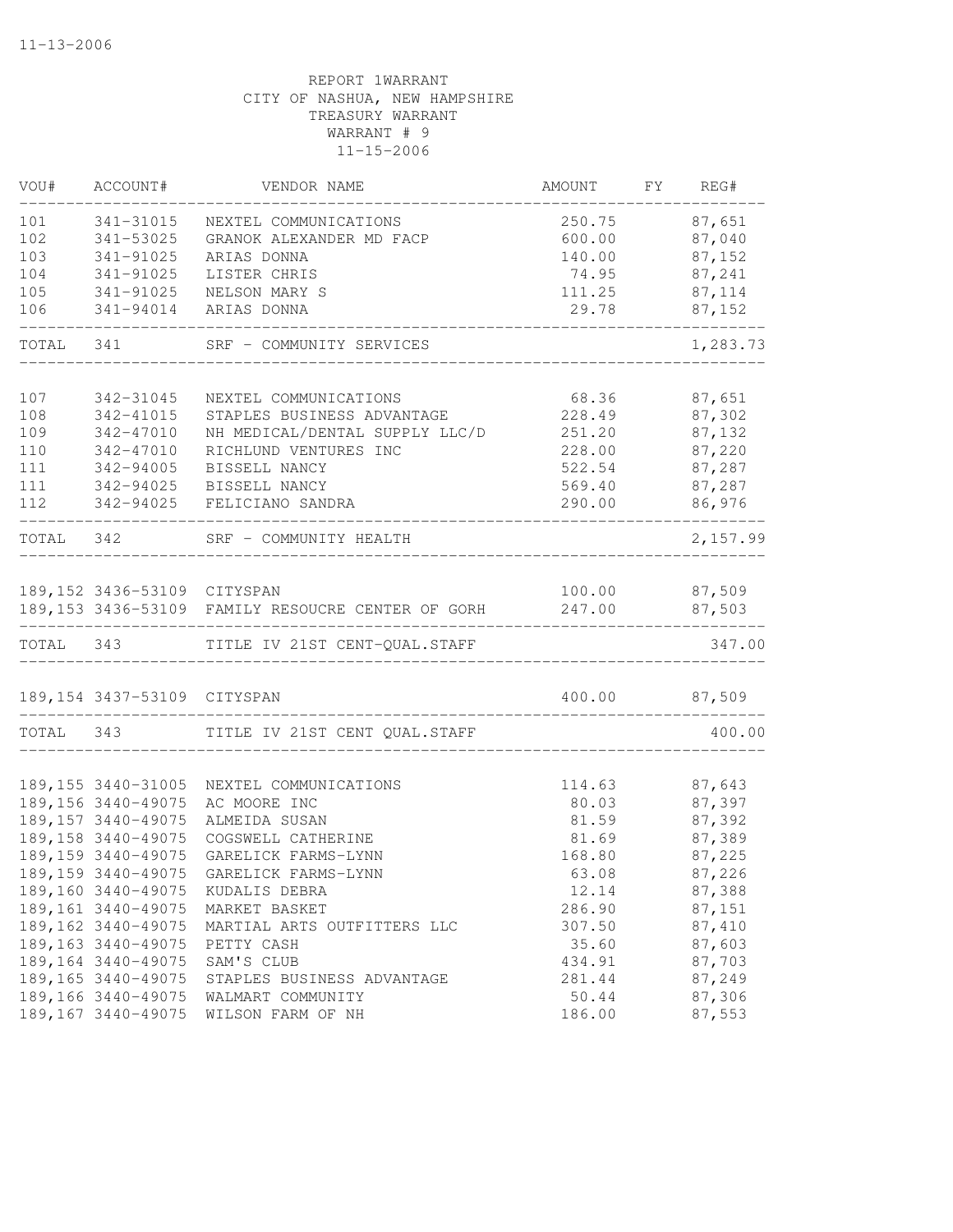11-13-2006

REPORT 1WARRANT
CITY OF NASHUA, NEW HAMPSHIRE
TREASURY WARRANT
WARRANT # 9
11-15-2006

| VOU# | ACCOUNT# | VENDOR NAME | AMOUNT | FY | REG# |
|---|---|---|---|---|---|
| 101 | 341-31015 | NEXTEL COMMUNICATIONS | 250.75 | | 87,651 |
| 102 | 341-53025 | GRANOK ALEXANDER MD FACP | 600.00 | | 87,040 |
| 103 | 341-91025 | ARIAS DONNA | 140.00 | | 87,152 |
| 104 | 341-91025 | LISTER CHRIS | 74.95 | | 87,241 |
| 105 | 341-91025 | NELSON MARY S | 111.25 | | 87,114 |
| 106 | 341-94014 | ARIAS DONNA | 29.78 | | 87,152 |
| TOTAL | 341 | SRF - COMMUNITY SERVICES | | | 1,283.73 |
| 107 | 342-31045 | NEXTEL COMMUNICATIONS | 68.36 | | 87,651 |
| 108 | 342-41015 | STAPLES BUSINESS ADVANTAGE | 228.49 | | 87,302 |
| 109 | 342-47010 | NH MEDICAL/DENTAL SUPPLY LLC/D | 251.20 | | 87,132 |
| 110 | 342-47010 | RICHLUND VENTURES INC | 228.00 | | 87,220 |
| 111 | 342-94005 | BISSELL NANCY | 522.54 | | 87,287 |
| 111 | 342-94025 | BISSELL NANCY | 569.40 | | 87,287 |
| 112 | 342-94025 | FELICIANO SANDRA | 290.00 | | 86,976 |
| TOTAL | 342 | SRF - COMMUNITY HEALTH | | | 2,157.99 |
| 189,152 | 3436-53109 | CITYSPAN | 100.00 | | 87,509 |
| 189,153 | 3436-53109 | FAMILY RESOUCRE CENTER OF GORH | 247.00 | | 87,503 |
| TOTAL | 343 | TITLE IV 21ST CENT-QUAL.STAFF | | | 347.00 |
| 189,154 | 3437-53109 | CITYSPAN | 400.00 | | 87,509 |
| TOTAL | 343 | TITLE IV 21ST CENT QUAL.STAFF | | | 400.00 |
| 189,155 | 3440-31005 | NEXTEL COMMUNICATIONS | 114.63 | | 87,643 |
| 189,156 | 3440-49075 | AC MOORE INC | 80.03 | | 87,397 |
| 189,157 | 3440-49075 | ALMEIDA SUSAN | 81.59 | | 87,392 |
| 189,158 | 3440-49075 | COGSWELL CATHERINE | 81.69 | | 87,389 |
| 189,159 | 3440-49075 | GARELICK FARMS-LYNN | 168.80 | | 87,225 |
| 189,159 | 3440-49075 | GARELICK FARMS-LYNN | 63.08 | | 87,226 |
| 189,160 | 3440-49075 | KUDALIS DEBRA | 12.14 | | 87,388 |
| 189,161 | 3440-49075 | MARKET BASKET | 286.90 | | 87,151 |
| 189,162 | 3440-49075 | MARTIAL ARTS OUTFITTERS LLC | 307.50 | | 87,410 |
| 189,163 | 3440-49075 | PETTY CASH | 35.60 | | 87,603 |
| 189,164 | 3440-49075 | SAM'S CLUB | 434.91 | | 87,703 |
| 189,165 | 3440-49075 | STAPLES BUSINESS ADVANTAGE | 281.44 | | 87,249 |
| 189,166 | 3440-49075 | WALMART COMMUNITY | 50.44 | | 87,306 |
| 189,167 | 3440-49075 | WILSON FARM OF NH | 186.00 | | 87,553 |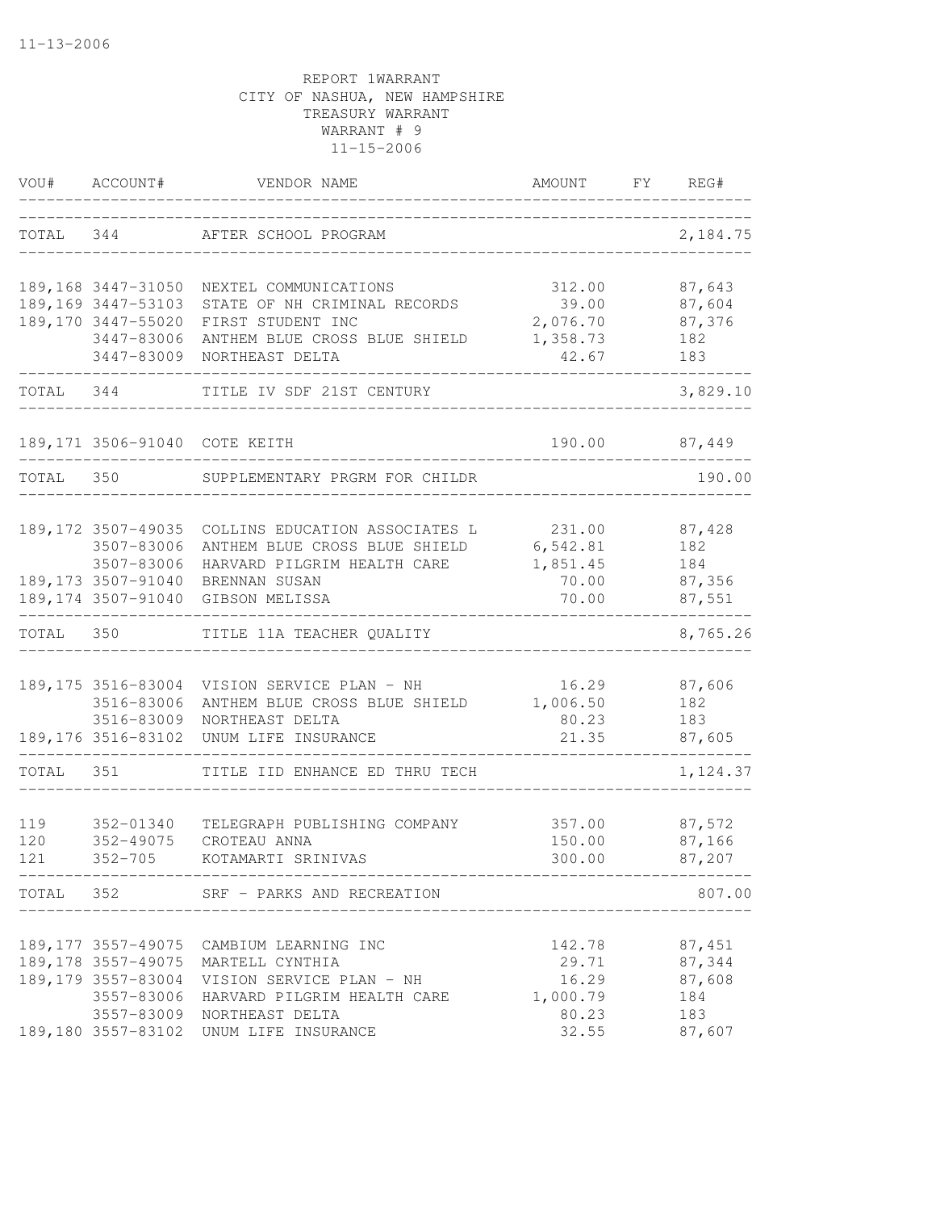11-13-2006

REPORT 1WARRANT
CITY OF NASHUA, NEW HAMPSHIRE
TREASURY WARRANT
WARRANT # 9
11-15-2006

| VOU# | ACCOUNT# | VENDOR NAME | AMOUNT | FY | REG# |
|---|---|---|---|---|---|
| TOTAL | 344 | AFTER SCHOOL PROGRAM | | | 2,184.75 |
| 189,168 | 3447-31050 | NEXTEL COMMUNICATIONS | 312.00 | | 87,643 |
| 189,169 | 3447-53103 | STATE OF NH CRIMINAL RECORDS | 39.00 | | 87,604 |
| 189,170 | 3447-55020 | FIRST STUDENT INC | 2,076.70 | | 87,376 |
| | 3447-83006 | ANTHEM BLUE CROSS BLUE SHIELD | 1,358.73 | | 182 |
| | 3447-83009 | NORTHEAST DELTA | 42.67 | | 183 |
| TOTAL | 344 | TITLE IV SDF 21ST CENTURY | | | 3,829.10 |
| 189,171 | 3506-91040 | COTE KEITH | 190.00 | | 87,449 |
| TOTAL | 350 | SUPPLEMENTARY PRGRM FOR CHILDR | | | 190.00 |
| 189,172 | 3507-49035 | COLLINS EDUCATION ASSOCIATES L | 231.00 | | 87,428 |
| | 3507-83006 | ANTHEM BLUE CROSS BLUE SHIELD | 6,542.81 | | 182 |
| | 3507-83006 | HARVARD PILGRIM HEALTH CARE | 1,851.45 | | 184 |
| 189,173 | 3507-91040 | BRENNAN SUSAN | 70.00 | | 87,356 |
| 189,174 | 3507-91040 | GIBSON MELISSA | 70.00 | | 87,551 |
| TOTAL | 350 | TITLE 11A TEACHER QUALITY | | | 8,765.26 |
| 189,175 | 3516-83004 | VISION SERVICE PLAN - NH | 16.29 | | 87,606 |
| | 3516-83006 | ANTHEM BLUE CROSS BLUE SHIELD | 1,006.50 | | 182 |
| | 3516-83009 | NORTHEAST DELTA | 80.23 | | 183 |
| 189,176 | 3516-83102 | UNUM LIFE INSURANCE | 21.35 | | 87,605 |
| TOTAL | 351 | TITLE IID ENHANCE ED THRU TECH | | | 1,124.37 |
| 119 | 352-01340 | TELEGRAPH PUBLISHING COMPANY | 357.00 | | 87,572 |
| 120 | 352-49075 | CROTEAU ANNA | 150.00 | | 87,166 |
| 121 | 352-705 | KOTAMARTI SRINIVAS | 300.00 | | 87,207 |
| TOTAL | 352 | SRF - PARKS AND RECREATION | | | 807.00 |
| 189,177 | 3557-49075 | CAMBIUM LEARNING INC | 142.78 | | 87,451 |
| 189,178 | 3557-49075 | MARTELL CYNTHIA | 29.71 | | 87,344 |
| 189,179 | 3557-83004 | VISION SERVICE PLAN - NH | 16.29 | | 87,608 |
| | 3557-83006 | HARVARD PILGRIM HEALTH CARE | 1,000.79 | | 184 |
| | 3557-83009 | NORTHEAST DELTA | 80.23 | | 183 |
| 189,180 | 3557-83102 | UNUM LIFE INSURANCE | 32.55 | | 87,607 |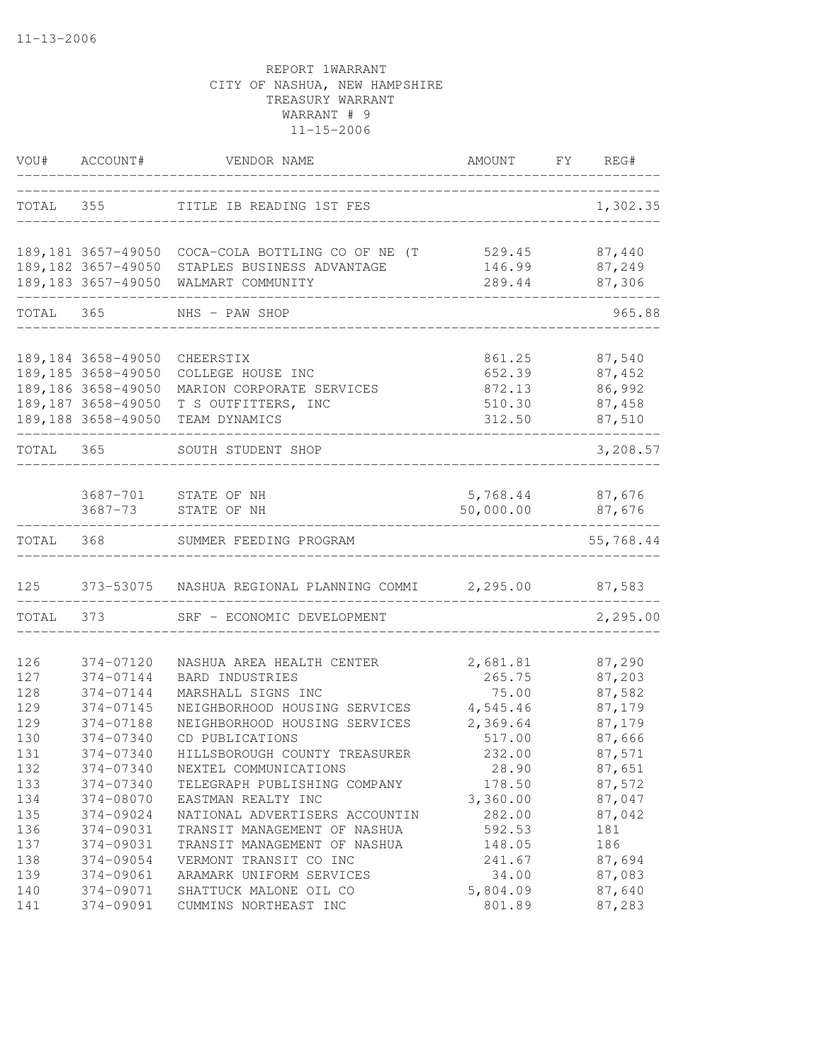11-13-2006

REPORT 1WARRANT
CITY OF NASHUA, NEW HAMPSHIRE
TREASURY WARRANT
WARRANT # 9
11-15-2006

| VOU# | ACCOUNT# | VENDOR NAME | AMOUNT | FY | REG# |
|---|---|---|---|---|---|
| TOTAL | 355 | TITLE IB READING 1ST FES | | | 1,302.35 |
| 189,181 | 3657-49050 | COCA-COLA BOTTLING CO OF NE (T | 529.45 | | 87,440 |
| 189,182 | 3657-49050 | STAPLES BUSINESS ADVANTAGE | 146.99 | | 87,249 |
| 189,183 | 3657-49050 | WALMART COMMUNITY | 289.44 | | 87,306 |
| TOTAL | 365 | NHS - PAW SHOP | | | 965.88 |
| 189,184 | 3658-49050 | CHEERSTIX | 861.25 | | 87,540 |
| 189,185 | 3658-49050 | COLLEGE HOUSE INC | 652.39 | | 87,452 |
| 189,186 | 3658-49050 | MARION CORPORATE SERVICES | 872.13 | | 86,992 |
| 189,187 | 3658-49050 | T S OUTFITTERS, INC | 510.30 | | 87,458 |
| 189,188 | 3658-49050 | TEAM DYNAMICS | 312.50 | | 87,510 |
| TOTAL | 365 | SOUTH STUDENT SHOP | | | 3,208.57 |
| | 3687-701 | STATE OF NH | 5,768.44 | | 87,676 |
| | 3687-73 | STATE OF NH | 50,000.00 | | 87,676 |
| TOTAL | 368 | SUMMER FEEDING PROGRAM | | | 55,768.44 |
| 125 | 373-53075 | NASHUA REGIONAL PLANNING COMMI | 2,295.00 | | 87,583 |
| TOTAL | 373 | SRF - ECONOMIC DEVELOPMENT | | | 2,295.00 |
| 126 | 374-07120 | NASHUA AREA HEALTH CENTER | 2,681.81 | | 87,290 |
| 127 | 374-07144 | BARD INDUSTRIES | 265.75 | | 87,203 |
| 128 | 374-07144 | MARSHALL SIGNS INC | 75.00 | | 87,582 |
| 129 | 374-07145 | NEIGHBORHOOD HOUSING SERVICES | 4,545.46 | | 87,179 |
| 129 | 374-07188 | NEIGHBORHOOD HOUSING SERVICES | 2,369.64 | | 87,179 |
| 130 | 374-07340 | CD PUBLICATIONS | 517.00 | | 87,666 |
| 131 | 374-07340 | HILLSBOROUGH COUNTY TREASURER | 232.00 | | 87,571 |
| 132 | 374-07340 | NEXTEL COMMUNICATIONS | 28.90 | | 87,651 |
| 133 | 374-07340 | TELEGRAPH PUBLISHING COMPANY | 178.50 | | 87,572 |
| 134 | 374-08070 | EASTMAN REALTY INC | 3,360.00 | | 87,047 |
| 135 | 374-09024 | NATIONAL ADVERTISERS ACCOUNTIN | 282.00 | | 87,042 |
| 136 | 374-09031 | TRANSIT MANAGEMENT OF NASHUA | 592.53 | | 181 |
| 137 | 374-09031 | TRANSIT MANAGEMENT OF NASHUA | 148.05 | | 186 |
| 138 | 374-09054 | VERMONT TRANSIT CO INC | 241.67 | | 87,694 |
| 139 | 374-09061 | ARAMARK UNIFORM SERVICES | 34.00 | | 87,083 |
| 140 | 374-09071 | SHATTUCK MALONE OIL CO | 5,804.09 | | 87,640 |
| 141 | 374-09091 | CUMMINS NORTHEAST INC | 801.89 | | 87,283 |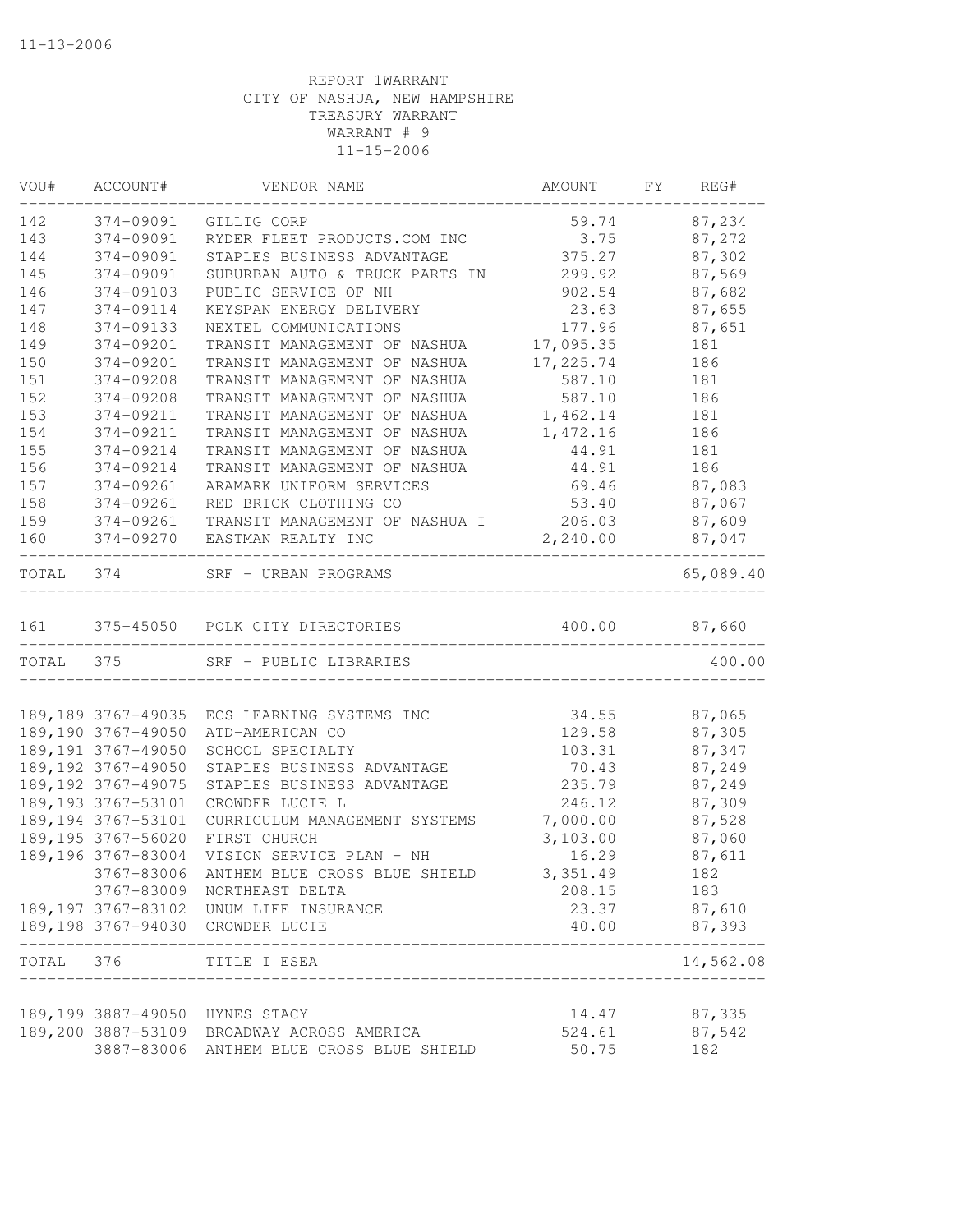11-13-2006

REPORT 1WARRANT
CITY OF NASHUA, NEW HAMPSHIRE
TREASURY WARRANT
WARRANT # 9
11-15-2006

| VOU# | ACCOUNT# | VENDOR NAME | AMOUNT | FY | REG# |
|---|---|---|---|---|---|
| 142 | 374-09091 | GILLIG CORP | 59.74 | | 87,234 |
| 143 | 374-09091 | RYDER FLEET PRODUCTS.COM INC | 3.75 | | 87,272 |
| 144 | 374-09091 | STAPLES BUSINESS ADVANTAGE | 375.27 | | 87,302 |
| 145 | 374-09091 | SUBURBAN AUTO & TRUCK PARTS IN | 299.92 | | 87,569 |
| 146 | 374-09103 | PUBLIC SERVICE OF NH | 902.54 | | 87,682 |
| 147 | 374-09114 | KEYSPAN ENERGY DELIVERY | 23.63 | | 87,655 |
| 148 | 374-09133 | NEXTEL COMMUNICATIONS | 177.96 | | 87,651 |
| 149 | 374-09201 | TRANSIT MANAGEMENT OF NASHUA | 17,095.35 | | 181 |
| 150 | 374-09201 | TRANSIT MANAGEMENT OF NASHUA | 17,225.74 | | 186 |
| 151 | 374-09208 | TRANSIT MANAGEMENT OF NASHUA | 587.10 | | 181 |
| 152 | 374-09208 | TRANSIT MANAGEMENT OF NASHUA | 587.10 | | 186 |
| 153 | 374-09211 | TRANSIT MANAGEMENT OF NASHUA | 1,462.14 | | 181 |
| 154 | 374-09211 | TRANSIT MANAGEMENT OF NASHUA | 1,472.16 | | 186 |
| 155 | 374-09214 | TRANSIT MANAGEMENT OF NASHUA | 44.91 | | 181 |
| 156 | 374-09214 | TRANSIT MANAGEMENT OF NASHUA | 44.91 | | 186 |
| 157 | 374-09261 | ARAMARK UNIFORM SERVICES | 69.46 | | 87,083 |
| 158 | 374-09261 | RED BRICK CLOTHING CO | 53.40 | | 87,067 |
| 159 | 374-09261 | TRANSIT MANAGEMENT OF NASHUA I | 206.03 | | 87,609 |
| 160 | 374-09270 | EASTMAN REALTY INC | 2,240.00 | | 87,047 |
| TOTAL | 374 | SRF - URBAN PROGRAMS | | | 65,089.40 |
| 161 | 375-45050 | POLK CITY DIRECTORIES | 400.00 | | 87,660 |
| TOTAL | 375 | SRF - PUBLIC LIBRARIES | | | 400.00 |
| 189,189 | 3767-49035 | ECS LEARNING SYSTEMS INC | 34.55 | | 87,065 |
| 189,190 | 3767-49050 | ATD-AMERICAN CO | 129.58 | | 87,305 |
| 189,191 | 3767-49050 | SCHOOL SPECIALTY | 103.31 | | 87,347 |
| 189,192 | 3767-49050 | STAPLES BUSINESS ADVANTAGE | 70.43 | | 87,249 |
| 189,192 | 3767-49075 | STAPLES BUSINESS ADVANTAGE | 235.79 | | 87,249 |
| 189,193 | 3767-53101 | CROWDER LUCIE L | 246.12 | | 87,309 |
| 189,194 | 3767-53101 | CURRICULUM MANAGEMENT SYSTEMS | 7,000.00 | | 87,528 |
| 189,195 | 3767-56020 | FIRST CHURCH | 3,103.00 | | 87,060 |
| 189,196 | 3767-83004 | VISION SERVICE PLAN - NH | 16.29 | | 87,611 |
| | 3767-83006 | ANTHEM BLUE CROSS BLUE SHIELD | 3,351.49 | | 182 |
| | 3767-83009 | NORTHEAST DELTA | 208.15 | | 183 |
| 189,197 | 3767-83102 | UNUM LIFE INSURANCE | 23.37 | | 87,610 |
| 189,198 | 3767-94030 | CROWDER LUCIE | 40.00 | | 87,393 |
| TOTAL | 376 | TITLE I ESEA | | | 14,562.08 |
| 189,199 | 3887-49050 | HYNES STACY | 14.47 | | 87,335 |
| 189,200 | 3887-53109 | BROADWAY ACROSS AMERICA | 524.61 | | 87,542 |
| | 3887-83006 | ANTHEM BLUE CROSS BLUE SHIELD | 50.75 | | 182 |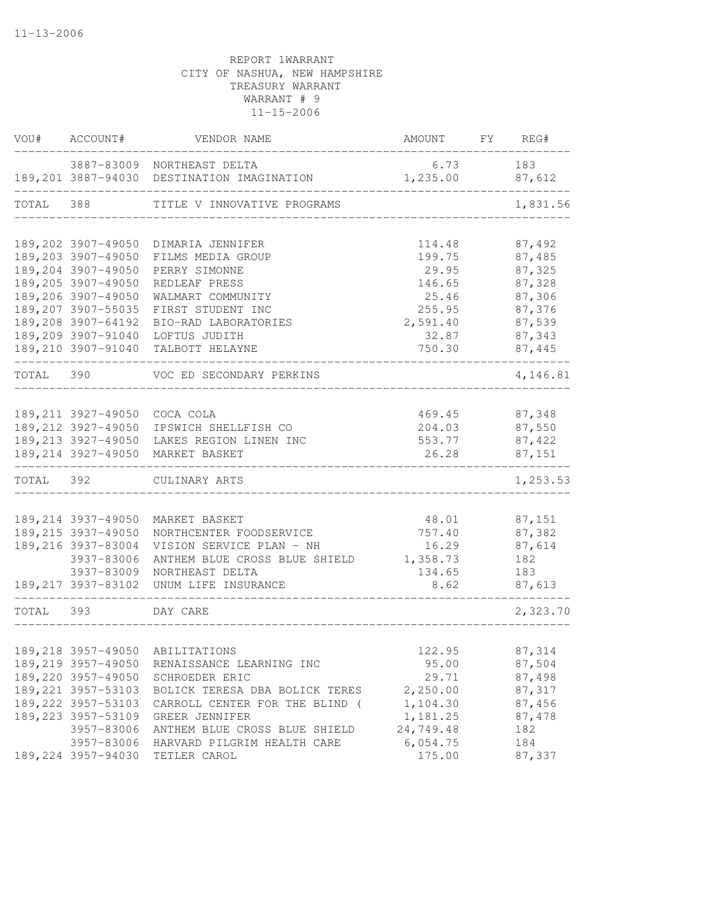11-13-2006

REPORT 1WARRANT
CITY OF NASHUA, NEW HAMPSHIRE
TREASURY WARRANT
WARRANT # 9
11-15-2006

| VOU# | ACCOUNT# | VENDOR NAME | AMOUNT | FY | REG# |
|---|---|---|---|---|---|
| | 3887-83009 | NORTHEAST DELTA | 6.73 | | 183 |
| 189,201 | 3887-94030 | DESTINATION IMAGINATION | 1,235.00 | | 87,612 |
| TOTAL | 388 | TITLE V INNOVATIVE PROGRAMS | | | 1,831.56 |
| 189,202 | 3907-49050 | DIMARIA JENNIFER | 114.48 | | 87,492 |
| 189,203 | 3907-49050 | FILMS MEDIA GROUP | 199.75 | | 87,485 |
| 189,204 | 3907-49050 | PERRY SIMONNE | 29.95 | | 87,325 |
| 189,205 | 3907-49050 | REDLEAF PRESS | 146.65 | | 87,328 |
| 189,206 | 3907-49050 | WALMART COMMUNITY | 25.46 | | 87,306 |
| 189,207 | 3907-55035 | FIRST STUDENT INC | 255.95 | | 87,376 |
| 189,208 | 3907-64192 | BIO-RAD LABORATORIES | 2,591.40 | | 87,539 |
| 189,209 | 3907-91040 | LOFTUS JUDITH | 32.87 | | 87,343 |
| 189,210 | 3907-91040 | TALBOTT HELAYNE | 750.30 | | 87,445 |
| TOTAL | 390 | VOC ED SECONDARY PERKINS | | | 4,146.81 |
| 189,211 | 3927-49050 | COCA COLA | 469.45 | | 87,348 |
| 189,212 | 3927-49050 | IPSWICH SHELLFISH CO | 204.03 | | 87,550 |
| 189,213 | 3927-49050 | LAKES REGION LINEN INC | 553.77 | | 87,422 |
| 189,214 | 3927-49050 | MARKET BASKET | 26.28 | | 87,151 |
| TOTAL | 392 | CULINARY ARTS | | | 1,253.53 |
| 189,214 | 3937-49050 | MARKET BASKET | 48.01 | | 87,151 |
| 189,215 | 3937-49050 | NORTHCENTER FOODSERVICE | 757.40 | | 87,382 |
| 189,216 | 3937-83004 | VISION SERVICE PLAN - NH | 16.29 | | 87,614 |
| | 3937-83006 | ANTHEM BLUE CROSS BLUE SHIELD | 1,358.73 | | 182 |
| | 3937-83009 | NORTHEAST DELTA | 134.65 | | 183 |
| 189,217 | 3937-83102 | UNUM LIFE INSURANCE | 8.62 | | 87,613 |
| TOTAL | 393 | DAY CARE | | | 2,323.70 |
| 189,218 | 3957-49050 | ABILITATIONS | 122.95 | | 87,314 |
| 189,219 | 3957-49050 | RENAISSANCE LEARNING INC | 95.00 | | 87,504 |
| 189,220 | 3957-49050 | SCHROEDER ERIC | 29.71 | | 87,498 |
| 189,221 | 3957-53103 | BOLICK TERESA DBA BOLICK TERES | 2,250.00 | | 87,317 |
| 189,222 | 3957-53103 | CARROLL CENTER FOR THE BLIND ( | 1,104.30 | | 87,456 |
| 189,223 | 3957-53109 | GREER JENNIFER | 1,181.25 | | 87,478 |
| | 3957-83006 | ANTHEM BLUE CROSS BLUE SHIELD | 24,749.48 | | 182 |
| | 3957-83006 | HARVARD PILGRIM HEALTH CARE | 6,054.75 | | 184 |
| 189,224 | 3957-94030 | TETLER CAROL | 175.00 | | 87,337 |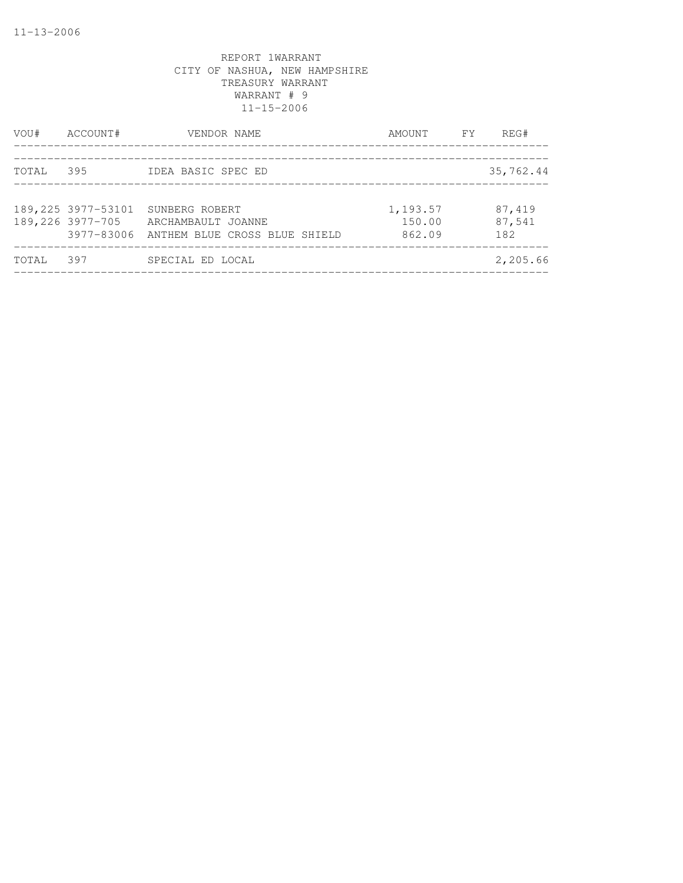11-13-2006

REPORT 1WARRANT
CITY OF NASHUA, NEW HAMPSHIRE
TREASURY WARRANT
WARRANT # 9
11-15-2006

| VOU# | ACCOUNT# | VENDOR NAME | AMOUNT | FY | REG# |
|---|---|---|---|---|---|
| TOTAL | 395 | IDEA BASIC SPEC ED | | | 35,762.44 |
| 189,225 | 3977-53101 | SUNBERG ROBERT | 1,193.57 | | 87,419 |
| 189,226 | 3977-705 | ARCHAMBAULT JOANNE | 150.00 | | 87,541 |
| | 3977-83006 | ANTHEM BLUE CROSS BLUE SHIELD | 862.09 | | 182 |
| TOTAL | 397 | SPECIAL ED LOCAL | | | 2,205.66 |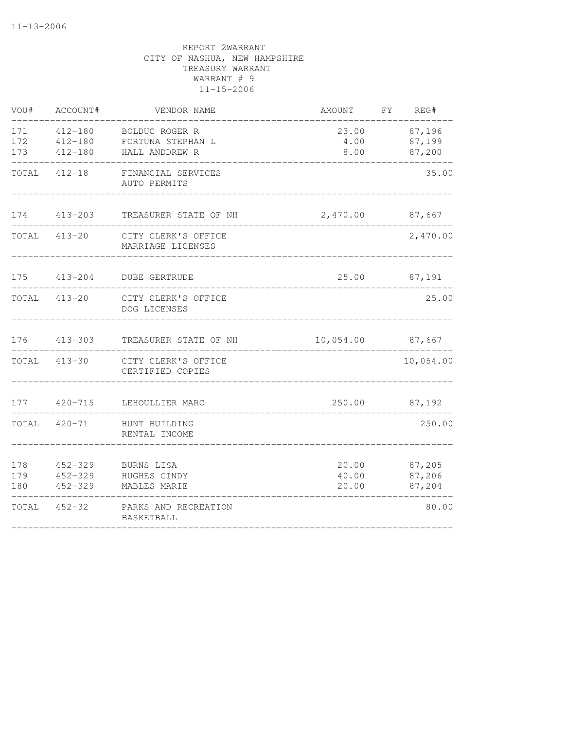11-13-2006

REPORT 2WARRANT
CITY OF NASHUA, NEW HAMPSHIRE
TREASURY WARRANT
WARRANT # 9
11-15-2006

| VOU# | ACCOUNT# | VENDOR NAME | AMOUNT | FY | REG# |
|---|---|---|---|---|---|
| 171 | 412-180 | BOLDUC ROGER R | 23.00 | | 87,196 |
| 172 | 412-180 | FORTUNA STEPHAN L | 4.00 | | 87,199 |
| 173 | 412-180 | HALL ANDDREW R | 8.00 | | 87,200 |
| TOTAL | 412-18 | FINANCIAL SERVICES AUTO PERMITS | | | 35.00 |
| 174 | 413-203 | TREASURER STATE OF NH | 2,470.00 | | 87,667 |
| TOTAL | 413-20 | CITY CLERK'S OFFICE MARRIAGE LICENSES | | | 2,470.00 |
| 175 | 413-204 | DUBE GERTRUDE | 25.00 | | 87,191 |
| TOTAL | 413-20 | CITY CLERK'S OFFICE DOG LICENSES | | | 25.00 |
| 176 | 413-303 | TREASURER STATE OF NH | 10,054.00 | | 87,667 |
| TOTAL | 413-30 | CITY CLERK'S OFFICE CERTIFIED COPIES | | | 10,054.00 |
| 177 | 420-715 | LEHOULLIER MARC | 250.00 | | 87,192 |
| TOTAL | 420-71 | HUNT BUILDING RENTAL INCOME | | | 250.00 |
| 178 | 452-329 | BURNS LISA | 20.00 | | 87,205 |
| 179 | 452-329 | HUGHES CINDY | 40.00 | | 87,206 |
| 180 | 452-329 | MABLES MARIE | 20.00 | | 87,204 |
| TOTAL | 452-32 | PARKS AND RECREATION BASKETBALL | | | 80.00 |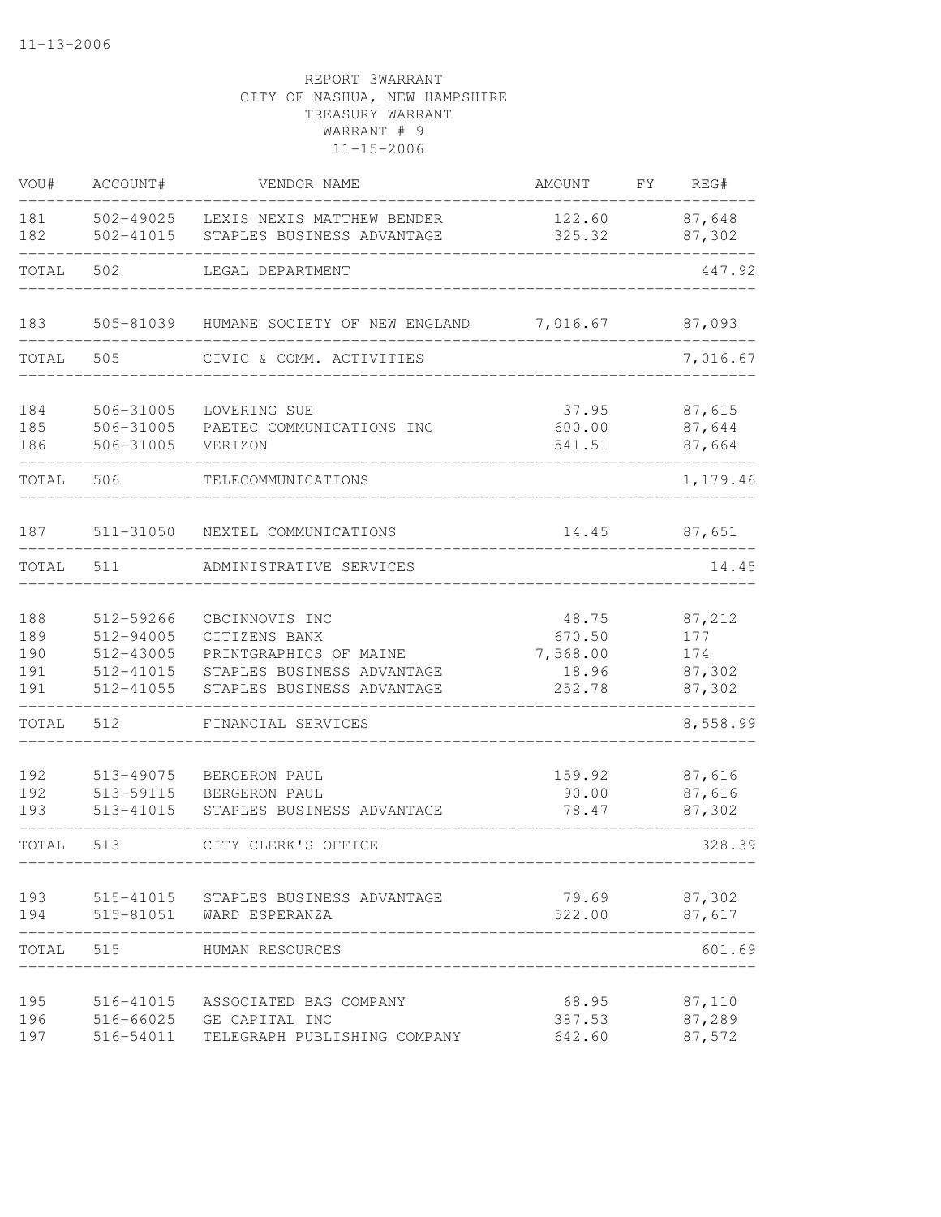11-13-2006

REPORT 3WARRANT
CITY OF NASHUA, NEW HAMPSHIRE
TREASURY WARRANT
WARRANT # 9
11-15-2006

| VOU# | ACCOUNT# | VENDOR NAME | AMOUNT | FY | REG# |
|---|---|---|---|---|---|
| 181 | 502-49025 | LEXIS NEXIS MATTHEW BENDER | 122.60 | | 87,648 |
| 182 | 502-41015 | STAPLES BUSINESS ADVANTAGE | 325.32 | | 87,302 |
| TOTAL | 502 | LEGAL DEPARTMENT | | | 447.92 |
| 183 | 505-81039 | HUMANE SOCIETY OF NEW ENGLAND | 7,016.67 | | 87,093 |
| TOTAL | 505 | CIVIC & COMM. ACTIVITIES | | | 7,016.67 |
| 184 | 506-31005 | LOVERING SUE | 37.95 | | 87,615 |
| 185 | 506-31005 | PAETEC COMMUNICATIONS INC | 600.00 | | 87,644 |
| 186 | 506-31005 | VERIZON | 541.51 | | 87,664 |
| TOTAL | 506 | TELECOMMUNICATIONS | | | 1,179.46 |
| 187 | 511-31050 | NEXTEL COMMUNICATIONS | 14.45 | | 87,651 |
| TOTAL | 511 | ADMINISTRATIVE SERVICES | | | 14.45 |
| 188 | 512-59266 | CBCINNOVIS INC | 48.75 | | 87,212 |
| 189 | 512-94005 | CITIZENS BANK | 670.50 | | 177 |
| 190 | 512-43005 | PRINTGRAPHICS OF MAINE | 7,568.00 | | 174 |
| 191 | 512-41015 | STAPLES BUSINESS ADVANTAGE | 18.96 | | 87,302 |
| 191 | 512-41055 | STAPLES BUSINESS ADVANTAGE | 252.78 | | 87,302 |
| TOTAL | 512 | FINANCIAL SERVICES | | | 8,558.99 |
| 192 | 513-49075 | BERGERON PAUL | 159.92 | | 87,616 |
| 192 | 513-59115 | BERGERON PAUL | 90.00 | | 87,616 |
| 193 | 513-41015 | STAPLES BUSINESS ADVANTAGE | 78.47 | | 87,302 |
| TOTAL | 513 | CITY CLERK'S OFFICE | | | 328.39 |
| 193 | 515-41015 | STAPLES BUSINESS ADVANTAGE | 79.69 | | 87,302 |
| 194 | 515-81051 | WARD ESPERANZA | 522.00 | | 87,617 |
| TOTAL | 515 | HUMAN RESOURCES | | | 601.69 |
| 195 | 516-41015 | ASSOCIATED BAG COMPANY | 68.95 | | 87,110 |
| 196 | 516-66025 | GE CAPITAL INC | 387.53 | | 87,289 |
| 197 | 516-54011 | TELEGRAPH PUBLISHING COMPANY | 642.60 | | 87,572 |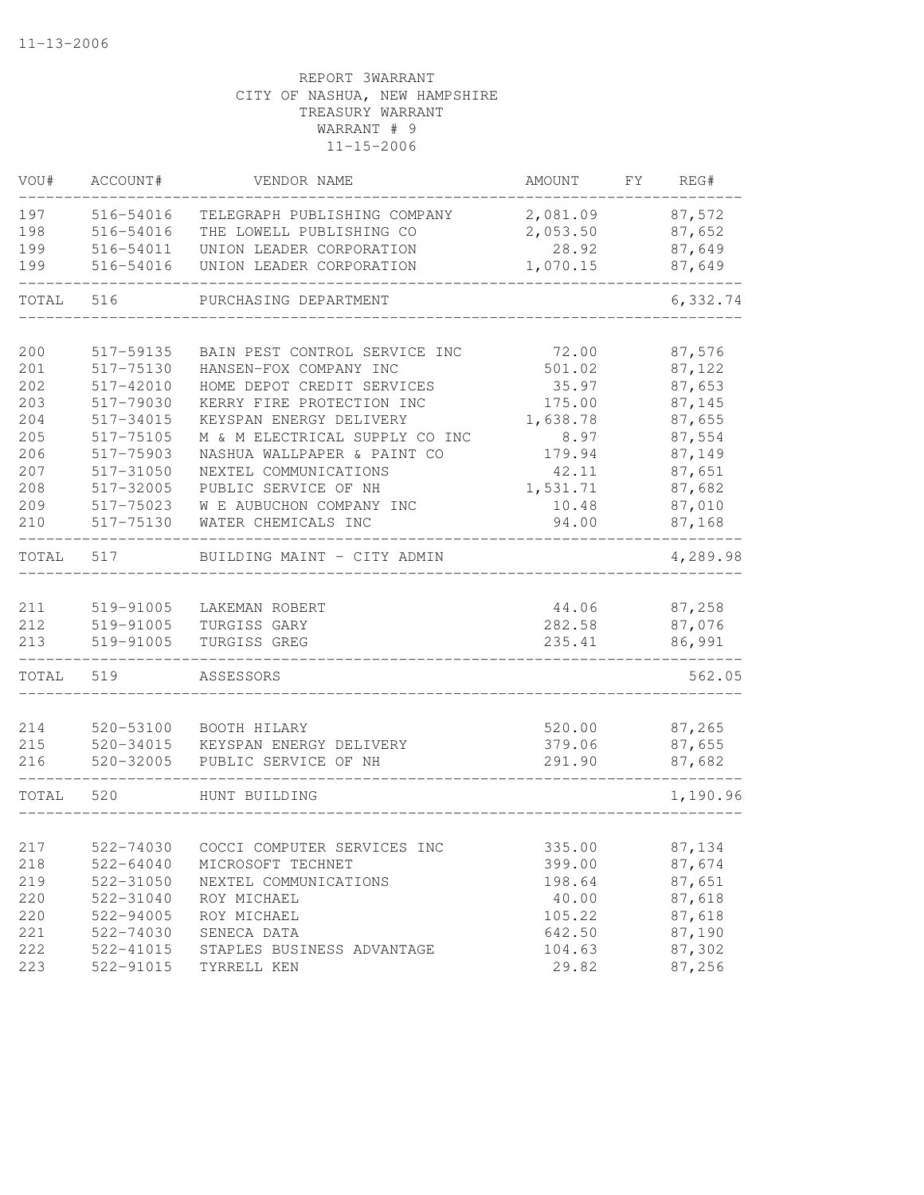11-13-2006

REPORT 3WARRANT
CITY OF NASHUA, NEW HAMPSHIRE
TREASURY WARRANT
WARRANT # 9
11-15-2006

| VOU# | ACCOUNT# | VENDOR NAME | AMOUNT | FY | REG# |
|---|---|---|---|---|---|
| 197 | 516-54016 | TELEGRAPH PUBLISHING COMPANY | 2,081.09 | | 87,572 |
| 198 | 516-54016 | THE LOWELL PUBLISHING CO | 2,053.50 | | 87,652 |
| 199 | 516-54011 | UNION LEADER CORPORATION | 28.92 | | 87,649 |
| 199 | 516-54016 | UNION LEADER CORPORATION | 1,070.15 | | 87,649 |
| TOTAL | 516 | PURCHASING DEPARTMENT | | | 6,332.74 |
| 200 | 517-59135 | BAIN PEST CONTROL SERVICE INC | 72.00 | | 87,576 |
| 201 | 517-75130 | HANSEN-FOX COMPANY INC | 501.02 | | 87,122 |
| 202 | 517-42010 | HOME DEPOT CREDIT SERVICES | 35.97 | | 87,653 |
| 203 | 517-79030 | KERRY FIRE PROTECTION INC | 175.00 | | 87,145 |
| 204 | 517-34015 | KEYSPAN ENERGY DELIVERY | 1,638.78 | | 87,655 |
| 205 | 517-75105 | M & M ELECTRICAL SUPPLY CO INC | 8.97 | | 87,554 |
| 206 | 517-75903 | NASHUA WALLPAPER & PAINT CO | 179.94 | | 87,149 |
| 207 | 517-31050 | NEXTEL COMMUNICATIONS | 42.11 | | 87,651 |
| 208 | 517-32005 | PUBLIC SERVICE OF NH | 1,531.71 | | 87,682 |
| 209 | 517-75023 | W E AUBUCHON COMPANY INC | 10.48 | | 87,010 |
| 210 | 517-75130 | WATER CHEMICALS INC | 94.00 | | 87,168 |
| TOTAL | 517 | BUILDING MAINT - CITY ADMIN | | | 4,289.98 |
| 211 | 519-91005 | LAKEMAN ROBERT | 44.06 | | 87,258 |
| 212 | 519-91005 | TURGISS GARY | 282.58 | | 87,076 |
| 213 | 519-91005 | TURGISS GREG | 235.41 | | 86,991 |
| TOTAL | 519 | ASSESSORS | | | 562.05 |
| 214 | 520-53100 | BOOTH HILARY | 520.00 | | 87,265 |
| 215 | 520-34015 | KEYSPAN ENERGY DELIVERY | 379.06 | | 87,655 |
| 216 | 520-32005 | PUBLIC SERVICE OF NH | 291.90 | | 87,682 |
| TOTAL | 520 | HUNT BUILDING | | | 1,190.96 |
| 217 | 522-74030 | COCCI COMPUTER SERVICES INC | 335.00 | | 87,134 |
| 218 | 522-64040 | MICROSOFT TECHNET | 399.00 | | 87,674 |
| 219 | 522-31050 | NEXTEL COMMUNICATIONS | 198.64 | | 87,651 |
| 220 | 522-31040 | ROY MICHAEL | 40.00 | | 87,618 |
| 220 | 522-94005 | ROY MICHAEL | 105.22 | | 87,618 |
| 221 | 522-74030 | SENECA DATA | 642.50 | | 87,190 |
| 222 | 522-41015 | STAPLES BUSINESS ADVANTAGE | 104.63 | | 87,302 |
| 223 | 522-91015 | TYRRELL KEN | 29.82 | | 87,256 |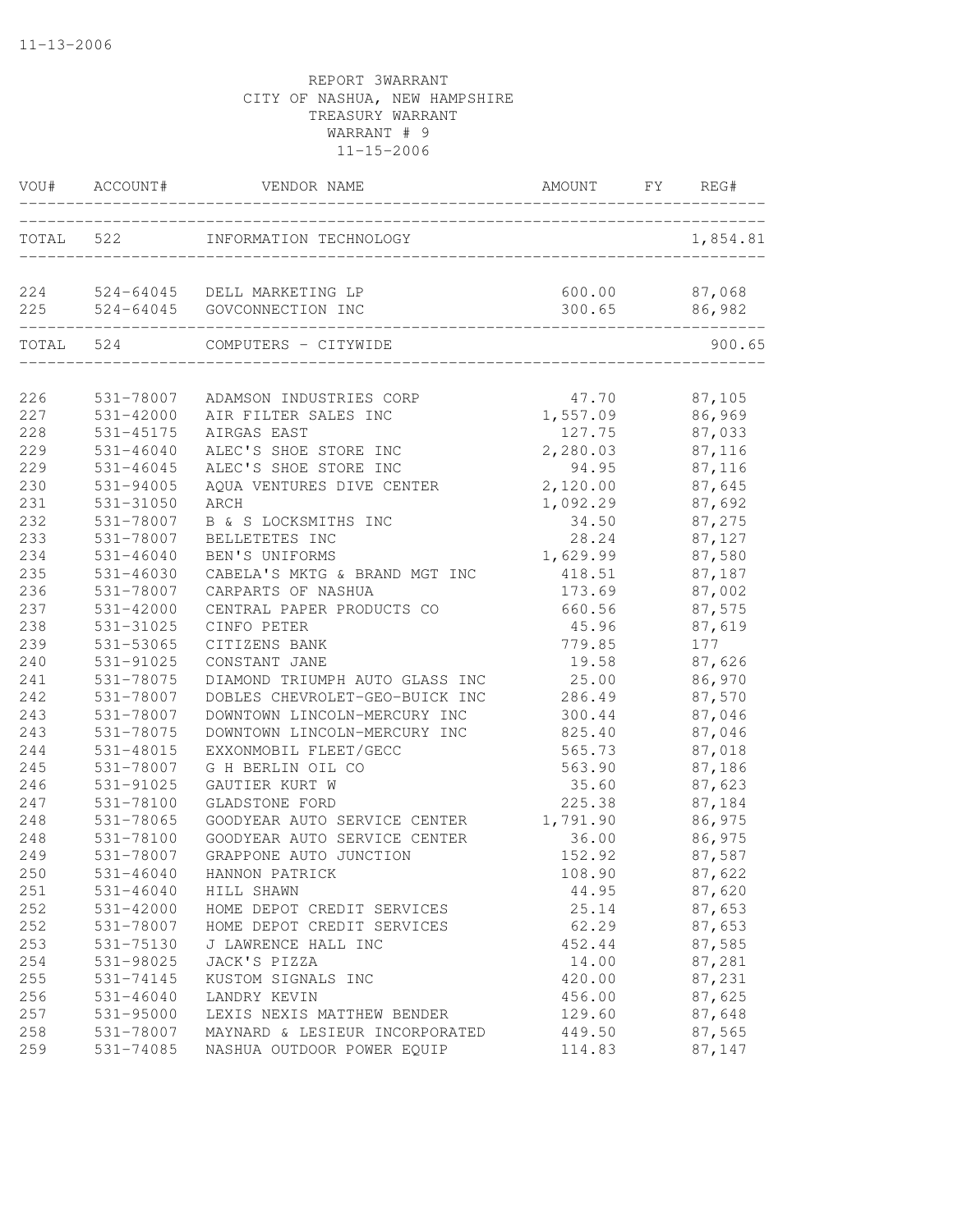11-13-2006

REPORT 3WARRANT
CITY OF NASHUA, NEW HAMPSHIRE
TREASURY WARRANT
WARRANT # 9
11-15-2006

| VOU# | ACCOUNT# | VENDOR NAME | AMOUNT | FY | REG# |
|---|---|---|---|---|---|
| TOTAL | 522 | INFORMATION TECHNOLOGY | | | 1,854.81 |
| 224 | 524-64045 | DELL MARKETING LP | 600.00 | | 87,068 |
| 225 | 524-64045 | GOVCONNECTION INC | 300.65 | | 86,982 |
| TOTAL | 524 | COMPUTERS - CITYWIDE | | | 900.65 |
| 226 | 531-78007 | ADAMSON INDUSTRIES CORP | 47.70 | | 87,105 |
| 227 | 531-42000 | AIR FILTER SALES INC | 1,557.09 | | 86,969 |
| 228 | 531-45175 | AIRGAS EAST | 127.75 | | 87,033 |
| 229 | 531-46040 | ALEC'S SHOE STORE INC | 2,280.03 | | 87,116 |
| 229 | 531-46045 | ALEC'S SHOE STORE INC | 94.95 | | 87,116 |
| 230 | 531-94005 | AQUA VENTURES DIVE CENTER | 2,120.00 | | 87,645 |
| 231 | 531-31050 | ARCH | 1,092.29 | | 87,692 |
| 232 | 531-78007 | B & S LOCKSMITHS INC | 34.50 | | 87,275 |
| 233 | 531-78007 | BELLETETES INC | 28.24 | | 87,127 |
| 234 | 531-46040 | BEN'S UNIFORMS | 1,629.99 | | 87,580 |
| 235 | 531-46030 | CABELA'S MKTG & BRAND MGT INC | 418.51 | | 87,187 |
| 236 | 531-78007 | CARPARTS OF NASHUA | 173.69 | | 87,002 |
| 237 | 531-42000 | CENTRAL PAPER PRODUCTS CO | 660.56 | | 87,575 |
| 238 | 531-31025 | CINFO PETER | 45.96 | | 87,619 |
| 239 | 531-53065 | CITIZENS BANK | 779.85 | | 177 |
| 240 | 531-91025 | CONSTANT JANE | 19.58 | | 87,626 |
| 241 | 531-78075 | DIAMOND TRIUMPH AUTO GLASS INC | 25.00 | | 86,970 |
| 242 | 531-78007 | DOBLES CHEVROLET-GEO-BUICK INC | 286.49 | | 87,570 |
| 243 | 531-78007 | DOWNTOWN LINCOLN-MERCURY INC | 300.44 | | 87,046 |
| 243 | 531-78075 | DOWNTOWN LINCOLN-MERCURY INC | 825.40 | | 87,046 |
| 244 | 531-48015 | EXXONMOBIL FLEET/GECC | 565.73 | | 87,018 |
| 245 | 531-78007 | G H BERLIN OIL CO | 563.90 | | 87,186 |
| 246 | 531-91025 | GAUTIER KURT W | 35.60 | | 87,623 |
| 247 | 531-78100 | GLADSTONE FORD | 225.38 | | 87,184 |
| 248 | 531-78065 | GOODYEAR AUTO SERVICE CENTER | 1,791.90 | | 86,975 |
| 248 | 531-78100 | GOODYEAR AUTO SERVICE CENTER | 36.00 | | 86,975 |
| 249 | 531-78007 | GRAPPONE AUTO JUNCTION | 152.92 | | 87,587 |
| 250 | 531-46040 | HANNON PATRICK | 108.90 | | 87,622 |
| 251 | 531-46040 | HILL SHAWN | 44.95 | | 87,620 |
| 252 | 531-42000 | HOME DEPOT CREDIT SERVICES | 25.14 | | 87,653 |
| 252 | 531-78007 | HOME DEPOT CREDIT SERVICES | 62.29 | | 87,653 |
| 253 | 531-75130 | J LAWRENCE HALL INC | 452.44 | | 87,585 |
| 254 | 531-98025 | JACK'S PIZZA | 14.00 | | 87,281 |
| 255 | 531-74145 | KUSTOM SIGNALS INC | 420.00 | | 87,231 |
| 256 | 531-46040 | LANDRY KEVIN | 456.00 | | 87,625 |
| 257 | 531-95000 | LEXIS NEXIS MATTHEW BENDER | 129.60 | | 87,648 |
| 258 | 531-78007 | MAYNARD & LESIEUR INCORPORATED | 449.50 | | 87,565 |
| 259 | 531-74085 | NASHUA OUTDOOR POWER EQUIP | 114.83 | | 87,147 |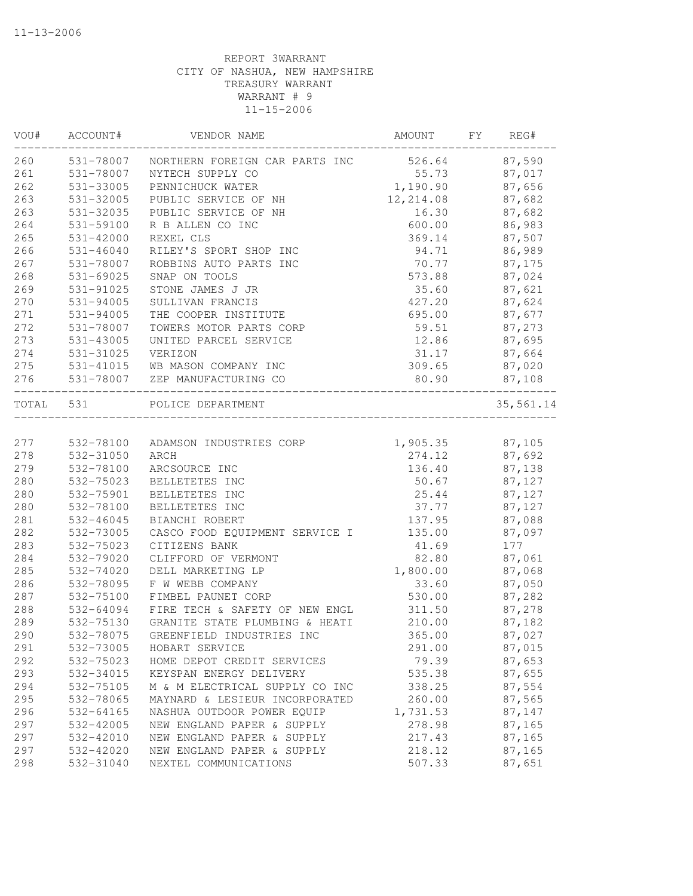11-13-2006

REPORT 3WARRANT
CITY OF NASHUA, NEW HAMPSHIRE
TREASURY WARRANT
WARRANT # 9
11-15-2006

| VOU# | ACCOUNT# | VENDOR NAME | AMOUNT | FY | REG# |
|---|---|---|---|---|---|
| 260 | 531-78007 | NORTHERN FOREIGN CAR PARTS INC | 526.64 | | 87,590 |
| 261 | 531-78007 | NYTECH SUPPLY CO | 55.73 | | 87,017 |
| 262 | 531-33005 | PENNICHUCK WATER | 1,190.90 | | 87,656 |
| 263 | 531-32005 | PUBLIC SERVICE OF NH | 12,214.08 | | 87,682 |
| 263 | 531-32035 | PUBLIC SERVICE OF NH | 16.30 | | 87,682 |
| 264 | 531-59100 | R B ALLEN CO INC | 600.00 | | 86,983 |
| 265 | 531-42000 | REXEL CLS | 369.14 | | 87,507 |
| 266 | 531-46040 | RILEY'S SPORT SHOP INC | 94.71 | | 86,989 |
| 267 | 531-78007 | ROBBINS AUTO PARTS INC | 70.77 | | 87,175 |
| 268 | 531-69025 | SNAP ON TOOLS | 573.88 | | 87,024 |
| 269 | 531-91025 | STONE JAMES J JR | 35.60 | | 87,621 |
| 270 | 531-94005 | SULLIVAN FRANCIS | 427.20 | | 87,624 |
| 271 | 531-94005 | THE COOPER INSTITUTE | 695.00 | | 87,677 |
| 272 | 531-78007 | TOWERS MOTOR PARTS CORP | 59.51 | | 87,273 |
| 273 | 531-43005 | UNITED PARCEL SERVICE | 12.86 | | 87,695 |
| 274 | 531-31025 | VERIZON | 31.17 | | 87,664 |
| 275 | 531-41015 | WB MASON COMPANY INC | 309.65 | | 87,020 |
| 276 | 531-78007 | ZEP MANUFACTURING CO | 80.90 | | 87,108 |
| TOTAL | 531 | POLICE DEPARTMENT | | | 35,561.14 |
| 277 | 532-78100 | ADAMSON INDUSTRIES CORP | 1,905.35 | | 87,105 |
| 278 | 532-31050 | ARCH | 274.12 | | 87,692 |
| 279 | 532-78100 | ARCSOURCE INC | 136.40 | | 87,138 |
| 280 | 532-75023 | BELLETETES INC | 50.67 | | 87,127 |
| 280 | 532-75901 | BELLETETES INC | 25.44 | | 87,127 |
| 280 | 532-78100 | BELLETETES INC | 37.77 | | 87,127 |
| 281 | 532-46045 | BIANCHI ROBERT | 137.95 | | 87,088 |
| 282 | 532-73005 | CASCO FOOD EQUIPMENT SERVICE I | 135.00 | | 87,097 |
| 283 | 532-75023 | CITIZENS BANK | 41.69 | | 177 |
| 284 | 532-79020 | CLIFFORD OF VERMONT | 82.80 | | 87,061 |
| 285 | 532-74020 | DELL MARKETING LP | 1,800.00 | | 87,068 |
| 286 | 532-78095 | F W WEBB COMPANY | 33.60 | | 87,050 |
| 287 | 532-75100 | FIMBEL PAUNET CORP | 530.00 | | 87,282 |
| 288 | 532-64094 | FIRE TECH & SAFETY OF NEW ENGL | 311.50 | | 87,278 |
| 289 | 532-75130 | GRANITE STATE PLUMBING & HEATI | 210.00 | | 87,182 |
| 290 | 532-78075 | GREENFIELD INDUSTRIES INC | 365.00 | | 87,027 |
| 291 | 532-73005 | HOBART SERVICE | 291.00 | | 87,015 |
| 292 | 532-75023 | HOME DEPOT CREDIT SERVICES | 79.39 | | 87,653 |
| 293 | 532-34015 | KEYSPAN ENERGY DELIVERY | 535.38 | | 87,655 |
| 294 | 532-75105 | M & M ELECTRICAL SUPPLY CO INC | 338.25 | | 87,554 |
| 295 | 532-78065 | MAYNARD & LESIEUR INCORPORATED | 260.00 | | 87,565 |
| 296 | 532-64165 | NASHUA OUTDOOR POWER EQUIP | 1,731.53 | | 87,147 |
| 297 | 532-42005 | NEW ENGLAND PAPER & SUPPLY | 278.98 | | 87,165 |
| 297 | 532-42010 | NEW ENGLAND PAPER & SUPPLY | 217.43 | | 87,165 |
| 297 | 532-42020 | NEW ENGLAND PAPER & SUPPLY | 218.12 | | 87,165 |
| 298 | 532-31040 | NEXTEL COMMUNICATIONS | 507.33 | | 87,651 |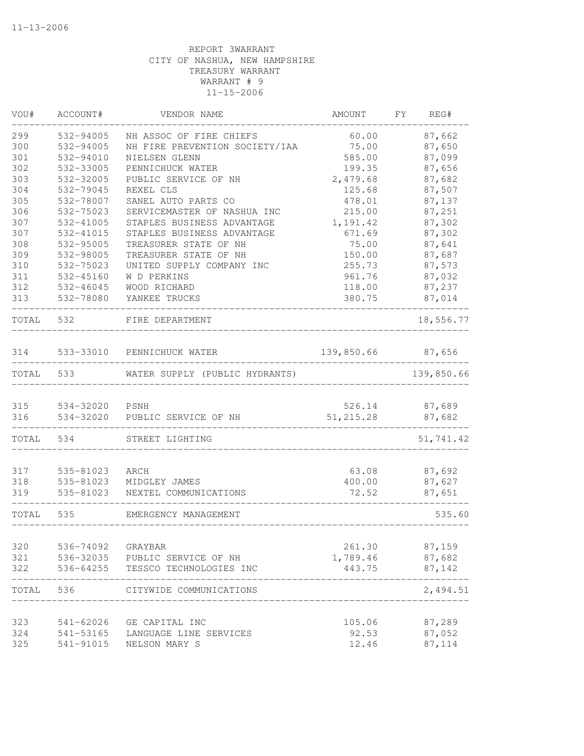11-13-2006

REPORT 3WARRANT
CITY OF NASHUA, NEW HAMPSHIRE
TREASURY WARRANT
WARRANT # 9
11-15-2006

| VOU# | ACCOUNT# | VENDOR NAME | AMOUNT | FY | REG# |
|---|---|---|---|---|---|
| 299 | 532-94005 | NH ASSOC OF FIRE CHIEFS | 60.00 | | 87,662 |
| 300 | 532-94005 | NH FIRE PREVENTION SOCIETY/IAA | 75.00 | | 87,650 |
| 301 | 532-94010 | NIELSEN GLENN | 585.00 | | 87,099 |
| 302 | 532-33005 | PENNICHUCK WATER | 199.35 | | 87,656 |
| 303 | 532-32005 | PUBLIC SERVICE OF NH | 2,479.68 | | 87,682 |
| 304 | 532-79045 | REXEL CLS | 125.68 | | 87,507 |
| 305 | 532-78007 | SANEL AUTO PARTS CO | 478.01 | | 87,137 |
| 306 | 532-75023 | SERVICEMASTER OF NASHUA INC | 215.00 | | 87,251 |
| 307 | 532-41005 | STAPLES BUSINESS ADVANTAGE | 1,191.42 | | 87,302 |
| 307 | 532-41015 | STAPLES BUSINESS ADVANTAGE | 671.69 | | 87,302 |
| 308 | 532-95005 | TREASURER STATE OF NH | 75.00 | | 87,641 |
| 309 | 532-98005 | TREASURER STATE OF NH | 150.00 | | 87,687 |
| 310 | 532-75023 | UNITED SUPPLY COMPANY INC | 255.73 | | 87,573 |
| 311 | 532-45160 | W D PERKINS | 961.76 | | 87,032 |
| 312 | 532-46045 | WOOD RICHARD | 118.00 | | 87,237 |
| 313 | 532-78080 | YANKEE TRUCKS | 380.75 | | 87,014 |
| TOTAL | 532 | FIRE DEPARTMENT | | | 18,556.77 |
| 314 | 533-33010 | PENNICHUCK WATER | 139,850.66 | | 87,656 |
| TOTAL | 533 | WATER SUPPLY (PUBLIC HYDRANTS) | | | 139,850.66 |
| 315 | 534-32020 | PSNH | 526.14 | | 87,689 |
| 316 | 534-32020 | PUBLIC SERVICE OF NH | 51,215.28 | | 87,682 |
| TOTAL | 534 | STREET LIGHTING | | | 51,741.42 |
| 317 | 535-81023 | ARCH | 63.08 | | 87,692 |
| 318 | 535-81023 | MIDGLEY JAMES | 400.00 | | 87,627 |
| 319 | 535-81023 | NEXTEL COMMUNICATIONS | 72.52 | | 87,651 |
| TOTAL | 535 | EMERGENCY MANAGEMENT | | | 535.60 |
| 320 | 536-74092 | GRAYBAR | 261.30 | | 87,159 |
| 321 | 536-32035 | PUBLIC SERVICE OF NH | 1,789.46 | | 87,682 |
| 322 | 536-64255 | TESSCO TECHNOLOGIES INC | 443.75 | | 87,142 |
| TOTAL | 536 | CITYWIDE COMMUNICATIONS | | | 2,494.51 |
| 323 | 541-62026 | GE CAPITAL INC | 105.06 | | 87,289 |
| 324 | 541-53165 | LANGUAGE LINE SERVICES | 92.53 | | 87,052 |
| 325 | 541-91015 | NELSON MARY S | 12.46 | | 87,114 |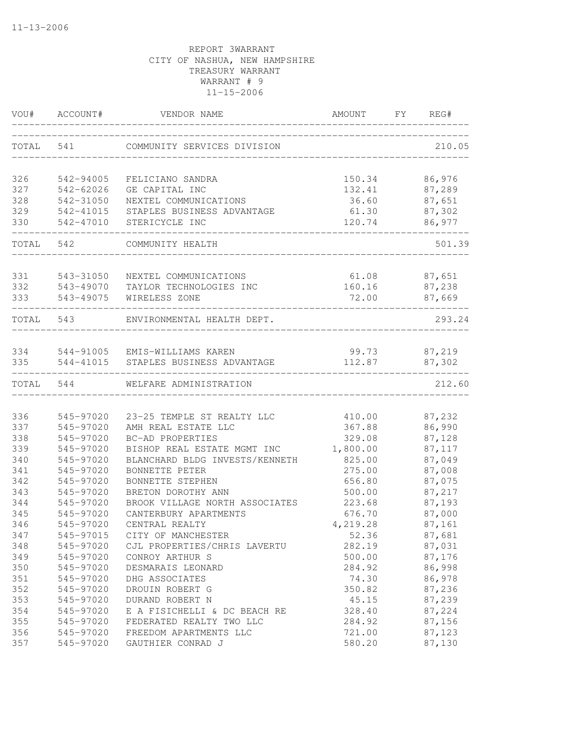11-13-2006

REPORT 3WARRANT
CITY OF NASHUA, NEW HAMPSHIRE
TREASURY WARRANT
WARRANT # 9
11-15-2006

| VOU# | ACCOUNT# | VENDOR NAME | AMOUNT | FY | REG# |
|---|---|---|---|---|---|
| TOTAL | 541 | COMMUNITY SERVICES DIVISION | | | 210.05 |
| 326 | 542-94005 | FELICIANO SANDRA | 150.34 | | 86,976 |
| 327 | 542-62026 | GE CAPITAL INC | 132.41 | | 87,289 |
| 328 | 542-31050 | NEXTEL COMMUNICATIONS | 36.60 | | 87,651 |
| 329 | 542-41015 | STAPLES BUSINESS ADVANTAGE | 61.30 | | 87,302 |
| 330 | 542-47010 | STERICYCLE INC | 120.74 | | 86,977 |
| TOTAL | 542 | COMMUNITY HEALTH | | | 501.39 |
| 331 | 543-31050 | NEXTEL COMMUNICATIONS | 61.08 | | 87,651 |
| 332 | 543-49070 | TAYLOR TECHNOLOGIES INC | 160.16 | | 87,238 |
| 333 | 543-49075 | WIRELESS ZONE | 72.00 | | 87,669 |
| TOTAL | 543 | ENVIRONMENTAL HEALTH DEPT. | | | 293.24 |
| 334 | 544-91005 | EMIS-WILLIAMS KAREN | 99.73 | | 87,219 |
| 335 | 544-41015 | STAPLES BUSINESS ADVANTAGE | 112.87 | | 87,302 |
| TOTAL | 544 | WELFARE ADMINISTRATION | | | 212.60 |
| 336 | 545-97020 | 23-25 TEMPLE ST REALTY LLC | 410.00 | | 87,232 |
| 337 | 545-97020 | AMH REAL ESTATE LLC | 367.88 | | 86,990 |
| 338 | 545-97020 | BC-AD PROPERTIES | 329.08 | | 87,128 |
| 339 | 545-97020 | BISHOP REAL ESTATE MGMT INC | 1,800.00 | | 87,117 |
| 340 | 545-97020 | BLANCHARD BLDG INVESTS/KENNETH | 825.00 | | 87,049 |
| 341 | 545-97020 | BONNETTE PETER | 275.00 | | 87,008 |
| 342 | 545-97020 | BONNETTE STEPHEN | 656.80 | | 87,075 |
| 343 | 545-97020 | BRETON DOROTHY ANN | 500.00 | | 87,217 |
| 344 | 545-97020 | BROOK VILLAGE NORTH ASSOCIATES | 223.68 | | 87,193 |
| 345 | 545-97020 | CANTERBURY APARTMENTS | 676.70 | | 87,000 |
| 346 | 545-97020 | CENTRAL REALTY | 4,219.28 | | 87,161 |
| 347 | 545-97015 | CITY OF MANCHESTER | 52.36 | | 87,681 |
| 348 | 545-97020 | CJL PROPERTIES/CHRIS LAVERTU | 282.19 | | 87,031 |
| 349 | 545-97020 | CONROY ARTHUR S | 500.00 | | 87,176 |
| 350 | 545-97020 | DESMARAIS LEONARD | 284.92 | | 86,998 |
| 351 | 545-97020 | DHG ASSOCIATES | 74.30 | | 86,978 |
| 352 | 545-97020 | DROUIN ROBERT G | 350.82 | | 87,236 |
| 353 | 545-97020 | DURAND ROBERT N | 45.15 | | 87,239 |
| 354 | 545-97020 | E A FISICHELLI & DC BEACH RE | 328.40 | | 87,224 |
| 355 | 545-97020 | FEDERATED REALTY TWO LLC | 284.92 | | 87,156 |
| 356 | 545-97020 | FREEDOM APARTMENTS LLC | 721.00 | | 87,123 |
| 357 | 545-97020 | GAUTHIER CONRAD J | 580.20 | | 87,130 |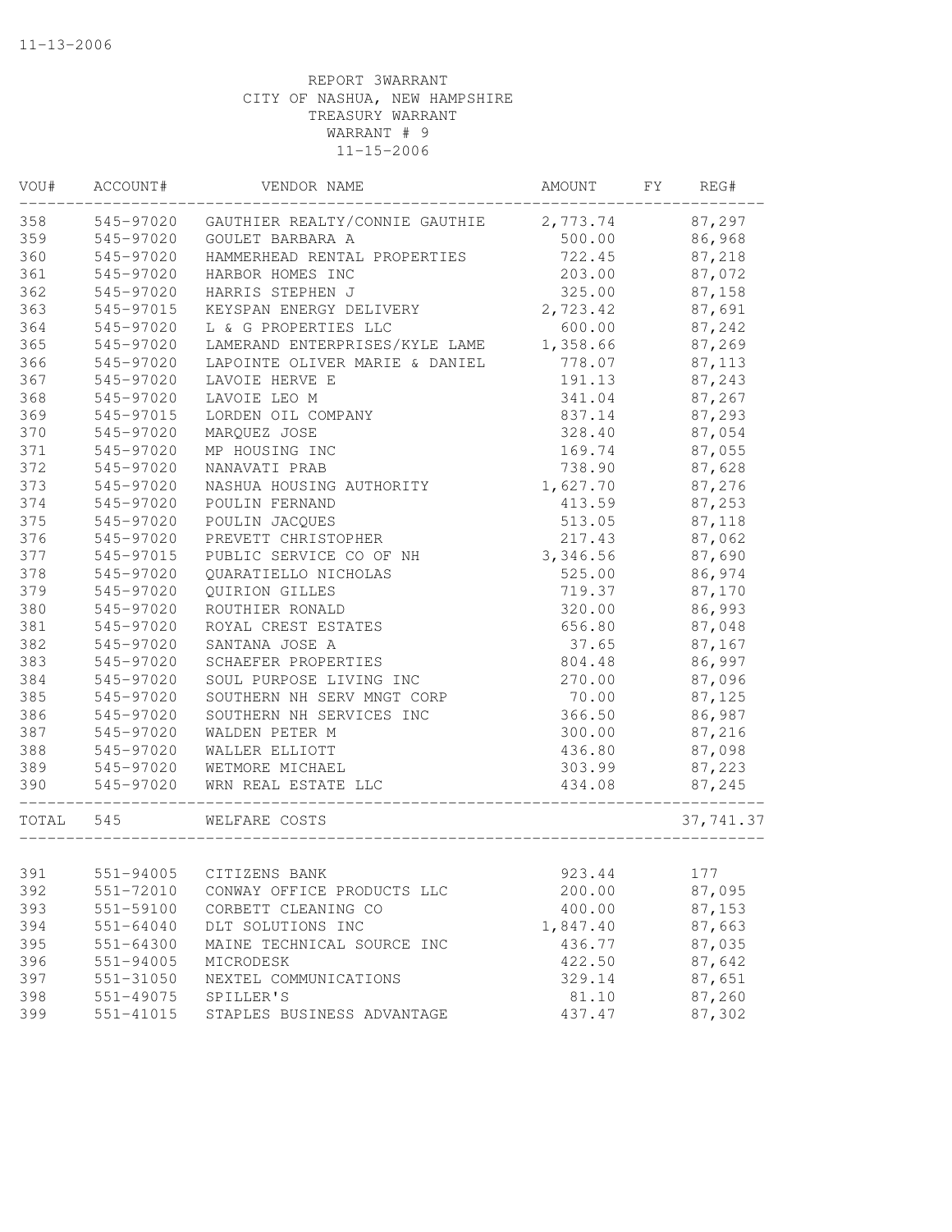11-13-2006

REPORT 3WARRANT
CITY OF NASHUA, NEW HAMPSHIRE
TREASURY WARRANT
WARRANT # 9
11-15-2006

| VOU# | ACCOUNT# | VENDOR NAME | AMOUNT | FY | REG# |
|---|---|---|---|---|---|
| 358 | 545-97020 | GAUTHIER REALTY/CONNIE GAUTHIE | 2,773.74 | | 87,297 |
| 359 | 545-97020 | GOULET BARBARA A | 500.00 | | 86,968 |
| 360 | 545-97020 | HAMMERHEAD RENTAL PROPERTIES | 722.45 | | 87,218 |
| 361 | 545-97020 | HARBOR HOMES INC | 203.00 | | 87,072 |
| 362 | 545-97020 | HARRIS STEPHEN J | 325.00 | | 87,158 |
| 363 | 545-97015 | KEYSPAN ENERGY DELIVERY | 2,723.42 | | 87,691 |
| 364 | 545-97020 | L & G PROPERTIES LLC | 600.00 | | 87,242 |
| 365 | 545-97020 | LAMERAND ENTERPRISES/KYLE LAME | 1,358.66 | | 87,269 |
| 366 | 545-97020 | LAPOINTE OLIVER MARIE & DANIEL | 778.07 | | 87,113 |
| 367 | 545-97020 | LAVOIE HERVE E | 191.13 | | 87,243 |
| 368 | 545-97020 | LAVOIE LEO M | 341.04 | | 87,267 |
| 369 | 545-97015 | LORDEN OIL COMPANY | 837.14 | | 87,293 |
| 370 | 545-97020 | MARQUEZ JOSE | 328.40 | | 87,054 |
| 371 | 545-97020 | MP HOUSING INC | 169.74 | | 87,055 |
| 372 | 545-97020 | NANAVATI PRAB | 738.90 | | 87,628 |
| 373 | 545-97020 | NASHUA HOUSING AUTHORITY | 1,627.70 | | 87,276 |
| 374 | 545-97020 | POULIN FERNAND | 413.59 | | 87,253 |
| 375 | 545-97020 | POULIN JACQUES | 513.05 | | 87,118 |
| 376 | 545-97020 | PREVETT CHRISTOPHER | 217.43 | | 87,062 |
| 377 | 545-97015 | PUBLIC SERVICE CO OF NH | 3,346.56 | | 87,690 |
| 378 | 545-97020 | QUARATIELLO NICHOLAS | 525.00 | | 86,974 |
| 379 | 545-97020 | QUIRION GILLES | 719.37 | | 87,170 |
| 380 | 545-97020 | ROUTHIER RONALD | 320.00 | | 86,993 |
| 381 | 545-97020 | ROYAL CREST ESTATES | 656.80 | | 87,048 |
| 382 | 545-97020 | SANTANA JOSE A | 37.65 | | 87,167 |
| 383 | 545-97020 | SCHAEFER PROPERTIES | 804.48 | | 86,997 |
| 384 | 545-97020 | SOUL PURPOSE LIVING INC | 270.00 | | 87,096 |
| 385 | 545-97020 | SOUTHERN NH SERV MNGT CORP | 70.00 | | 87,125 |
| 386 | 545-97020 | SOUTHERN NH SERVICES INC | 366.50 | | 86,987 |
| 387 | 545-97020 | WALDEN PETER M | 300.00 | | 87,216 |
| 388 | 545-97020 | WALLER ELLIOTT | 436.80 | | 87,098 |
| 389 | 545-97020 | WETMORE MICHAEL | 303.99 | | 87,223 |
| 390 | 545-97020 | WRN REAL ESTATE LLC | 434.08 | | 87,245 |
| TOTAL | 545 | WELFARE COSTS | | | 37,741.37 |
| 391 | 551-94005 | CITIZENS BANK | 923.44 | | 177 |
| 392 | 551-72010 | CONWAY OFFICE PRODUCTS LLC | 200.00 | | 87,095 |
| 393 | 551-59100 | CORBETT CLEANING CO | 400.00 | | 87,153 |
| 394 | 551-64040 | DLT SOLUTIONS INC | 1,847.40 | | 87,663 |
| 395 | 551-64300 | MAINE TECHNICAL SOURCE INC | 436.77 | | 87,035 |
| 396 | 551-94005 | MICRODESK | 422.50 | | 87,642 |
| 397 | 551-31050 | NEXTEL COMMUNICATIONS | 329.14 | | 87,651 |
| 398 | 551-49075 | SPILLER'S | 81.10 | | 87,260 |
| 399 | 551-41015 | STAPLES BUSINESS ADVANTAGE | 437.47 | | 87,302 |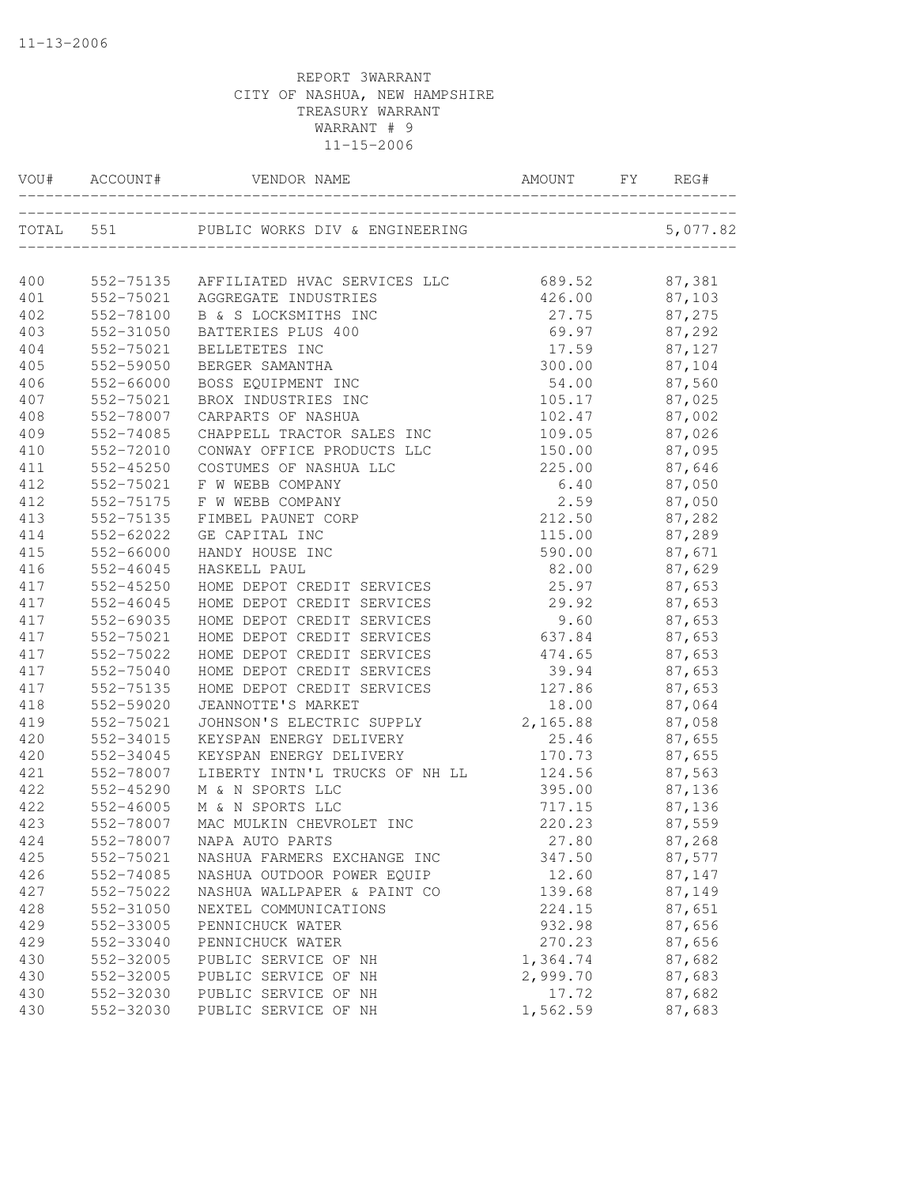11-13-2006

REPORT 3WARRANT
CITY OF NASHUA, NEW HAMPSHIRE
TREASURY WARRANT
WARRANT # 9
11-15-2006

| VOU# | ACCOUNT# | VENDOR NAME | AMOUNT | FY | REG# |
|---|---|---|---|---|---|
| TOTAL | 551 | PUBLIC WORKS DIV & ENGINEERING | | | 5,077.82 |
| 400 | 552-75135 | AFFILIATED HVAC SERVICES LLC | 689.52 | | 87,381 |
| 401 | 552-75021 | AGGREGATE INDUSTRIES | 426.00 | | 87,103 |
| 402 | 552-78100 | B & S LOCKSMITHS INC | 27.75 | | 87,275 |
| 403 | 552-31050 | BATTERIES PLUS 400 | 69.97 | | 87,292 |
| 404 | 552-75021 | BELLETETES INC | 17.59 | | 87,127 |
| 405 | 552-59050 | BERGER SAMANTHA | 300.00 | | 87,104 |
| 406 | 552-66000 | BOSS EQUIPMENT INC | 54.00 | | 87,560 |
| 407 | 552-75021 | BROX INDUSTRIES INC | 105.17 | | 87,025 |
| 408 | 552-78007 | CARPARTS OF NASHUA | 102.47 | | 87,002 |
| 409 | 552-74085 | CHAPPELL TRACTOR SALES INC | 109.05 | | 87,026 |
| 410 | 552-72010 | CONWAY OFFICE PRODUCTS LLC | 150.00 | | 87,095 |
| 411 | 552-45250 | COSTUMES OF NASHUA LLC | 225.00 | | 87,646 |
| 412 | 552-75021 | F W WEBB COMPANY | 6.40 | | 87,050 |
| 412 | 552-75175 | F W WEBB COMPANY | 2.59 | | 87,050 |
| 413 | 552-75135 | FIMBEL PAUNET CORP | 212.50 | | 87,282 |
| 414 | 552-62022 | GE CAPITAL INC | 115.00 | | 87,289 |
| 415 | 552-66000 | HANDY HOUSE INC | 590.00 | | 87,671 |
| 416 | 552-46045 | HASKELL PAUL | 82.00 | | 87,629 |
| 417 | 552-45250 | HOME DEPOT CREDIT SERVICES | 25.97 | | 87,653 |
| 417 | 552-46045 | HOME DEPOT CREDIT SERVICES | 29.92 | | 87,653 |
| 417 | 552-69035 | HOME DEPOT CREDIT SERVICES | 9.60 | | 87,653 |
| 417 | 552-75021 | HOME DEPOT CREDIT SERVICES | 637.84 | | 87,653 |
| 417 | 552-75022 | HOME DEPOT CREDIT SERVICES | 474.65 | | 87,653 |
| 417 | 552-75040 | HOME DEPOT CREDIT SERVICES | 39.94 | | 87,653 |
| 417 | 552-75135 | HOME DEPOT CREDIT SERVICES | 127.86 | | 87,653 |
| 418 | 552-59020 | JEANNOTTE'S MARKET | 18.00 | | 87,064 |
| 419 | 552-75021 | JOHNSON'S ELECTRIC SUPPLY | 2,165.88 | | 87,058 |
| 420 | 552-34015 | KEYSPAN ENERGY DELIVERY | 25.46 | | 87,655 |
| 420 | 552-34045 | KEYSPAN ENERGY DELIVERY | 170.73 | | 87,655 |
| 421 | 552-78007 | LIBERTY INTN'L TRUCKS OF NH LL | 124.56 | | 87,563 |
| 422 | 552-45290 | M & N SPORTS LLC | 395.00 | | 87,136 |
| 422 | 552-46005 | M & N SPORTS LLC | 717.15 | | 87,136 |
| 423 | 552-78007 | MAC MULKIN CHEVROLET INC | 220.23 | | 87,559 |
| 424 | 552-78007 | NAPA AUTO PARTS | 27.80 | | 87,268 |
| 425 | 552-75021 | NASHUA FARMERS EXCHANGE INC | 347.50 | | 87,577 |
| 426 | 552-74085 | NASHUA OUTDOOR POWER EQUIP | 12.60 | | 87,147 |
| 427 | 552-75022 | NASHUA WALLPAPER & PAINT CO | 139.68 | | 87,149 |
| 428 | 552-31050 | NEXTEL COMMUNICATIONS | 224.15 | | 87,651 |
| 429 | 552-33005 | PENNICHUCK WATER | 932.98 | | 87,656 |
| 429 | 552-33040 | PENNICHUCK WATER | 270.23 | | 87,656 |
| 430 | 552-32005 | PUBLIC SERVICE OF NH | 1,364.74 | | 87,682 |
| 430 | 552-32005 | PUBLIC SERVICE OF NH | 2,999.70 | | 87,683 |
| 430 | 552-32030 | PUBLIC SERVICE OF NH | 17.72 | | 87,682 |
| 430 | 552-32030 | PUBLIC SERVICE OF NH | 1,562.59 | | 87,683 |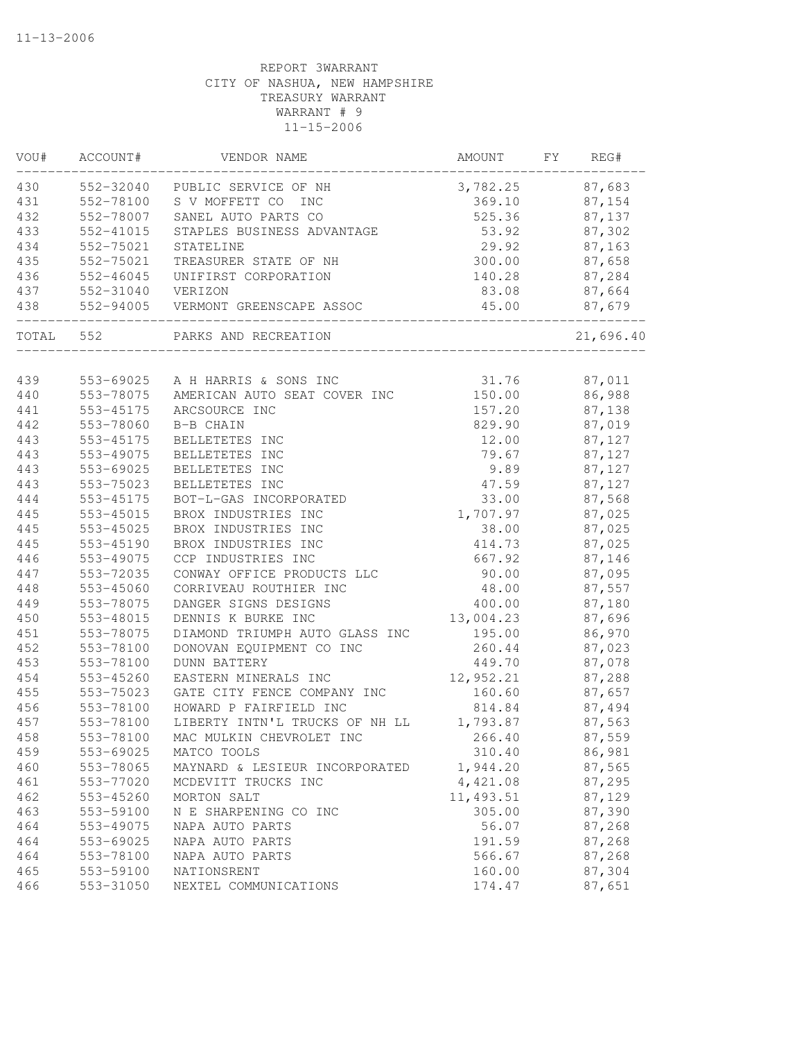REPORT 3WARRANT
CITY OF NASHUA, NEW HAMPSHIRE
TREASURY WARRANT
WARRANT # 9
11-15-2006

| VOU# | ACCOUNT# | VENDOR NAME | AMOUNT | FY | REG# |
|---|---|---|---|---|---|
| 430 | 552-32040 | PUBLIC SERVICE OF NH | 3,782.25 | | 87,683 |
| 431 | 552-78100 | S V MOFFETT CO INC | 369.10 | | 87,154 |
| 432 | 552-78007 | SANEL AUTO PARTS CO | 525.36 | | 87,137 |
| 433 | 552-41015 | STAPLES BUSINESS ADVANTAGE | 53.92 | | 87,302 |
| 434 | 552-75021 | STATELINE | 29.92 | | 87,163 |
| 435 | 552-75021 | TREASURER STATE OF NH | 300.00 | | 87,658 |
| 436 | 552-46045 | UNIFIRST CORPORATION | 140.28 | | 87,284 |
| 437 | 552-31040 | VERIZON | 83.08 | | 87,664 |
| 438 | 552-94005 | VERMONT GREENSCAPE ASSOC | 45.00 | | 87,679 |
| TOTAL | 552 | PARKS AND RECREATION | | | 21,696.40 |
| 439 | 553-69025 | A H HARRIS & SONS INC | 31.76 | | 87,011 |
| 440 | 553-78075 | AMERICAN AUTO SEAT COVER INC | 150.00 | | 86,988 |
| 441 | 553-45175 | ARCSOURCE INC | 157.20 | | 87,138 |
| 442 | 553-78060 | B-B CHAIN | 829.90 | | 87,019 |
| 443 | 553-45175 | BELLETETES INC | 12.00 | | 87,127 |
| 443 | 553-49075 | BELLETETES INC | 79.67 | | 87,127 |
| 443 | 553-69025 | BELLETETES INC | 9.89 | | 87,127 |
| 443 | 553-75023 | BELLETETES INC | 47.59 | | 87,127 |
| 444 | 553-45175 | BOT-L-GAS INCORPORATED | 33.00 | | 87,568 |
| 445 | 553-45015 | BROX INDUSTRIES INC | 1,707.97 | | 87,025 |
| 445 | 553-45025 | BROX INDUSTRIES INC | 38.00 | | 87,025 |
| 445 | 553-45190 | BROX INDUSTRIES INC | 414.73 | | 87,025 |
| 446 | 553-49075 | CCP INDUSTRIES INC | 667.92 | | 87,146 |
| 447 | 553-72035 | CONWAY OFFICE PRODUCTS LLC | 90.00 | | 87,095 |
| 448 | 553-45060 | CORRIVEAU ROUTHIER INC | 48.00 | | 87,557 |
| 449 | 553-78075 | DANGER SIGNS DESIGNS | 400.00 | | 87,180 |
| 450 | 553-48015 | DENNIS K BURKE INC | 13,004.23 | | 87,696 |
| 451 | 553-78075 | DIAMOND TRIUMPH AUTO GLASS INC | 195.00 | | 86,970 |
| 452 | 553-78100 | DONOVAN EQUIPMENT CO INC | 260.44 | | 87,023 |
| 453 | 553-78100 | DUNN BATTERY | 449.70 | | 87,078 |
| 454 | 553-45260 | EASTERN MINERALS INC | 12,952.21 | | 87,288 |
| 455 | 553-75023 | GATE CITY FENCE COMPANY INC | 160.60 | | 87,657 |
| 456 | 553-78100 | HOWARD P FAIRFIELD INC | 814.84 | | 87,494 |
| 457 | 553-78100 | LIBERTY INTN'L TRUCKS OF NH LL | 1,793.87 | | 87,563 |
| 458 | 553-78100 | MAC MULKIN CHEVROLET INC | 266.40 | | 87,559 |
| 459 | 553-69025 | MATCO TOOLS | 310.40 | | 86,981 |
| 460 | 553-78065 | MAYNARD & LESIEUR INCORPORATED | 1,944.20 | | 87,565 |
| 461 | 553-77020 | MCDEVITT TRUCKS INC | 4,421.08 | | 87,295 |
| 462 | 553-45260 | MORTON SALT | 11,493.51 | | 87,129 |
| 463 | 553-59100 | N E SHARPENING CO INC | 305.00 | | 87,390 |
| 464 | 553-49075 | NAPA AUTO PARTS | 56.07 | | 87,268 |
| 464 | 553-69025 | NAPA AUTO PARTS | 191.59 | | 87,268 |
| 464 | 553-78100 | NAPA AUTO PARTS | 566.67 | | 87,268 |
| 465 | 553-59100 | NATIONSRENT | 160.00 | | 87,304 |
| 466 | 553-31050 | NEXTEL COMMUNICATIONS | 174.47 | | 87,651 |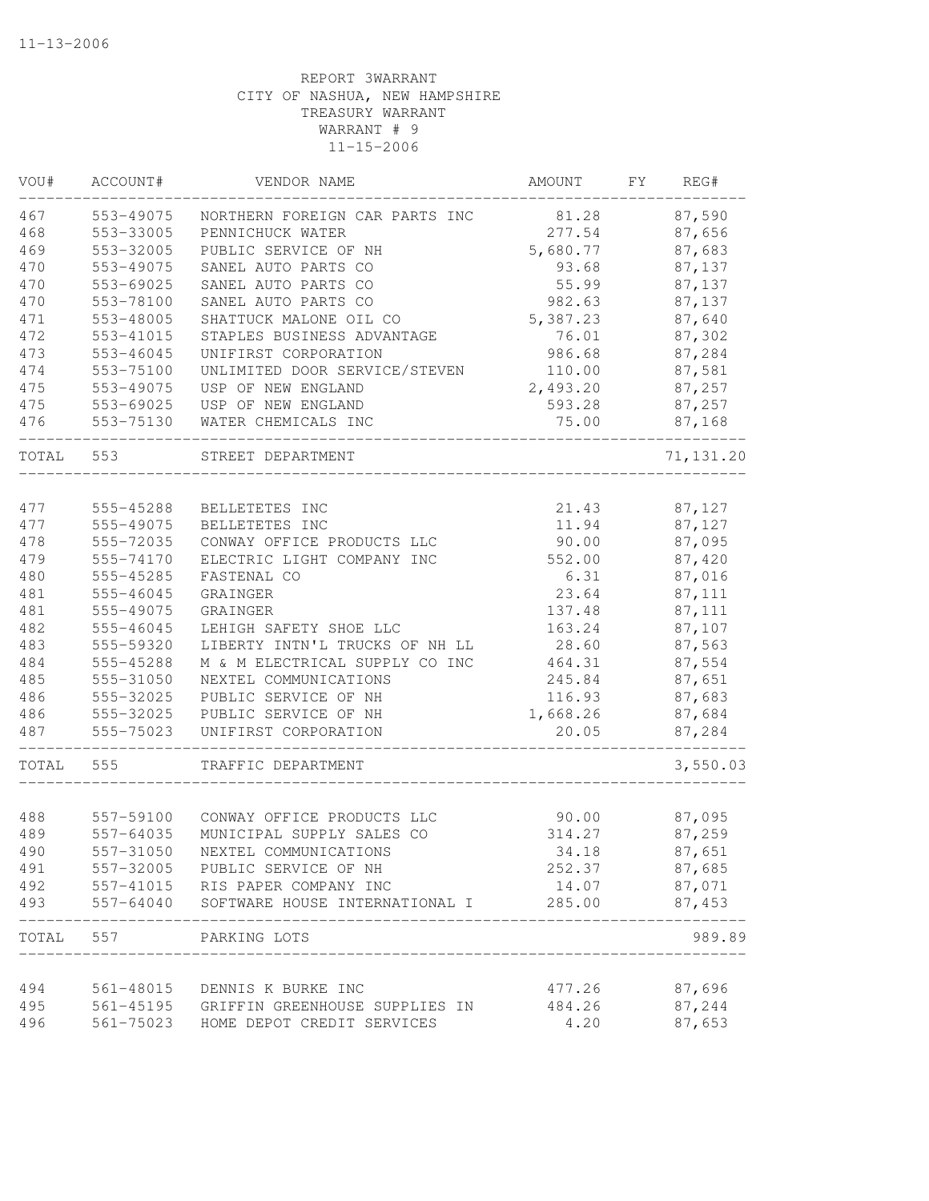11-13-2006

REPORT 3WARRANT
CITY OF NASHUA, NEW HAMPSHIRE
TREASURY WARRANT
WARRANT # 9
11-15-2006

| VOU# | ACCOUNT# | VENDOR NAME | AMOUNT | FY | REG# |
|---|---|---|---|---|---|
| 467 | 553-49075 | NORTHERN FOREIGN CAR PARTS INC | 81.28 | | 87,590 |
| 468 | 553-33005 | PENNICHUCK WATER | 277.54 | | 87,656 |
| 469 | 553-32005 | PUBLIC SERVICE OF NH | 5,680.77 | | 87,683 |
| 470 | 553-49075 | SANEL AUTO PARTS CO | 93.68 | | 87,137 |
| 470 | 553-69025 | SANEL AUTO PARTS CO | 55.99 | | 87,137 |
| 470 | 553-78100 | SANEL AUTO PARTS CO | 982.63 | | 87,137 |
| 471 | 553-48005 | SHATTUCK MALONE OIL CO | 5,387.23 | | 87,640 |
| 472 | 553-41015 | STAPLES BUSINESS ADVANTAGE | 76.01 | | 87,302 |
| 473 | 553-46045 | UNIFIRST CORPORATION | 986.68 | | 87,284 |
| 474 | 553-75100 | UNLIMITED DOOR SERVICE/STEVEN | 110.00 | | 87,581 |
| 475 | 553-49075 | USP OF NEW ENGLAND | 2,493.20 | | 87,257 |
| 475 | 553-69025 | USP OF NEW ENGLAND | 593.28 | | 87,257 |
| 476 | 553-75130 | WATER CHEMICALS INC | 75.00 | | 87,168 |
| TOTAL | 553 | STREET DEPARTMENT | | | 71,131.20 |
| 477 | 555-45288 | BELLETETES INC | 21.43 | | 87,127 |
| 477 | 555-49075 | BELLETETES INC | 11.94 | | 87,127 |
| 478 | 555-72035 | CONWAY OFFICE PRODUCTS LLC | 90.00 | | 87,095 |
| 479 | 555-74170 | ELECTRIC LIGHT COMPANY INC | 552.00 | | 87,420 |
| 480 | 555-45285 | FASTENAL CO | 6.31 | | 87,016 |
| 481 | 555-46045 | GRAINGER | 23.64 | | 87,111 |
| 481 | 555-49075 | GRAINGER | 137.48 | | 87,111 |
| 482 | 555-46045 | LEHIGH SAFETY SHOE LLC | 163.24 | | 87,107 |
| 483 | 555-59320 | LIBERTY INTN'L TRUCKS OF NH LL | 28.60 | | 87,563 |
| 484 | 555-45288 | M & M ELECTRICAL SUPPLY CO INC | 464.31 | | 87,554 |
| 485 | 555-31050 | NEXTEL COMMUNICATIONS | 245.84 | | 87,651 |
| 486 | 555-32025 | PUBLIC SERVICE OF NH | 116.93 | | 87,683 |
| 486 | 555-32025 | PUBLIC SERVICE OF NH | 1,668.26 | | 87,684 |
| 487 | 555-75023 | UNIFIRST CORPORATION | 20.05 | | 87,284 |
| TOTAL | 555 | TRAFFIC DEPARTMENT | | | 3,550.03 |
| 488 | 557-59100 | CONWAY OFFICE PRODUCTS LLC | 90.00 | | 87,095 |
| 489 | 557-64035 | MUNICIPAL SUPPLY SALES CO | 314.27 | | 87,259 |
| 490 | 557-31050 | NEXTEL COMMUNICATIONS | 34.18 | | 87,651 |
| 491 | 557-32005 | PUBLIC SERVICE OF NH | 252.37 | | 87,685 |
| 492 | 557-41015 | RIS PAPER COMPANY INC | 14.07 | | 87,071 |
| 493 | 557-64040 | SOFTWARE HOUSE INTERNATIONAL I | 285.00 | | 87,453 |
| TOTAL | 557 | PARKING LOTS | | | 989.89 |
| 494 | 561-48015 | DENNIS K BURKE INC | 477.26 | | 87,696 |
| 495 | 561-45195 | GRIFFIN GREENHOUSE SUPPLIES IN | 484.26 | | 87,244 |
| 496 | 561-75023 | HOME DEPOT CREDIT SERVICES | 4.20 | | 87,653 |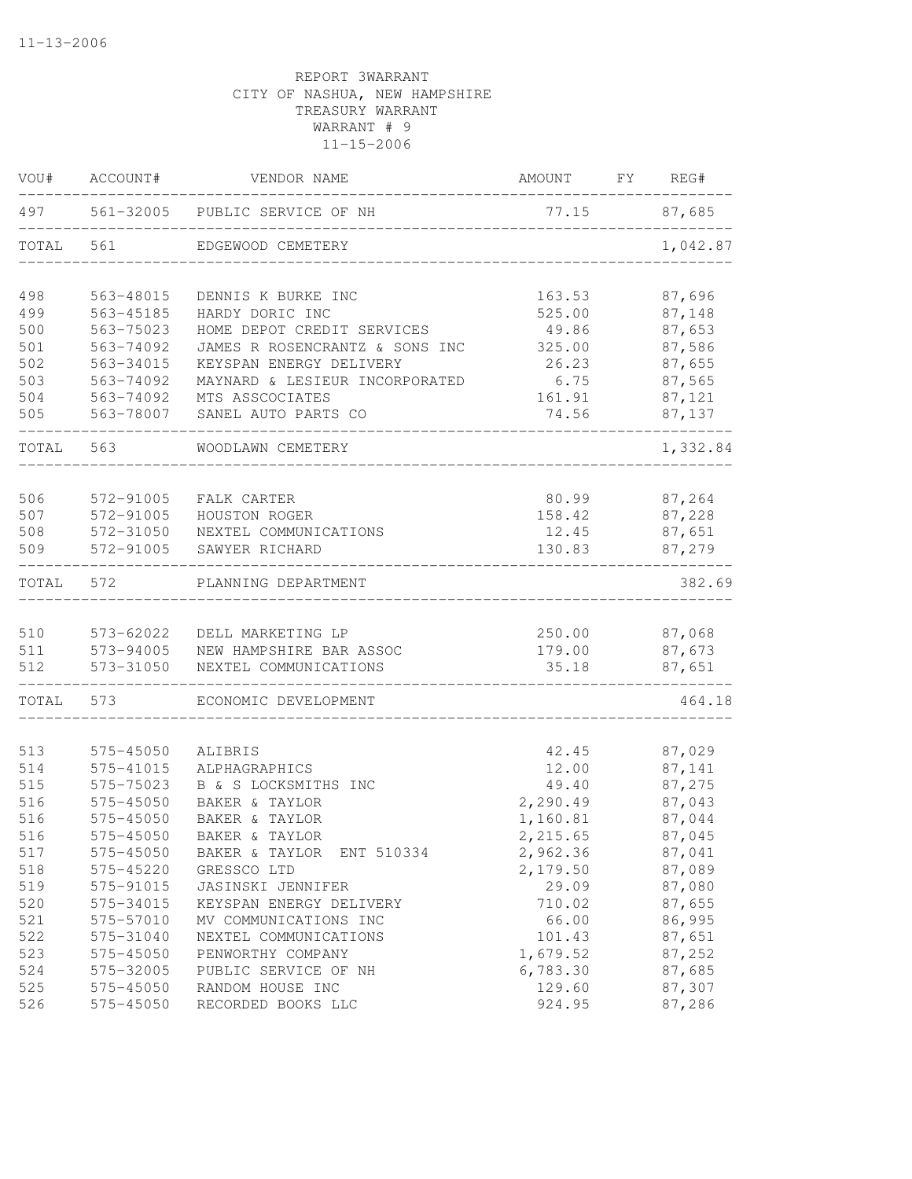11-13-2006

REPORT 3WARRANT
CITY OF NASHUA, NEW HAMPSHIRE
TREASURY WARRANT
WARRANT # 9
11-15-2006

| VOU# | ACCOUNT# | VENDOR NAME | AMOUNT | FY | REG# |
|---|---|---|---|---|---|
| 497 | 561-32005 | PUBLIC SERVICE OF NH | 77.15 | | 87,685 |
| TOTAL | 561 | EDGEWOOD CEMETERY | | | 1,042.87 |
| 498 | 563-48015 | DENNIS K BURKE INC | 163.53 | | 87,696 |
| 499 | 563-45185 | HARDY DORIC INC | 525.00 | | 87,148 |
| 500 | 563-75023 | HOME DEPOT CREDIT SERVICES | 49.86 | | 87,653 |
| 501 | 563-74092 | JAMES R ROSENCRANTZ & SONS INC | 325.00 | | 87,586 |
| 502 | 563-34015 | KEYSPAN ENERGY DELIVERY | 26.23 | | 87,655 |
| 503 | 563-74092 | MAYNARD & LESIEUR INCORPORATED | 6.75 | | 87,565 |
| 504 | 563-74092 | MTS ASSCOCIATES | 161.91 | | 87,121 |
| 505 | 563-78007 | SANEL AUTO PARTS CO | 74.56 | | 87,137 |
| TOTAL | 563 | WOODLAWN CEMETERY | | | 1,332.84 |
| 506 | 572-91005 | FALK CARTER | 80.99 | | 87,264 |
| 507 | 572-91005 | HOUSTON ROGER | 158.42 | | 87,228 |
| 508 | 572-31050 | NEXTEL COMMUNICATIONS | 12.45 | | 87,651 |
| 509 | 572-91005 | SAWYER RICHARD | 130.83 | | 87,279 |
| TOTAL | 572 | PLANNING DEPARTMENT | | | 382.69 |
| 510 | 573-62022 | DELL MARKETING LP | 250.00 | | 87,068 |
| 511 | 573-94005 | NEW HAMPSHIRE BAR ASSOC | 179.00 | | 87,673 |
| 512 | 573-31050 | NEXTEL COMMUNICATIONS | 35.18 | | 87,651 |
| TOTAL | 573 | ECONOMIC DEVELOPMENT | | | 464.18 |
| 513 | 575-45050 | ALIBRIS | 42.45 | | 87,029 |
| 514 | 575-41015 | ALPHAGRAPHICS | 12.00 | | 87,141 |
| 515 | 575-75023 | B & S LOCKSMITHS INC | 49.40 | | 87,275 |
| 516 | 575-45050 | BAKER & TAYLOR | 2,290.49 | | 87,043 |
| 516 | 575-45050 | BAKER & TAYLOR | 1,160.81 | | 87,044 |
| 516 | 575-45050 | BAKER & TAYLOR | 2,215.65 | | 87,045 |
| 517 | 575-45050 | BAKER & TAYLOR ENT 510334 | 2,962.36 | | 87,041 |
| 518 | 575-45220 | GRESSCO LTD | 2,179.50 | | 87,089 |
| 519 | 575-91015 | JASINSKI JENNIFER | 29.09 | | 87,080 |
| 520 | 575-34015 | KEYSPAN ENERGY DELIVERY | 710.02 | | 87,655 |
| 521 | 575-57010 | MV COMMUNICATIONS INC | 66.00 | | 86,995 |
| 522 | 575-31040 | NEXTEL COMMUNICATIONS | 101.43 | | 87,651 |
| 523 | 575-45050 | PENWORTHY COMPANY | 1,679.52 | | 87,252 |
| 524 | 575-32005 | PUBLIC SERVICE OF NH | 6,783.30 | | 87,685 |
| 525 | 575-45050 | RANDOM HOUSE INC | 129.60 | | 87,307 |
| 526 | 575-45050 | RECORDED BOOKS LLC | 924.95 | | 87,286 |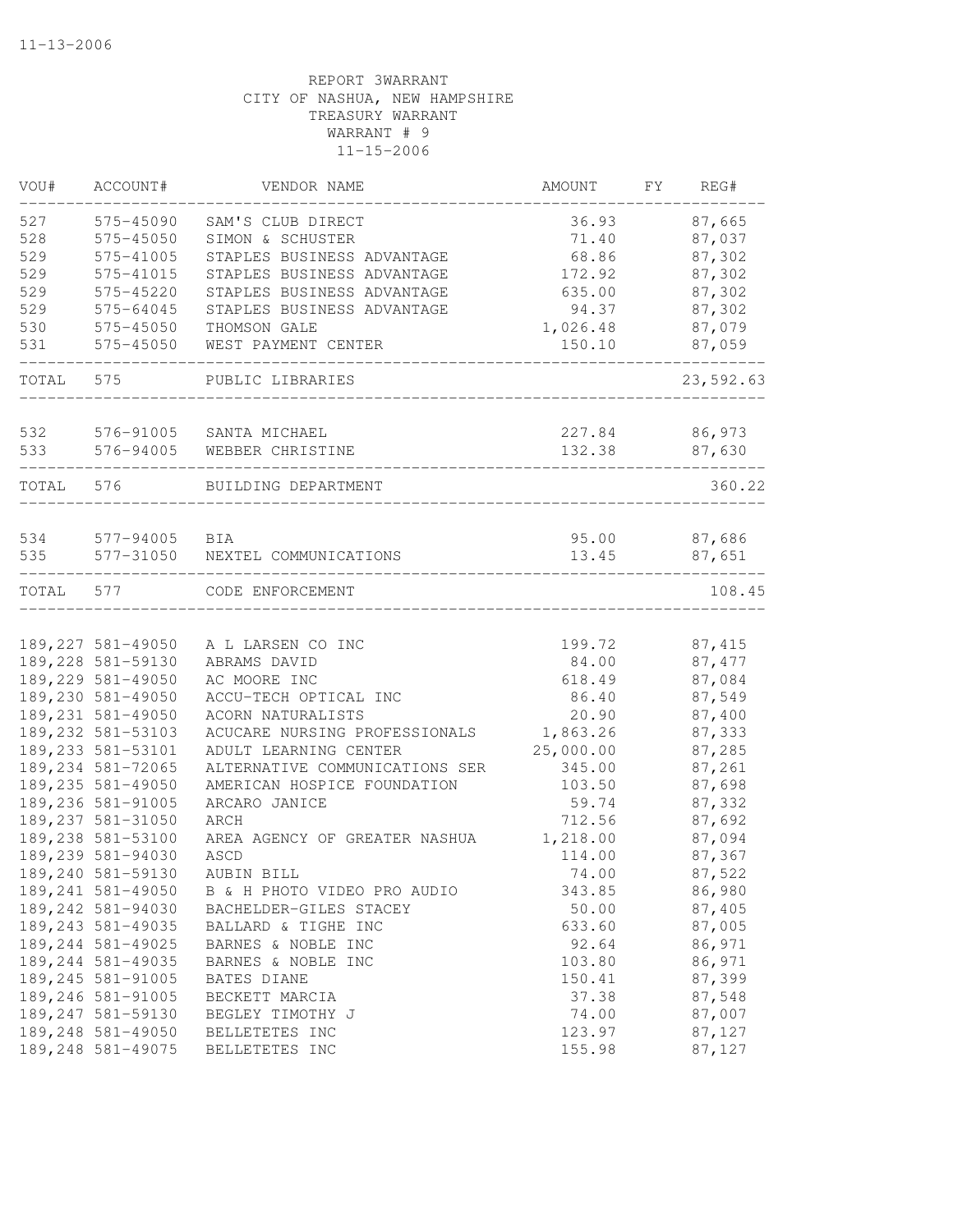11-13-2006

REPORT 3WARRANT
CITY OF NASHUA, NEW HAMPSHIRE
TREASURY WARRANT
WARRANT # 9
11-15-2006

| VOU# | ACCOUNT# | VENDOR NAME | AMOUNT | FY | REG# |
|---|---|---|---|---|---|
| 527 | 575-45090 | SAM'S CLUB DIRECT | 36.93 | | 87,665 |
| 528 | 575-45050 | SIMON & SCHUSTER | 71.40 | | 87,037 |
| 529 | 575-41005 | STAPLES BUSINESS ADVANTAGE | 68.86 | | 87,302 |
| 529 | 575-41015 | STAPLES BUSINESS ADVANTAGE | 172.92 | | 87,302 |
| 529 | 575-45220 | STAPLES BUSINESS ADVANTAGE | 635.00 | | 87,302 |
| 529 | 575-64045 | STAPLES BUSINESS ADVANTAGE | 94.37 | | 87,302 |
| 530 | 575-45050 | THOMSON GALE | 1,026.48 | | 87,079 |
| 531 | 575-45050 | WEST PAYMENT CENTER | 150.10 | | 87,059 |
| TOTAL | 575 | PUBLIC LIBRARIES | | | 23,592.63 |
| 532 | 576-91005 | SANTA MICHAEL | 227.84 | | 86,973 |
| 533 | 576-94005 | WEBBER CHRISTINE | 132.38 | | 87,630 |
| TOTAL | 576 | BUILDING DEPARTMENT | | | 360.22 |
| 534 | 577-94005 | BIA | 95.00 | | 87,686 |
| 535 | 577-31050 | NEXTEL COMMUNICATIONS | 13.45 | | 87,651 |
| TOTAL | 577 | CODE ENFORCEMENT | | | 108.45 |
| 189,227 | 581-49050 | A L LARSEN CO INC | 199.72 | | 87,415 |
| 189,228 | 581-59130 | ABRAMS DAVID | 84.00 | | 87,477 |
| 189,229 | 581-49050 | AC MOORE INC | 618.49 | | 87,084 |
| 189,230 | 581-49050 | ACCU-TECH OPTICAL INC | 86.40 | | 87,549 |
| 189,231 | 581-49050 | ACORN NATURALISTS | 20.90 | | 87,400 |
| 189,232 | 581-53103 | ACUCARE NURSING PROFESSIONALS | 1,863.26 | | 87,333 |
| 189,233 | 581-53101 | ADULT LEARNING CENTER | 25,000.00 | | 87,285 |
| 189,234 | 581-72065 | ALTERNATIVE COMMUNICATIONS SER | 345.00 | | 87,261 |
| 189,235 | 581-49050 | AMERICAN HOSPICE FOUNDATION | 103.50 | | 87,698 |
| 189,236 | 581-91005 | ARCARO JANICE | 59.74 | | 87,332 |
| 189,237 | 581-31050 | ARCH | 712.56 | | 87,692 |
| 189,238 | 581-53100 | AREA AGENCY OF GREATER NASHUA | 1,218.00 | | 87,094 |
| 189,239 | 581-94030 | ASCD | 114.00 | | 87,367 |
| 189,240 | 581-59130 | AUBIN BILL | 74.00 | | 87,522 |
| 189,241 | 581-49050 | B & H PHOTO VIDEO PRO AUDIO | 343.85 | | 86,980 |
| 189,242 | 581-94030 | BACHELDER-GILES STACEY | 50.00 | | 87,405 |
| 189,243 | 581-49035 | BALLARD & TIGHE INC | 633.60 | | 87,005 |
| 189,244 | 581-49025 | BARNES & NOBLE INC | 92.64 | | 86,971 |
| 189,244 | 581-49035 | BARNES & NOBLE INC | 103.80 | | 86,971 |
| 189,245 | 581-91005 | BATES DIANE | 150.41 | | 87,399 |
| 189,246 | 581-91005 | BECKETT MARCIA | 37.38 | | 87,548 |
| 189,247 | 581-59130 | BEGLEY TIMOTHY J | 74.00 | | 87,007 |
| 189,248 | 581-49050 | BELLETETES INC | 123.97 | | 87,127 |
| 189,248 | 581-49075 | BELLETETES INC | 155.98 | | 87,127 |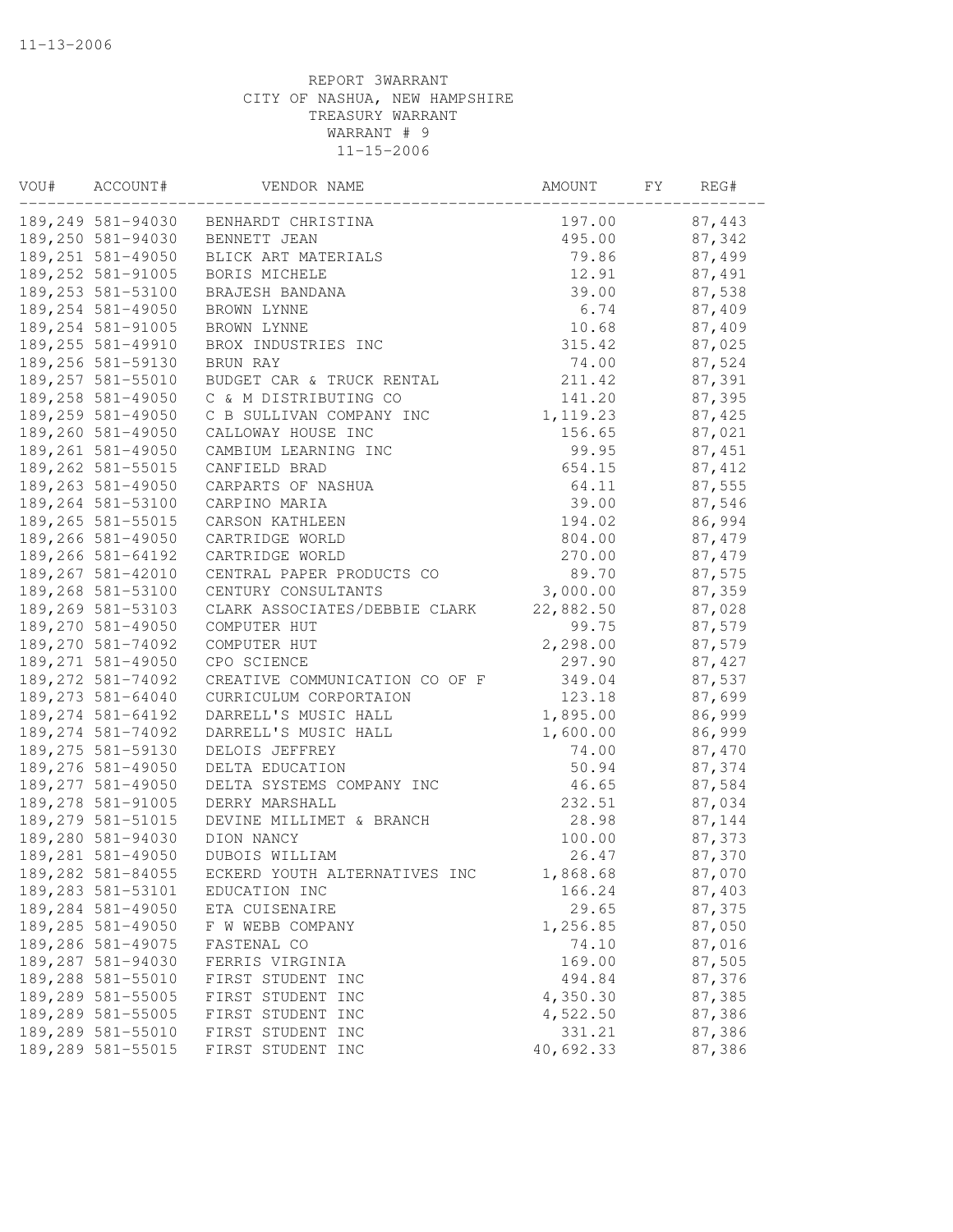11-13-2006

REPORT 3WARRANT
CITY OF NASHUA, NEW HAMPSHIRE
TREASURY WARRANT
WARRANT # 9
11-15-2006

| VOU# | ACCOUNT# | VENDOR NAME | AMOUNT | FY | REG# |
|---|---|---|---|---|---|
| 189,249 | 581-94030 | BENHARDT CHRISTINA | 197.00 | | 87,443 |
| 189,250 | 581-94030 | BENNETT JEAN | 495.00 | | 87,342 |
| 189,251 | 581-49050 | BLICK ART MATERIALS | 79.86 | | 87,499 |
| 189,252 | 581-91005 | BORIS MICHELE | 12.91 | | 87,491 |
| 189,253 | 581-53100 | BRAJESH BANDANA | 39.00 | | 87,538 |
| 189,254 | 581-49050 | BROWN LYNNE | 6.74 | | 87,409 |
| 189,254 | 581-91005 | BROWN LYNNE | 10.68 | | 87,409 |
| 189,255 | 581-49910 | BROX INDUSTRIES INC | 315.42 | | 87,025 |
| 189,256 | 581-59130 | BRUN RAY | 74.00 | | 87,524 |
| 189,257 | 581-55010 | BUDGET CAR & TRUCK RENTAL | 211.42 | | 87,391 |
| 189,258 | 581-49050 | C & M DISTRIBUTING CO | 141.20 | | 87,395 |
| 189,259 | 581-49050 | C B SULLIVAN COMPANY INC | 1,119.23 | | 87,425 |
| 189,260 | 581-49050 | CALLOWAY HOUSE INC | 156.65 | | 87,021 |
| 189,261 | 581-49050 | CAMBIUM LEARNING INC | 99.95 | | 87,451 |
| 189,262 | 581-55015 | CANFIELD BRAD | 654.15 | | 87,412 |
| 189,263 | 581-49050 | CARPARTS OF NASHUA | 64.11 | | 87,555 |
| 189,264 | 581-53100 | CARPINO MARIA | 39.00 | | 87,546 |
| 189,265 | 581-55015 | CARSON KATHLEEN | 194.02 | | 86,994 |
| 189,266 | 581-49050 | CARTRIDGE WORLD | 804.00 | | 87,479 |
| 189,266 | 581-64192 | CARTRIDGE WORLD | 270.00 | | 87,479 |
| 189,267 | 581-42010 | CENTRAL PAPER PRODUCTS CO | 89.70 | | 87,575 |
| 189,268 | 581-53100 | CENTURY CONSULTANTS | 3,000.00 | | 87,359 |
| 189,269 | 581-53103 | CLARK ASSOCIATES/DEBBIE CLARK | 22,882.50 | | 87,028 |
| 189,270 | 581-49050 | COMPUTER HUT | 99.75 | | 87,579 |
| 189,270 | 581-74092 | COMPUTER HUT | 2,298.00 | | 87,579 |
| 189,271 | 581-49050 | CPO SCIENCE | 297.90 | | 87,427 |
| 189,272 | 581-74092 | CREATIVE COMMUNICATION CO OF F | 349.04 | | 87,537 |
| 189,273 | 581-64040 | CURRICULUM CORPORTAION | 123.18 | | 87,699 |
| 189,274 | 581-64192 | DARRELL'S MUSIC HALL | 1,895.00 | | 86,999 |
| 189,274 | 581-74092 | DARRELL'S MUSIC HALL | 1,600.00 | | 86,999 |
| 189,275 | 581-59130 | DELOIS JEFFREY | 74.00 | | 87,470 |
| 189,276 | 581-49050 | DELTA EDUCATION | 50.94 | | 87,374 |
| 189,277 | 581-49050 | DELTA SYSTEMS COMPANY INC | 46.65 | | 87,584 |
| 189,278 | 581-91005 | DERRY MARSHALL | 232.51 | | 87,034 |
| 189,279 | 581-51015 | DEVINE MILLIMET & BRANCH | 28.98 | | 87,144 |
| 189,280 | 581-94030 | DION NANCY | 100.00 | | 87,373 |
| 189,281 | 581-49050 | DUBOIS WILLIAM | 26.47 | | 87,370 |
| 189,282 | 581-84055 | ECKERD YOUTH ALTERNATIVES INC | 1,868.68 | | 87,070 |
| 189,283 | 581-53101 | EDUCATION INC | 166.24 | | 87,403 |
| 189,284 | 581-49050 | ETA CUISENAIRE | 29.65 | | 87,375 |
| 189,285 | 581-49050 | F W WEBB COMPANY | 1,256.85 | | 87,050 |
| 189,286 | 581-49075 | FASTENAL CO | 74.10 | | 87,016 |
| 189,287 | 581-94030 | FERRIS VIRGINIA | 169.00 | | 87,505 |
| 189,288 | 581-55010 | FIRST STUDENT INC | 494.84 | | 87,376 |
| 189,289 | 581-55005 | FIRST STUDENT INC | 4,350.30 | | 87,385 |
| 189,289 | 581-55005 | FIRST STUDENT INC | 4,522.50 | | 87,386 |
| 189,289 | 581-55010 | FIRST STUDENT INC | 331.21 | | 87,386 |
| 189,289 | 581-55015 | FIRST STUDENT INC | 40,692.33 | | 87,386 |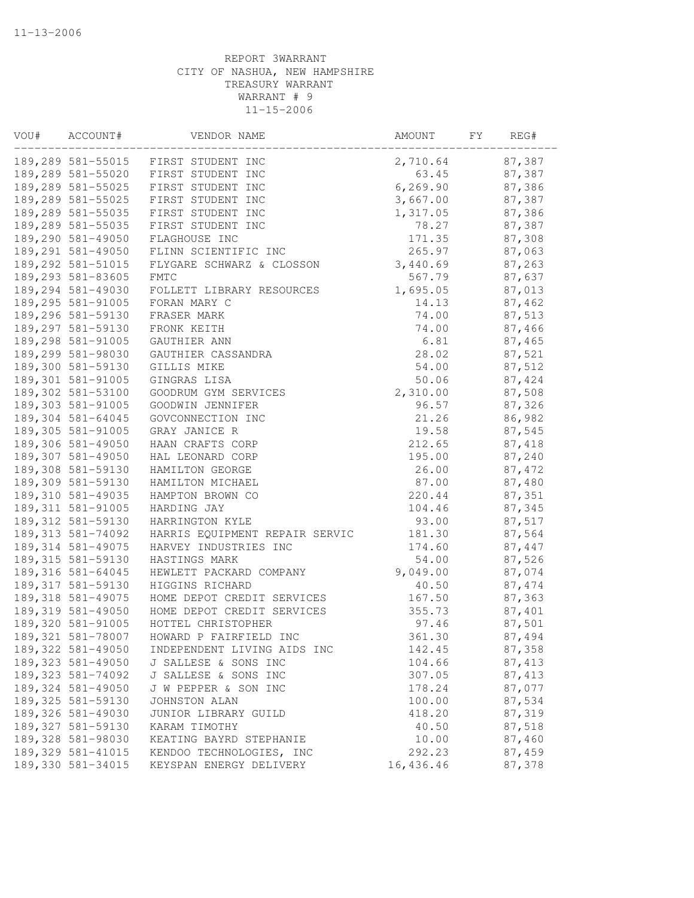11-13-2006

REPORT 3WARRANT
CITY OF NASHUA, NEW HAMPSHIRE
TREASURY WARRANT
WARRANT # 9
11-15-2006

| VOU# | ACCOUNT# | VENDOR NAME | AMOUNT | FY | REG# |
|---|---|---|---|---|---|
| 189,289 | 581-55015 | FIRST STUDENT INC | 2,710.64 | | 87,387 |
| 189,289 | 581-55020 | FIRST STUDENT INC | 63.45 | | 87,387 |
| 189,289 | 581-55025 | FIRST STUDENT INC | 6,269.90 | | 87,386 |
| 189,289 | 581-55025 | FIRST STUDENT INC | 3,667.00 | | 87,387 |
| 189,289 | 581-55035 | FIRST STUDENT INC | 1,317.05 | | 87,386 |
| 189,289 | 581-55035 | FIRST STUDENT INC | 78.27 | | 87,387 |
| 189,290 | 581-49050 | FLAGHOUSE INC | 171.35 | | 87,308 |
| 189,291 | 581-49050 | FLINN SCIENTIFIC INC | 265.97 | | 87,063 |
| 189,292 | 581-51015 | FLYGARE SCHWARZ & CLOSSON | 3,440.69 | | 87,263 |
| 189,293 | 581-83605 | FMTC | 567.79 | | 87,637 |
| 189,294 | 581-49030 | FOLLETT LIBRARY RESOURCES | 1,695.05 | | 87,013 |
| 189,295 | 581-91005 | FORAN MARY C | 14.13 | | 87,462 |
| 189,296 | 581-59130 | FRASER MARK | 74.00 | | 87,513 |
| 189,297 | 581-59130 | FRONK KEITH | 74.00 | | 87,466 |
| 189,298 | 581-91005 | GAUTHIER ANN | 6.81 | | 87,465 |
| 189,299 | 581-98030 | GAUTHIER CASSANDRA | 28.02 | | 87,521 |
| 189,300 | 581-59130 | GILLIS MIKE | 54.00 | | 87,512 |
| 189,301 | 581-91005 | GINGRAS LISA | 50.06 | | 87,424 |
| 189,302 | 581-53100 | GOODRUM GYM SERVICES | 2,310.00 | | 87,508 |
| 189,303 | 581-91005 | GOODWIN JENNIFER | 96.57 | | 87,326 |
| 189,304 | 581-64045 | GOVCONNECTION INC | 21.26 | | 86,982 |
| 189,305 | 581-91005 | GRAY JANICE R | 19.58 | | 87,545 |
| 189,306 | 581-49050 | HAAN CRAFTS CORP | 212.65 | | 87,418 |
| 189,307 | 581-49050 | HAL LEONARD CORP | 195.00 | | 87,240 |
| 189,308 | 581-59130 | HAMILTON GEORGE | 26.00 | | 87,472 |
| 189,309 | 581-59130 | HAMILTON MICHAEL | 87.00 | | 87,480 |
| 189,310 | 581-49035 | HAMPTON BROWN CO | 220.44 | | 87,351 |
| 189,311 | 581-91005 | HARDING JAY | 104.46 | | 87,345 |
| 189,312 | 581-59130 | HARRINGTON KYLE | 93.00 | | 87,517 |
| 189,313 | 581-74092 | HARRIS EQUIPMENT REPAIR SERVIC | 181.30 | | 87,564 |
| 189,314 | 581-49075 | HARVEY INDUSTRIES INC | 174.60 | | 87,447 |
| 189,315 | 581-59130 | HASTINGS MARK | 54.00 | | 87,526 |
| 189,316 | 581-64045 | HEWLETT PACKARD COMPANY | 9,049.00 | | 87,074 |
| 189,317 | 581-59130 | HIGGINS RICHARD | 40.50 | | 87,474 |
| 189,318 | 581-49075 | HOME DEPOT CREDIT SERVICES | 167.50 | | 87,363 |
| 189,319 | 581-49050 | HOME DEPOT CREDIT SERVICES | 355.73 | | 87,401 |
| 189,320 | 581-91005 | HOTTEL CHRISTOPHER | 97.46 | | 87,501 |
| 189,321 | 581-78007 | HOWARD P FAIRFIELD INC | 361.30 | | 87,494 |
| 189,322 | 581-49050 | INDEPENDENT LIVING AIDS INC | 142.45 | | 87,358 |
| 189,323 | 581-49050 | J SALLESE & SONS INC | 104.66 | | 87,413 |
| 189,323 | 581-74092 | J SALLESE & SONS INC | 307.05 | | 87,413 |
| 189,324 | 581-49050 | J W PEPPER & SON INC | 178.24 | | 87,077 |
| 189,325 | 581-59130 | JOHNSTON ALAN | 100.00 | | 87,534 |
| 189,326 | 581-49030 | JUNIOR LIBRARY GUILD | 418.20 | | 87,319 |
| 189,327 | 581-59130 | KARAM TIMOTHY | 40.50 | | 87,518 |
| 189,328 | 581-98030 | KEATING BAYRD STEPHANIE | 10.00 | | 87,460 |
| 189,329 | 581-41015 | KENDOO TECHNOLOGIES, INC | 292.23 | | 87,459 |
| 189,330 | 581-34015 | KEYSPAN ENERGY DELIVERY | 16,436.46 | | 87,378 |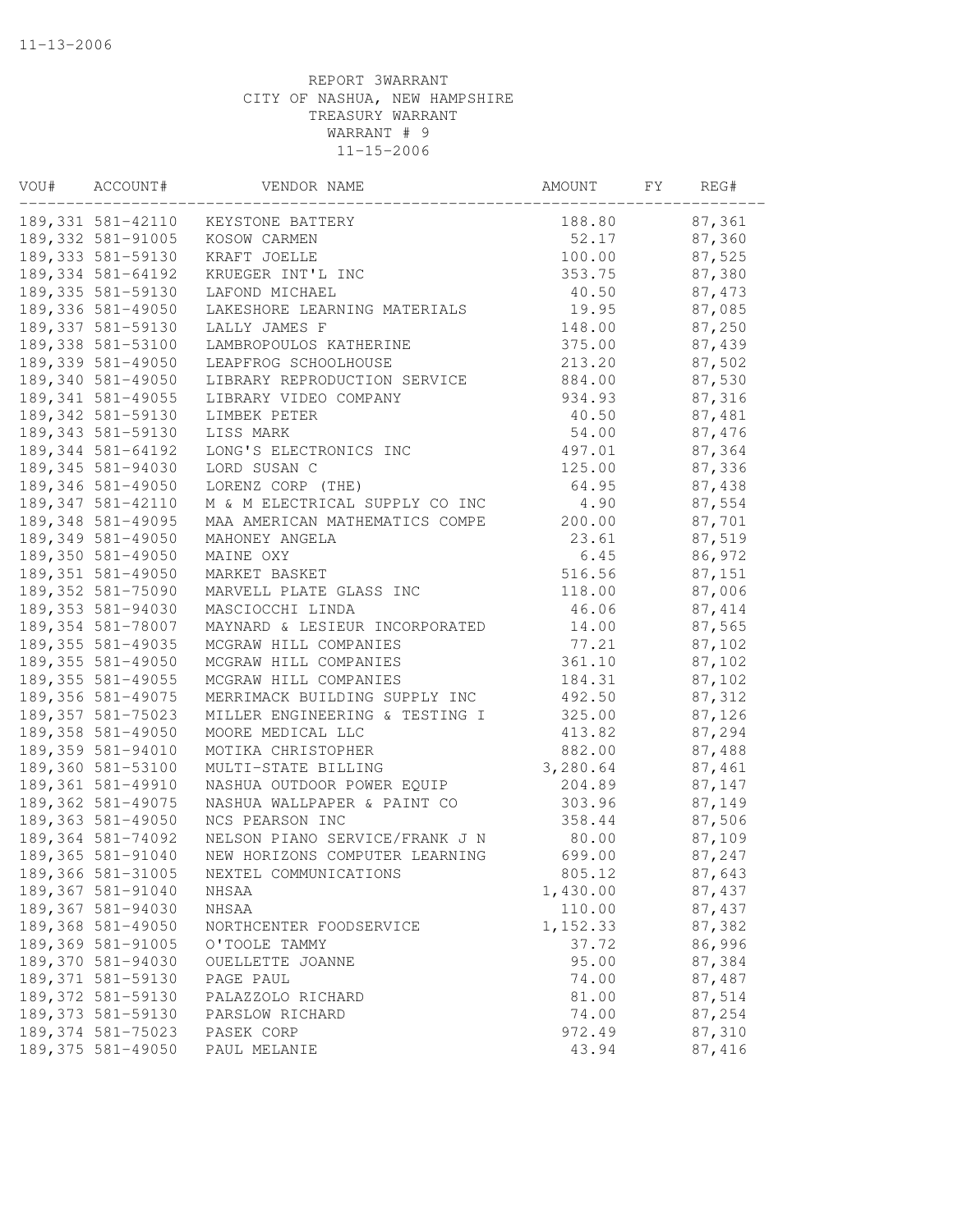11-13-2006

REPORT 3WARRANT
CITY OF NASHUA, NEW HAMPSHIRE
TREASURY WARRANT
WARRANT # 9
11-15-2006

| VOU# | ACCOUNT# | VENDOR NAME | AMOUNT | FY | REG# |
|---|---|---|---|---|---|
| 189,331 | 581-42110 | KEYSTONE BATTERY | 188.80 | | 87,361 |
| 189,332 | 581-91005 | KOSOW CARMEN | 52.17 | | 87,360 |
| 189,333 | 581-59130 | KRAFT JOELLE | 100.00 | | 87,525 |
| 189,334 | 581-64192 | KRUEGER INT'L INC | 353.75 | | 87,380 |
| 189,335 | 581-59130 | LAFOND MICHAEL | 40.50 | | 87,473 |
| 189,336 | 581-49050 | LAKESHORE LEARNING MATERIALS | 19.95 | | 87,085 |
| 189,337 | 581-59130 | LALLY JAMES F | 148.00 | | 87,250 |
| 189,338 | 581-53100 | LAMBROPOULOS KATHERINE | 375.00 | | 87,439 |
| 189,339 | 581-49050 | LEAPFROG SCHOOLHOUSE | 213.20 | | 87,502 |
| 189,340 | 581-49050 | LIBRARY REPRODUCTION SERVICE | 884.00 | | 87,530 |
| 189,341 | 581-49055 | LIBRARY VIDEO COMPANY | 934.93 | | 87,316 |
| 189,342 | 581-59130 | LIMBEK PETER | 40.50 | | 87,481 |
| 189,343 | 581-59130 | LISS MARK | 54.00 | | 87,476 |
| 189,344 | 581-64192 | LONG'S ELECTRONICS INC | 497.01 | | 87,364 |
| 189,345 | 581-94030 | LORD SUSAN C | 125.00 | | 87,336 |
| 189,346 | 581-49050 | LORENZ CORP (THE) | 64.95 | | 87,438 |
| 189,347 | 581-42110 | M & M ELECTRICAL SUPPLY CO INC | 4.90 | | 87,554 |
| 189,348 | 581-49095 | MAA AMERICAN MATHEMATICS COMPE | 200.00 | | 87,701 |
| 189,349 | 581-49050 | MAHONEY ANGELA | 23.61 | | 87,519 |
| 189,350 | 581-49050 | MAINE OXY | 6.45 | | 86,972 |
| 189,351 | 581-49050 | MARKET BASKET | 516.56 | | 87,151 |
| 189,352 | 581-75090 | MARVELL PLATE GLASS INC | 118.00 | | 87,006 |
| 189,353 | 581-94030 | MASCIOCCHI LINDA | 46.06 | | 87,414 |
| 189,354 | 581-78007 | MAYNARD & LESIEUR INCORPORATED | 14.00 | | 87,565 |
| 189,355 | 581-49035 | MCGRAW HILL COMPANIES | 77.21 | | 87,102 |
| 189,355 | 581-49050 | MCGRAW HILL COMPANIES | 361.10 | | 87,102 |
| 189,355 | 581-49055 | MCGRAW HILL COMPANIES | 184.31 | | 87,102 |
| 189,356 | 581-49075 | MERRIMACK BUILDING SUPPLY INC | 492.50 | | 87,312 |
| 189,357 | 581-75023 | MILLER ENGINEERING & TESTING I | 325.00 | | 87,126 |
| 189,358 | 581-49050 | MOORE MEDICAL LLC | 413.82 | | 87,294 |
| 189,359 | 581-94010 | MOTIKA CHRISTOPHER | 882.00 | | 87,488 |
| 189,360 | 581-53100 | MULTI-STATE BILLING | 3,280.64 | | 87,461 |
| 189,361 | 581-49910 | NASHUA OUTDOOR POWER EQUIP | 204.89 | | 87,147 |
| 189,362 | 581-49075 | NASHUA WALLPAPER & PAINT CO | 303.96 | | 87,149 |
| 189,363 | 581-49050 | NCS PEARSON INC | 358.44 | | 87,506 |
| 189,364 | 581-74092 | NELSON PIANO SERVICE/FRANK J N | 80.00 | | 87,109 |
| 189,365 | 581-91040 | NEW HORIZONS COMPUTER LEARNING | 699.00 | | 87,247 |
| 189,366 | 581-31005 | NEXTEL COMMUNICATIONS | 805.12 | | 87,643 |
| 189,367 | 581-91040 | NHSAA | 1,430.00 | | 87,437 |
| 189,367 | 581-94030 | NHSAA | 110.00 | | 87,437 |
| 189,368 | 581-49050 | NORTHCENTER FOODSERVICE | 1,152.33 | | 87,382 |
| 189,369 | 581-91005 | O'TOOLE TAMMY | 37.72 | | 86,996 |
| 189,370 | 581-94030 | OUELLETTE JOANNE | 95.00 | | 87,384 |
| 189,371 | 581-59130 | PAGE PAUL | 74.00 | | 87,487 |
| 189,372 | 581-59130 | PALAZZOLO RICHARD | 81.00 | | 87,514 |
| 189,373 | 581-59130 | PARSLOW RICHARD | 74.00 | | 87,254 |
| 189,374 | 581-75023 | PASEK CORP | 972.49 | | 87,310 |
| 189,375 | 581-49050 | PAUL MELANIE | 43.94 | | 87,416 |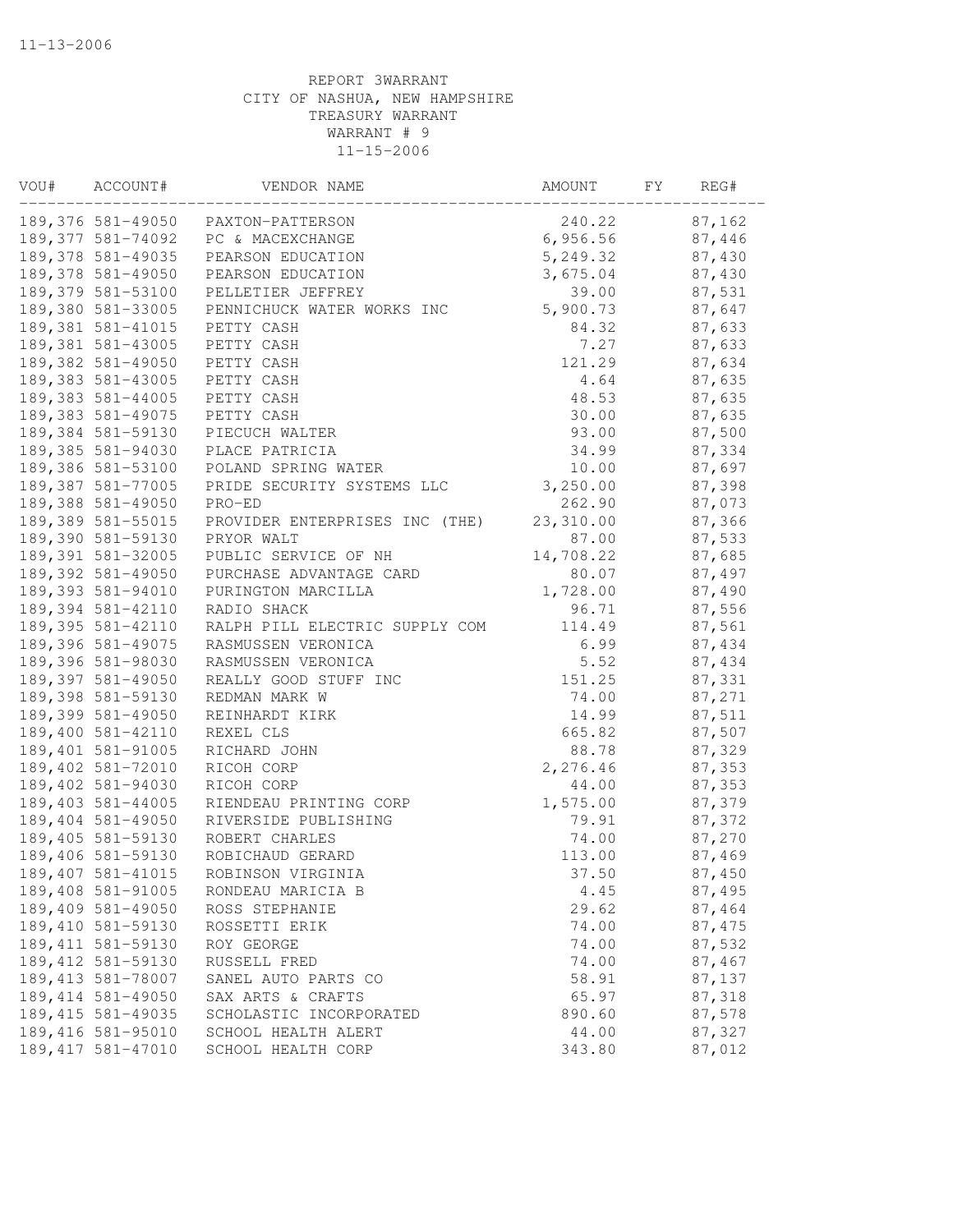11-13-2006

REPORT 3WARRANT
CITY OF NASHUA, NEW HAMPSHIRE
TREASURY WARRANT
WARRANT # 9
11-15-2006

| VOU# | ACCOUNT# | VENDOR NAME | AMOUNT | FY | REG# |
|---|---|---|---|---|---|
| 189,376 | 581-49050 | PAXTON-PATTERSON | 240.22 | | 87,162 |
| 189,377 | 581-74092 | PC & MACEXCHANGE | 6,956.56 | | 87,446 |
| 189,378 | 581-49035 | PEARSON EDUCATION | 5,249.32 | | 87,430 |
| 189,378 | 581-49050 | PEARSON EDUCATION | 3,675.04 | | 87,430 |
| 189,379 | 581-53100 | PELLETIER JEFFREY | 39.00 | | 87,531 |
| 189,380 | 581-33005 | PENNICHUCK WATER WORKS INC | 5,900.73 | | 87,647 |
| 189,381 | 581-41015 | PETTY CASH | 84.32 | | 87,633 |
| 189,381 | 581-43005 | PETTY CASH | 7.27 | | 87,633 |
| 189,382 | 581-49050 | PETTY CASH | 121.29 | | 87,634 |
| 189,383 | 581-43005 | PETTY CASH | 4.64 | | 87,635 |
| 189,383 | 581-44005 | PETTY CASH | 48.53 | | 87,635 |
| 189,383 | 581-49075 | PETTY CASH | 30.00 | | 87,635 |
| 189,384 | 581-59130 | PIECUCH WALTER | 93.00 | | 87,500 |
| 189,385 | 581-94030 | PLACE PATRICIA | 34.99 | | 87,334 |
| 189,386 | 581-53100 | POLAND SPRING WATER | 10.00 | | 87,697 |
| 189,387 | 581-77005 | PRIDE SECURITY SYSTEMS LLC | 3,250.00 | | 87,398 |
| 189,388 | 581-49050 | PRO-ED | 262.90 | | 87,073 |
| 189,389 | 581-55015 | PROVIDER ENTERPRISES INC (THE) | 23,310.00 | | 87,366 |
| 189,390 | 581-59130 | PRYOR WALT | 87.00 | | 87,533 |
| 189,391 | 581-32005 | PUBLIC SERVICE OF NH | 14,708.22 | | 87,685 |
| 189,392 | 581-49050 | PURCHASE ADVANTAGE CARD | 80.07 | | 87,497 |
| 189,393 | 581-94010 | PURINGTON MARCILLA | 1,728.00 | | 87,490 |
| 189,394 | 581-42110 | RADIO SHACK | 96.71 | | 87,556 |
| 189,395 | 581-42110 | RALPH PILL ELECTRIC SUPPLY COM | 114.49 | | 87,561 |
| 189,396 | 581-49075 | RASMUSSEN VERONICA | 6.99 | | 87,434 |
| 189,396 | 581-98030 | RASMUSSEN VERONICA | 5.52 | | 87,434 |
| 189,397 | 581-49050 | REALLY GOOD STUFF INC | 151.25 | | 87,331 |
| 189,398 | 581-59130 | REDMAN MARK W | 74.00 | | 87,271 |
| 189,399 | 581-49050 | REINHARDT KIRK | 14.99 | | 87,511 |
| 189,400 | 581-42110 | REXEL CLS | 665.82 | | 87,507 |
| 189,401 | 581-91005 | RICHARD JOHN | 88.78 | | 87,329 |
| 189,402 | 581-72010 | RICOH CORP | 2,276.46 | | 87,353 |
| 189,402 | 581-94030 | RICOH CORP | 44.00 | | 87,353 |
| 189,403 | 581-44005 | RIENDEAU PRINTING CORP | 1,575.00 | | 87,379 |
| 189,404 | 581-49050 | RIVERSIDE PUBLISHING | 79.91 | | 87,372 |
| 189,405 | 581-59130 | ROBERT CHARLES | 74.00 | | 87,270 |
| 189,406 | 581-59130 | ROBICHAUD GERARD | 113.00 | | 87,469 |
| 189,407 | 581-41015 | ROBINSON VIRGINIA | 37.50 | | 87,450 |
| 189,408 | 581-91005 | RONDEAU MARICIA B | 4.45 | | 87,495 |
| 189,409 | 581-49050 | ROSS STEPHANIE | 29.62 | | 87,464 |
| 189,410 | 581-59130 | ROSSETTI ERIK | 74.00 | | 87,475 |
| 189,411 | 581-59130 | ROY GEORGE | 74.00 | | 87,532 |
| 189,412 | 581-59130 | RUSSELL FRED | 74.00 | | 87,467 |
| 189,413 | 581-78007 | SANEL AUTO PARTS CO | 58.91 | | 87,137 |
| 189,414 | 581-49050 | SAX ARTS & CRAFTS | 65.97 | | 87,318 |
| 189,415 | 581-49035 | SCHOLASTIC INCORPORATED | 890.60 | | 87,578 |
| 189,416 | 581-95010 | SCHOOL HEALTH ALERT | 44.00 | | 87,327 |
| 189,417 | 581-47010 | SCHOOL HEALTH CORP | 343.80 | | 87,012 |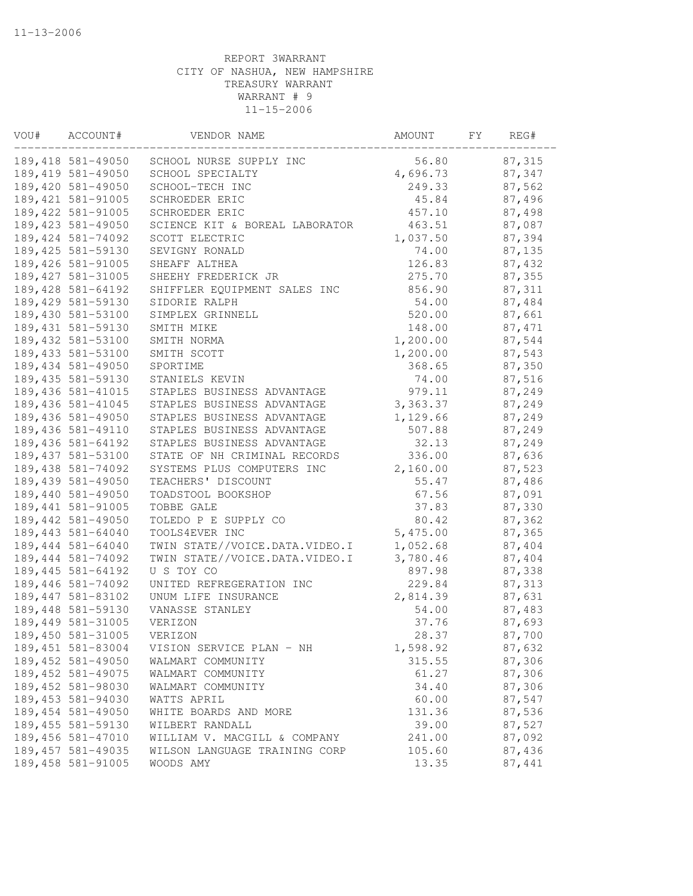11-13-2006

REPORT 3WARRANT
CITY OF NASHUA, NEW HAMPSHIRE
TREASURY WARRANT
WARRANT # 9
11-15-2006

| VOU# | ACCOUNT# | VENDOR NAME | AMOUNT | FY | REG# |
|---|---|---|---|---|---|
| 189,418 | 581-49050 | SCHOOL NURSE SUPPLY INC | 56.80 | | 87,315 |
| 189,419 | 581-49050 | SCHOOL SPECIALTY | 4,696.73 | | 87,347 |
| 189,420 | 581-49050 | SCHOOL-TECH INC | 249.33 | | 87,562 |
| 189,421 | 581-91005 | SCHROEDER ERIC | 45.84 | | 87,496 |
| 189,422 | 581-91005 | SCHROEDER ERIC | 457.10 | | 87,498 |
| 189,423 | 581-49050 | SCIENCE KIT & BOREAL LABORATOR | 463.51 | | 87,087 |
| 189,424 | 581-74092 | SCOTT ELECTRIC | 1,037.50 | | 87,394 |
| 189,425 | 581-59130 | SEVIGNY RONALD | 74.00 | | 87,135 |
| 189,426 | 581-91005 | SHEAFF ALTHEA | 126.83 | | 87,432 |
| 189,427 | 581-31005 | SHEEHY FREDERICK JR | 275.70 | | 87,355 |
| 189,428 | 581-64192 | SHIFFLER EQUIPMENT SALES INC | 856.90 | | 87,311 |
| 189,429 | 581-59130 | SIDORIE RALPH | 54.00 | | 87,484 |
| 189,430 | 581-53100 | SIMPLEX GRINNELL | 520.00 | | 87,661 |
| 189,431 | 581-59130 | SMITH MIKE | 148.00 | | 87,471 |
| 189,432 | 581-53100 | SMITH NORMA | 1,200.00 | | 87,544 |
| 189,433 | 581-53100 | SMITH SCOTT | 1,200.00 | | 87,543 |
| 189,434 | 581-49050 | SPORTIME | 368.65 | | 87,350 |
| 189,435 | 581-59130 | STANIELS KEVIN | 74.00 | | 87,516 |
| 189,436 | 581-41015 | STAPLES BUSINESS ADVANTAGE | 979.11 | | 87,249 |
| 189,436 | 581-41045 | STAPLES BUSINESS ADVANTAGE | 3,363.37 | | 87,249 |
| 189,436 | 581-49050 | STAPLES BUSINESS ADVANTAGE | 1,129.66 | | 87,249 |
| 189,436 | 581-49110 | STAPLES BUSINESS ADVANTAGE | 507.88 | | 87,249 |
| 189,436 | 581-64192 | STAPLES BUSINESS ADVANTAGE | 32.13 | | 87,249 |
| 189,437 | 581-53100 | STATE OF NH CRIMINAL RECORDS | 336.00 | | 87,636 |
| 189,438 | 581-74092 | SYSTEMS PLUS COMPUTERS INC | 2,160.00 | | 87,523 |
| 189,439 | 581-49050 | TEACHERS' DISCOUNT | 55.47 | | 87,486 |
| 189,440 | 581-49050 | TOADSTOOL BOOKSHOP | 67.56 | | 87,091 |
| 189,441 | 581-91005 | TOBBE GALE | 37.83 | | 87,330 |
| 189,442 | 581-49050 | TOLEDO P E SUPPLY CO | 80.42 | | 87,362 |
| 189,443 | 581-64040 | TOOLS4EVER INC | 5,475.00 | | 87,365 |
| 189,444 | 581-64040 | TWIN STATE//VOICE.DATA.VIDEO.I | 1,052.68 | | 87,404 |
| 189,444 | 581-74092 | TWIN STATE//VOICE.DATA.VIDEO.I | 3,780.46 | | 87,404 |
| 189,445 | 581-64192 | U S TOY CO | 897.98 | | 87,338 |
| 189,446 | 581-74092 | UNITED REFREGERATION INC | 229.84 | | 87,313 |
| 189,447 | 581-83102 | UNUM LIFE INSURANCE | 2,814.39 | | 87,631 |
| 189,448 | 581-59130 | VANASSE STANLEY | 54.00 | | 87,483 |
| 189,449 | 581-31005 | VERIZON | 37.76 | | 87,693 |
| 189,450 | 581-31005 | VERIZON | 28.37 | | 87,700 |
| 189,451 | 581-83004 | VISION SERVICE PLAN - NH | 1,598.92 | | 87,632 |
| 189,452 | 581-49050 | WALMART COMMUNITY | 315.55 | | 87,306 |
| 189,452 | 581-49075 | WALMART COMMUNITY | 61.27 | | 87,306 |
| 189,452 | 581-98030 | WALMART COMMUNITY | 34.40 | | 87,306 |
| 189,453 | 581-94030 | WATTS APRIL | 60.00 | | 87,547 |
| 189,454 | 581-49050 | WHITE BOARDS AND MORE | 131.36 | | 87,536 |
| 189,455 | 581-59130 | WILBERT RANDALL | 39.00 | | 87,527 |
| 189,456 | 581-47010 | WILLIAM V. MACGILL & COMPANY | 241.00 | | 87,092 |
| 189,457 | 581-49035 | WILSON LANGUAGE TRAINING CORP | 105.60 | | 87,436 |
| 189,458 | 581-91005 | WOODS AMY | 13.35 | | 87,441 |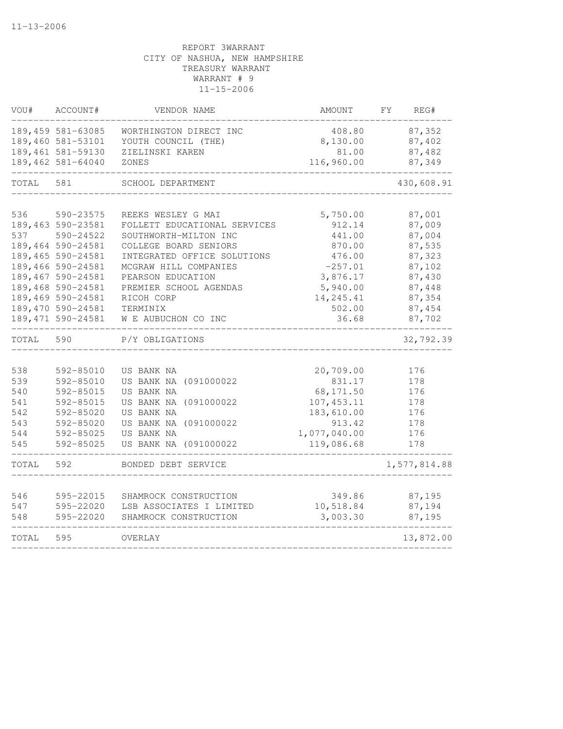11-13-2006

REPORT 3WARRANT
CITY OF NASHUA, NEW HAMPSHIRE
TREASURY WARRANT
WARRANT # 9
11-15-2006

| VOU# | ACCOUNT# | VENDOR NAME | AMOUNT | FY | REG# |
|---|---|---|---|---|---|
| 189,459 | 581-63085 | WORTHINGTON DIRECT INC | 408.80 | | 87,352 |
| 189,460 | 581-53101 | YOUTH COUNCIL (THE) | 8,130.00 | | 87,402 |
| 189,461 | 581-59130 | ZIELINSKI KAREN | 81.00 | | 87,482 |
| 189,462 | 581-64040 | ZONES | 116,960.00 | | 87,349 |
| TOTAL | 581 | SCHOOL DEPARTMENT | | | 430,608.91 |
| 536 | 590-23575 | REEKS WESLEY G MAI | 5,750.00 | | 87,001 |
| 189,463 | 590-23581 | FOLLETT EDUCATIONAL SERVICES | 912.14 | | 87,009 |
| 537 | 590-24522 | SOUTHWORTH-MILTON INC | 441.00 | | 87,004 |
| 189,464 | 590-24581 | COLLEGE BOARD SENIORS | 870.00 | | 87,535 |
| 189,465 | 590-24581 | INTEGRATED OFFICE SOLUTIONS | 476.00 | | 87,323 |
| 189,466 | 590-24581 | MCGRAW HILL COMPANIES | -257.01 | | 87,102 |
| 189,467 | 590-24581 | PEARSON EDUCATION | 3,876.17 | | 87,430 |
| 189,468 | 590-24581 | PREMIER SCHOOL AGENDAS | 5,940.00 | | 87,448 |
| 189,469 | 590-24581 | RICOH CORP | 14,245.41 | | 87,354 |
| 189,470 | 590-24581 | TERMINIX | 502.00 | | 87,454 |
| 189,471 | 590-24581 | W E AUBUCHON CO INC | 36.68 | | 87,702 |
| TOTAL | 590 | P/Y OBLIGATIONS | | | 32,792.39 |
| 538 | 592-85010 | US BANK NA | 20,709.00 | | 176 |
| 539 | 592-85010 | US BANK NA (091000022 | 831.17 | | 178 |
| 540 | 592-85015 | US BANK NA | 68,171.50 | | 176 |
| 541 | 592-85015 | US BANK NA (091000022 | 107,453.11 | | 178 |
| 542 | 592-85020 | US BANK NA | 183,610.00 | | 176 |
| 543 | 592-85020 | US BANK NA (091000022 | 913.42 | | 178 |
| 544 | 592-85025 | US BANK NA | 1,077,040.00 | | 176 |
| 545 | 592-85025 | US BANK NA (091000022 | 119,086.68 | | 178 |
| TOTAL | 592 | BONDED DEBT SERVICE | | | 1,577,814.88 |
| 546 | 595-22015 | SHAMROCK CONSTRUCTION | 349.86 | | 87,195 |
| 547 | 595-22020 | LSB ASSOCIATES I LIMITED | 10,518.84 | | 87,194 |
| 548 | 595-22020 | SHAMROCK CONSTRUCTION | 3,003.30 | | 87,195 |
| TOTAL | 595 | OVERLAY | | | 13,872.00 |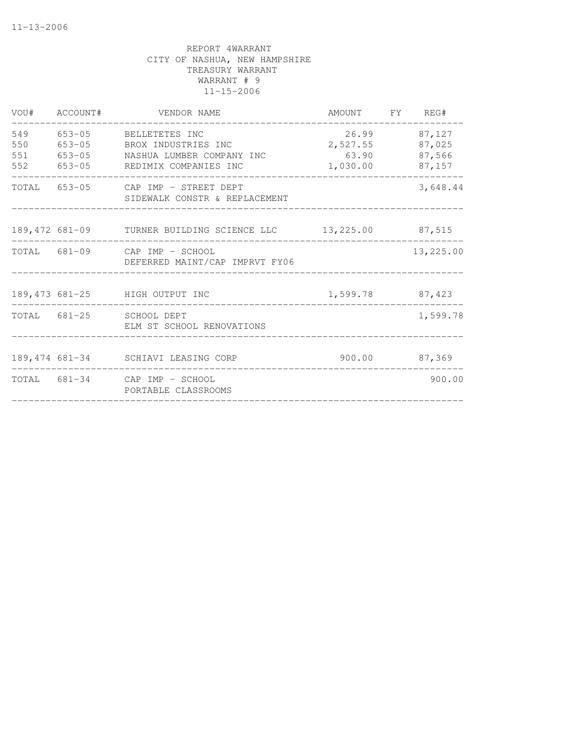11-13-2006

REPORT 4WARRANT
CITY OF NASHUA, NEW HAMPSHIRE
TREASURY WARRANT
WARRANT # 9
11-15-2006

| VOU# | ACCOUNT# | VENDOR NAME | AMOUNT | FY | REG# |
|---|---|---|---|---|---|
| 549 | 653-05 | BELLETETES INC | 26.99 | | 87,127 |
| 550 | 653-05 | BROX INDUSTRIES INC | 2,527.55 | | 87,025 |
| 551 | 653-05 | NASHUA LUMBER COMPANY INC | 63.90 | | 87,566 |
| 552 | 653-05 | REDIMIX COMPANIES INC | 1,030.00 | | 87,157 |
| TOTAL | 653-05 | CAP IMP - STREET DEPT SIDEWALK CONSTR & REPLACEMENT | | | 3,648.44 |
| 189,472 | 681-09 | TURNER BUILDING SCIENCE LLC | 13,225.00 | | 87,515 |
| TOTAL | 681-09 | CAP IMP - SCHOOL DEFERRED MAINT/CAP IMPRVT FY06 | | | 13,225.00 |
| 189,473 | 681-25 | HIGH OUTPUT INC | 1,599.78 | | 87,423 |
| TOTAL | 681-25 | SCHOOL DEPT ELM ST SCHOOL RENOVATIONS | | | 1,599.78 |
| 189,474 | 681-34 | SCHIAVI LEASING CORP | 900.00 | | 87,369 |
| TOTAL | 681-34 | CAP IMP - SCHOOL PORTABLE CLASSROOMS | | | 900.00 |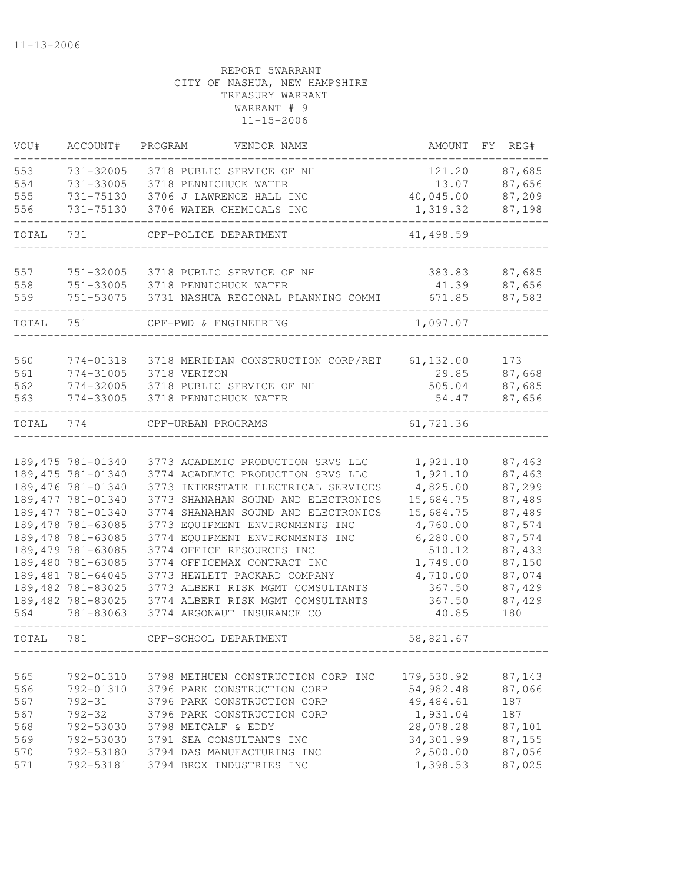11-13-2006

REPORT 5WARRANT
CITY OF NASHUA, NEW HAMPSHIRE
TREASURY WARRANT
WARRANT # 9
11-15-2006

| VOU# | ACCOUNT# | PROGRAM | VENDOR NAME | AMOUNT | FY | REG# |
|---|---|---|---|---|---|---|
| 553 | 731-32005 | 3718 | PUBLIC SERVICE OF NH | 121.20 | | 87,685 |
| 554 | 731-33005 | 3718 | PENNICHUCK WATER | 13.07 | | 87,656 |
| 555 | 731-75130 | 3706 | J LAWRENCE HALL INC | 40,045.00 | | 87,209 |
| 556 | 731-75130 | 3706 | WATER CHEMICALS INC | 1,319.32 | | 87,198 |
| TOTAL | 731 | | CPF-POLICE DEPARTMENT | 41,498.59 | | |
| 557 | 751-32005 | 3718 | PUBLIC SERVICE OF NH | 383.83 | | 87,685 |
| 558 | 751-33005 | 3718 | PENNICHUCK WATER | 41.39 | | 87,656 |
| 559 | 751-53075 | 3731 | NASHUA REGIONAL PLANNING COMMI | 671.85 | | 87,583 |
| TOTAL | 751 | | CPF-PWD & ENGINEERING | 1,097.07 | | |
| 560 | 774-01318 | 3718 | MERIDIAN CONSTRUCTION CORP/RET | 61,132.00 | | 173 |
| 561 | 774-31005 | 3718 | VERIZON | 29.85 | | 87,668 |
| 562 | 774-32005 | 3718 | PUBLIC SERVICE OF NH | 505.04 | | 87,685 |
| 563 | 774-33005 | 3718 | PENNICHUCK WATER | 54.47 | | 87,656 |
| TOTAL | 774 | | CPF-URBAN PROGRAMS | 61,721.36 | | |
| 189,475 | 781-01340 | 3773 | ACADEMIC PRODUCTION SRVS LLC | 1,921.10 | | 87,463 |
| 189,475 | 781-01340 | 3774 | ACADEMIC PRODUCTION SRVS LLC | 1,921.10 | | 87,463 |
| 189,476 | 781-01340 | 3773 | INTERSTATE ELECTRICAL SERVICES | 4,825.00 | | 87,299 |
| 189,477 | 781-01340 | 3773 | SHANAHAN SOUND AND ELECTRONICS | 15,684.75 | | 87,489 |
| 189,477 | 781-01340 | 3774 | SHANAHAN SOUND AND ELECTRONICS | 15,684.75 | | 87,489 |
| 189,478 | 781-63085 | 3773 | EQUIPMENT ENVIRONMENTS INC | 4,760.00 | | 87,574 |
| 189,478 | 781-63085 | 3774 | EQUIPMENT ENVIRONMENTS INC | 6,280.00 | | 87,574 |
| 189,479 | 781-63085 | 3774 | OFFICE RESOURCES INC | 510.12 | | 87,433 |
| 189,480 | 781-63085 | 3774 | OFFICEMAX CONTRACT INC | 1,749.00 | | 87,150 |
| 189,481 | 781-64045 | 3773 | HEWLETT PACKARD COMPANY | 4,710.00 | | 87,074 |
| 189,482 | 781-83025 | 3773 | ALBERT RISK MGMT COMSULTANTS | 367.50 | | 87,429 |
| 189,482 | 781-83025 | 3774 | ALBERT RISK MGMT COMSULTANTS | 367.50 | | 87,429 |
| 564 | 781-83063 | 3774 | ARGONAUT INSURANCE CO | 40.85 | | 180 |
| TOTAL | 781 | | CPF-SCHOOL DEPARTMENT | 58,821.67 | | |
| 565 | 792-01310 | 3798 | METHUEN CONSTRUCTION CORP INC | 179,530.92 | | 87,143 |
| 566 | 792-01310 | 3796 | PARK CONSTRUCTION CORP | 54,982.48 | | 87,066 |
| 567 | 792-31 | 3796 | PARK CONSTRUCTION CORP | 49,484.61 | | 187 |
| 567 | 792-32 | 3796 | PARK CONSTRUCTION CORP | 1,931.04 | | 187 |
| 568 | 792-53030 | 3798 | METCALF & EDDY | 28,078.28 | | 87,101 |
| 569 | 792-53030 | 3791 | SEA CONSULTANTS INC | 34,301.99 | | 87,155 |
| 570 | 792-53180 | 3794 | DAS MANUFACTURING INC | 2,500.00 | | 87,056 |
| 571 | 792-53181 | 3794 | BROX INDUSTRIES INC | 1,398.53 | | 87,025 |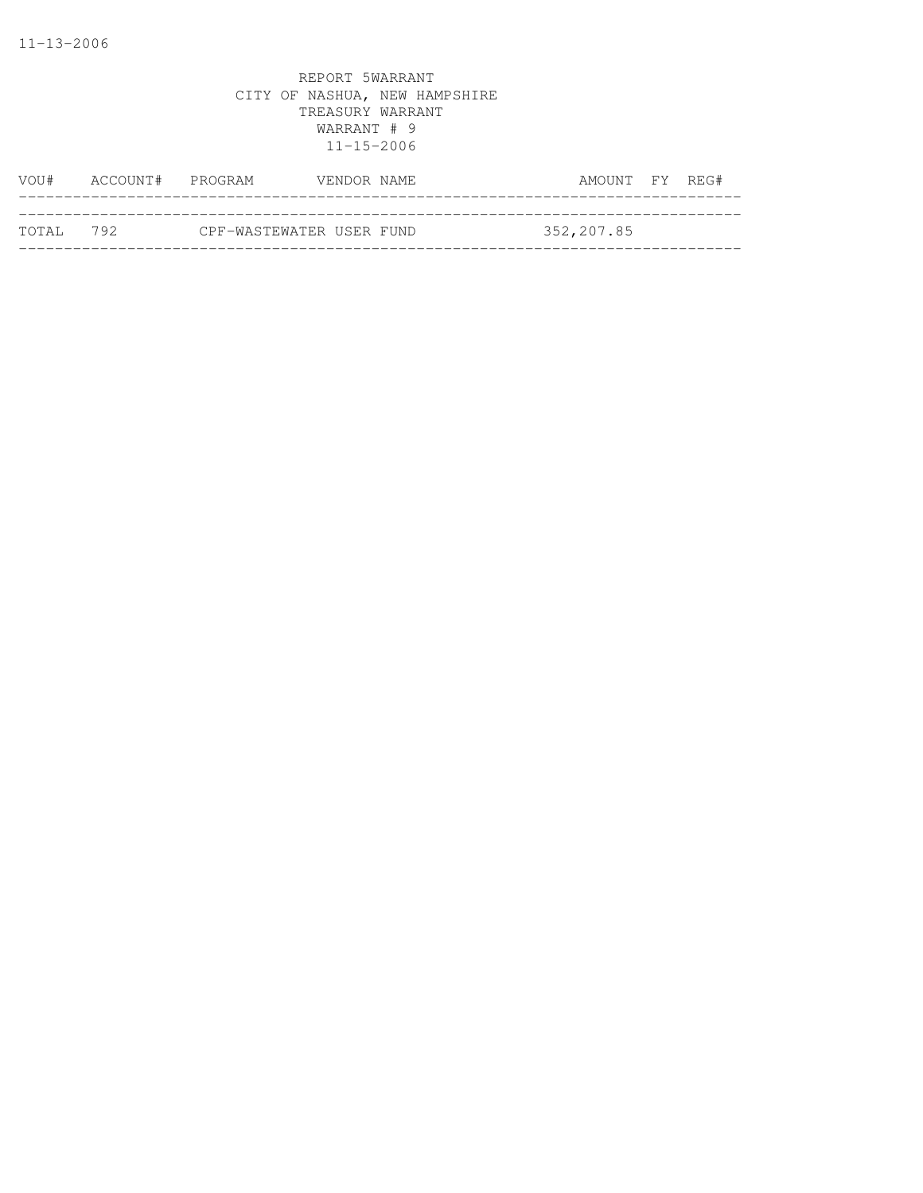11-13-2006

REPORT 5WARRANT
CITY OF NASHUA, NEW HAMPSHIRE
TREASURY WARRANT
WARRANT # 9
11-15-2006

| VOU# | ACCOUNT# | PROGRAM | VENDOR NAME | AMOUNT | FY | REG# |
|---|---|---|---|---|---|---|
| TOTAL | 792 | CPF-WASTEWATER USER FUND | | 352,207.85 | | |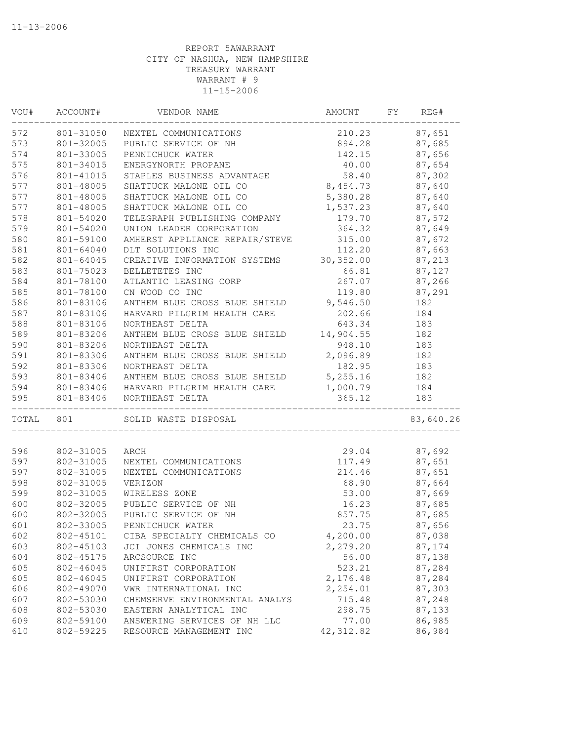11-13-2006

REPORT 5AWARRANT
CITY OF NASHUA, NEW HAMPSHIRE
TREASURY WARRANT
WARRANT # 9
11-15-2006

| VOU# | ACCOUNT# | VENDOR NAME | AMOUNT | FY | REG# |
|---|---|---|---|---|---|
| 572 | 801-31050 | NEXTEL COMMUNICATIONS | 210.23 | | 87,651 |
| 573 | 801-32005 | PUBLIC SERVICE OF NH | 894.28 | | 87,685 |
| 574 | 801-33005 | PENNICHUCK WATER | 142.15 | | 87,656 |
| 575 | 801-34015 | ENERGYNORTH PROPANE | 40.00 | | 87,654 |
| 576 | 801-41015 | STAPLES BUSINESS ADVANTAGE | 58.40 | | 87,302 |
| 577 | 801-48005 | SHATTUCK MALONE OIL CO | 8,454.73 | | 87,640 |
| 577 | 801-48005 | SHATTUCK MALONE OIL CO | 5,380.28 | | 87,640 |
| 577 | 801-48005 | SHATTUCK MALONE OIL CO | 1,537.23 | | 87,640 |
| 578 | 801-54020 | TELEGRAPH PUBLISHING COMPANY | 179.70 | | 87,572 |
| 579 | 801-54020 | UNION LEADER CORPORATION | 364.32 | | 87,649 |
| 580 | 801-59100 | AMHERST APPLIANCE REPAIR/STEVE | 315.00 | | 87,672 |
| 581 | 801-64040 | DLT SOLUTIONS INC | 112.20 | | 87,663 |
| 582 | 801-64045 | CREATIVE INFORMATION SYSTEMS | 30,352.00 | | 87,213 |
| 583 | 801-75023 | BELLETETES INC | 66.81 | | 87,127 |
| 584 | 801-78100 | ATLANTIC LEASING CORP | 267.07 | | 87,266 |
| 585 | 801-78100 | CN WOOD CO INC | 119.80 | | 87,291 |
| 586 | 801-83106 | ANTHEM BLUE CROSS BLUE SHIELD | 9,546.50 | | 182 |
| 587 | 801-83106 | HARVARD PILGRIM HEALTH CARE | 202.66 | | 184 |
| 588 | 801-83106 | NORTHEAST DELTA | 643.34 | | 183 |
| 589 | 801-83206 | ANTHEM BLUE CROSS BLUE SHIELD | 14,904.55 | | 182 |
| 590 | 801-83206 | NORTHEAST DELTA | 948.10 | | 183 |
| 591 | 801-83306 | ANTHEM BLUE CROSS BLUE SHIELD | 2,096.89 | | 182 |
| 592 | 801-83306 | NORTHEAST DELTA | 182.95 | | 183 |
| 593 | 801-83406 | ANTHEM BLUE CROSS BLUE SHIELD | 5,255.16 | | 182 |
| 594 | 801-83406 | HARVARD PILGRIM HEALTH CARE | 1,000.79 | | 184 |
| 595 | 801-83406 | NORTHEAST DELTA | 365.12 | | 183 |
| TOTAL | 801 | SOLID WASTE DISPOSAL | | | 83,640.26 |
| 596 | 802-31005 | ARCH | 29.04 | | 87,692 |
| 597 | 802-31005 | NEXTEL COMMUNICATIONS | 117.49 | | 87,651 |
| 597 | 802-31005 | NEXTEL COMMUNICATIONS | 214.46 | | 87,651 |
| 598 | 802-31005 | VERIZON | 68.90 | | 87,664 |
| 599 | 802-31005 | WIRELESS ZONE | 53.00 | | 87,669 |
| 600 | 802-32005 | PUBLIC SERVICE OF NH | 16.23 | | 87,685 |
| 600 | 802-32005 | PUBLIC SERVICE OF NH | 857.75 | | 87,685 |
| 601 | 802-33005 | PENNICHUCK WATER | 23.75 | | 87,656 |
| 602 | 802-45101 | CIBA SPECIALTY CHEMICALS CO | 4,200.00 | | 87,038 |
| 603 | 802-45103 | JCI JONES CHEMICALS INC | 2,279.20 | | 87,174 |
| 604 | 802-45175 | ARCSOURCE INC | 56.00 | | 87,138 |
| 605 | 802-46045 | UNIFIRST CORPORATION | 523.21 | | 87,284 |
| 605 | 802-46045 | UNIFIRST CORPORATION | 2,176.48 | | 87,284 |
| 606 | 802-49070 | VWR INTERNATIONAL INC | 2,254.01 | | 87,303 |
| 607 | 802-53030 | CHEMSERVE ENVIRONMENTAL ANALYS | 715.48 | | 87,248 |
| 608 | 802-53030 | EASTERN ANALYTICAL INC | 298.75 | | 87,133 |
| 609 | 802-59100 | ANSWERING SERVICES OF NH LLC | 77.00 | | 86,985 |
| 610 | 802-59225 | RESOURCE MANAGEMENT INC | 42,312.82 | | 86,984 |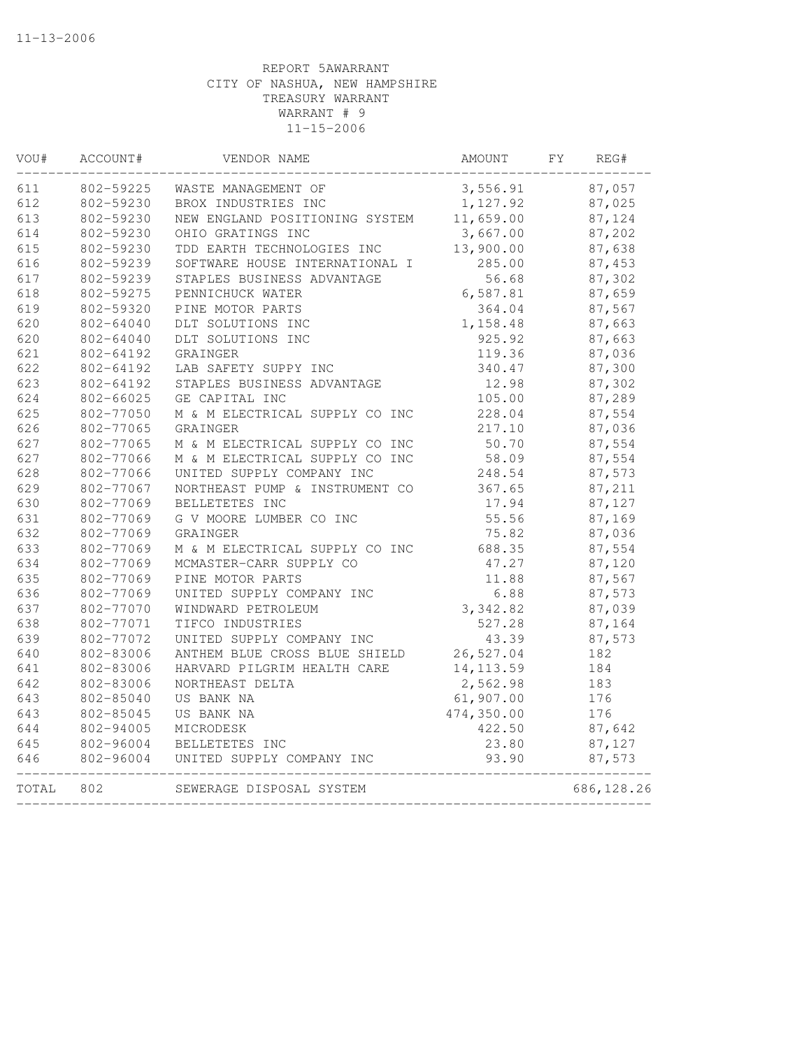11-13-2006

REPORT 5AWARRANT
CITY OF NASHUA, NEW HAMPSHIRE
TREASURY WARRANT
WARRANT # 9
11-15-2006

| VOU# | ACCOUNT# | VENDOR NAME | AMOUNT | FY | REG# |
|---|---|---|---|---|---|
| 611 | 802-59225 | WASTE MANAGEMENT OF | 3,556.91 | | 87,057 |
| 612 | 802-59230 | BROX INDUSTRIES INC | 1,127.92 | | 87,025 |
| 613 | 802-59230 | NEW ENGLAND POSITIONING SYSTEM | 11,659.00 | | 87,124 |
| 614 | 802-59230 | OHIO GRATINGS INC | 3,667.00 | | 87,202 |
| 615 | 802-59230 | TDD EARTH TECHNOLOGIES INC | 13,900.00 | | 87,638 |
| 616 | 802-59239 | SOFTWARE HOUSE INTERNATIONAL I | 285.00 | | 87,453 |
| 617 | 802-59239 | STAPLES BUSINESS ADVANTAGE | 56.68 | | 87,302 |
| 618 | 802-59275 | PENNICHUCK WATER | 6,587.81 | | 87,659 |
| 619 | 802-59320 | PINE MOTOR PARTS | 364.04 | | 87,567 |
| 620 | 802-64040 | DLT SOLUTIONS INC | 1,158.48 | | 87,663 |
| 620 | 802-64040 | DLT SOLUTIONS INC | 925.92 | | 87,663 |
| 621 | 802-64192 | GRAINGER | 119.36 | | 87,036 |
| 622 | 802-64192 | LAB SAFETY SUPPY INC | 340.47 | | 87,300 |
| 623 | 802-64192 | STAPLES BUSINESS ADVANTAGE | 12.98 | | 87,302 |
| 624 | 802-66025 | GE CAPITAL INC | 105.00 | | 87,289 |
| 625 | 802-77050 | M & M ELECTRICAL SUPPLY CO INC | 228.04 | | 87,554 |
| 626 | 802-77065 | GRAINGER | 217.10 | | 87,036 |
| 627 | 802-77065 | M & M ELECTRICAL SUPPLY CO INC | 50.70 | | 87,554 |
| 627 | 802-77066 | M & M ELECTRICAL SUPPLY CO INC | 58.09 | | 87,554 |
| 628 | 802-77066 | UNITED SUPPLY COMPANY INC | 248.54 | | 87,573 |
| 629 | 802-77067 | NORTHEAST PUMP & INSTRUMENT CO | 367.65 | | 87,211 |
| 630 | 802-77069 | BELLETETES INC | 17.94 | | 87,127 |
| 631 | 802-77069 | G V MOORE LUMBER CO INC | 55.56 | | 87,169 |
| 632 | 802-77069 | GRAINGER | 75.82 | | 87,036 |
| 633 | 802-77069 | M & M ELECTRICAL SUPPLY CO INC | 688.35 | | 87,554 |
| 634 | 802-77069 | MCMASTER-CARR SUPPLY CO | 47.27 | | 87,120 |
| 635 | 802-77069 | PINE MOTOR PARTS | 11.88 | | 87,567 |
| 636 | 802-77069 | UNITED SUPPLY COMPANY INC | 6.88 | | 87,573 |
| 637 | 802-77070 | WINDWARD PETROLEUM | 3,342.82 | | 87,039 |
| 638 | 802-77071 | TIFCO INDUSTRIES | 527.28 | | 87,164 |
| 639 | 802-77072 | UNITED SUPPLY COMPANY INC | 43.39 | | 87,573 |
| 640 | 802-83006 | ANTHEM BLUE CROSS BLUE SHIELD | 26,527.04 | | 182 |
| 641 | 802-83006 | HARVARD PILGRIM HEALTH CARE | 14,113.59 | | 184 |
| 642 | 802-83006 | NORTHEAST DELTA | 2,562.98 | | 183 |
| 643 | 802-85040 | US BANK NA | 61,907.00 | | 176 |
| 643 | 802-85045 | US BANK NA | 474,350.00 | | 176 |
| 644 | 802-94005 | MICRODESK | 422.50 | | 87,642 |
| 645 | 802-96004 | BELLETETES INC | 23.80 | | 87,127 |
| 646 | 802-96004 | UNITED SUPPLY COMPANY INC | 93.90 | | 87,573 |
| TOTAL | 802 | SEWERAGE DISPOSAL SYSTEM | | | 686,128.26 |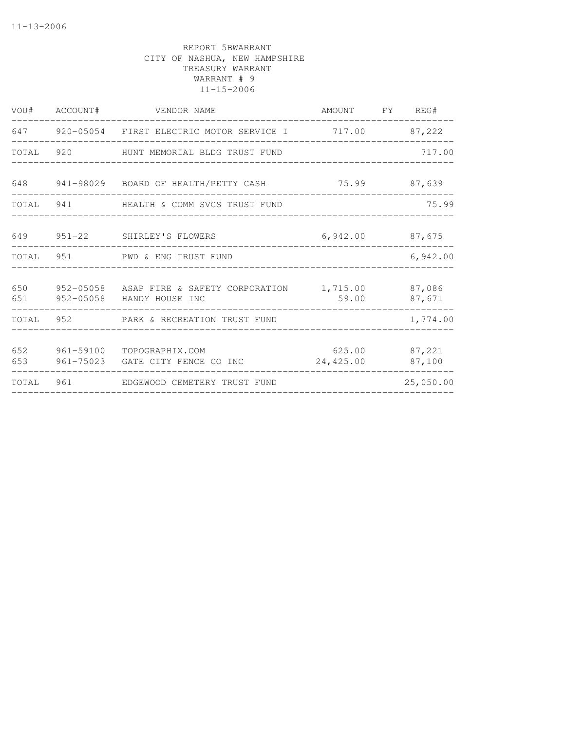11-13-2006

REPORT 5BWARRANT
CITY OF NASHUA, NEW HAMPSHIRE
TREASURY WARRANT
WARRANT # 9
11-15-2006

| VOU# | ACCOUNT# | VENDOR NAME | AMOUNT | FY | REG# |
|---|---|---|---|---|---|
| 647 | 920-05054 | FIRST ELECTRIC MOTOR SERVICE I | 717.00 | | 87,222 |
| TOTAL | 920 | HUNT MEMORIAL BLDG TRUST FUND | | | 717.00 |
| 648 | 941-98029 | BOARD OF HEALTH/PETTY CASH | 75.99 | | 87,639 |
| TOTAL | 941 | HEALTH & COMM SVCS TRUST FUND | | | 75.99 |
| 649 | 951-22 | SHIRLEY'S FLOWERS | 6,942.00 | | 87,675 |
| TOTAL | 951 | PWD & ENG TRUST FUND | | | 6,942.00 |
| 650 | 952-05058 | ASAP FIRE & SAFETY CORPORATION | 1,715.00 | | 87,086 |
| 651 | 952-05058 | HANDY HOUSE INC | 59.00 | | 87,671 |
| TOTAL | 952 | PARK & RECREATION TRUST FUND | | | 1,774.00 |
| 652 | 961-59100 | TOPOGRAPHIX.COM | 625.00 | | 87,221 |
| 653 | 961-75023 | GATE CITY FENCE CO INC | 24,425.00 | | 87,100 |
| TOTAL | 961 | EDGEWOOD CEMETERY TRUST FUND | | | 25,050.00 |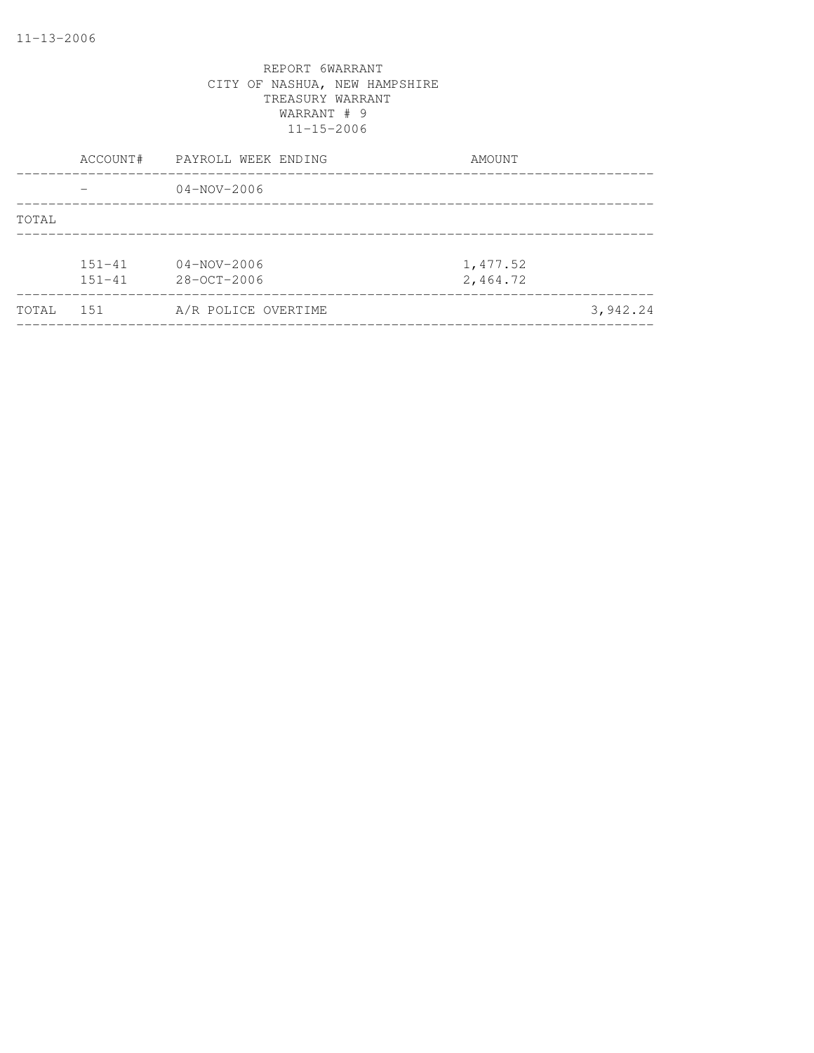REPORT 6WARRANT
CITY OF NASHUA, NEW HAMPSHIRE
TREASURY WARRANT
WARRANT # 9
11-15-2006

| | ACCOUNT# | PAYROLL WEEK ENDING | AMOUNT | |
|---|---|---|---|---|
| | - | 04-NOV-2006 | | |
| TOTAL | | | | |
| | 151-41 | 04-NOV-2006 | 1,477.52 | |
| | 151-41 | 28-OCT-2006 | 2,464.72 | |
| TOTAL | 151 | A/R POLICE OVERTIME | | 3,942.24 |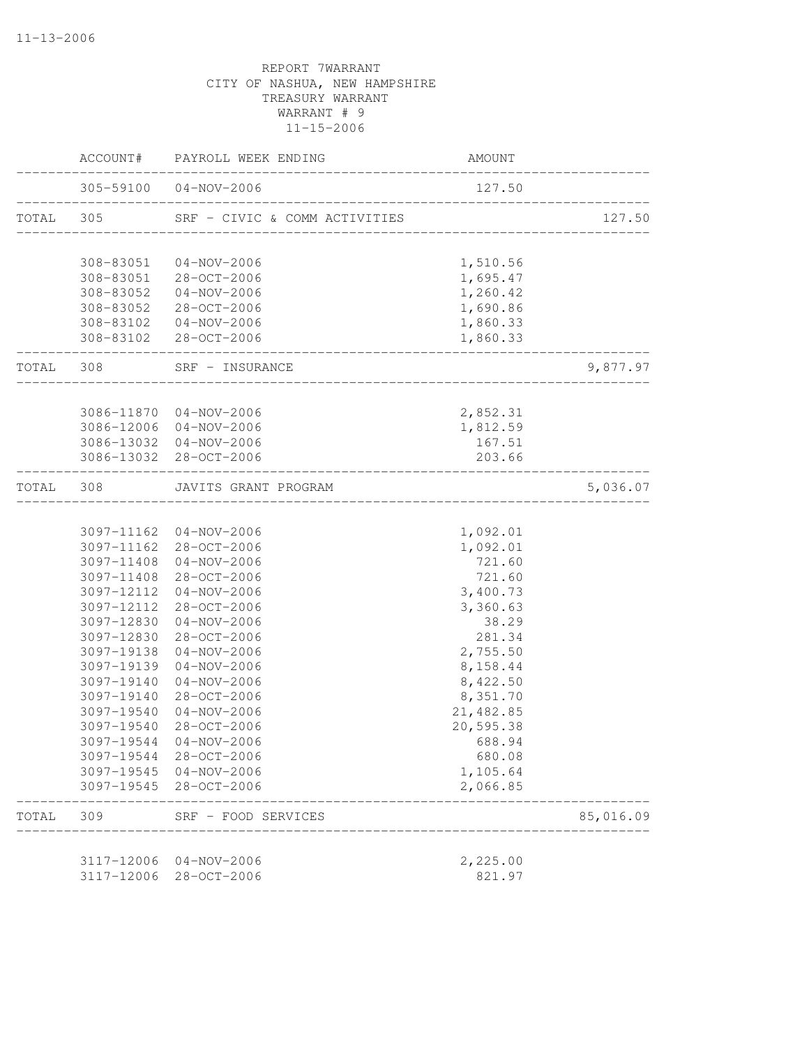11-13-2006

REPORT 7WARRANT
CITY OF NASHUA, NEW HAMPSHIRE
TREASURY WARRANT
WARRANT # 9
11-15-2006

| | ACCOUNT# | PAYROLL WEEK ENDING | AMOUNT | |
|---|---|---|---|---|
| | 305-59100 | 04-NOV-2006 | 127.50 | |
| TOTAL | 305 | SRF - CIVIC & COMM ACTIVITIES | | 127.50 |
| | 308-83051 | 04-NOV-2006 | 1,510.56 | |
| | 308-83051 | 28-OCT-2006 | 1,695.47 | |
| | 308-83052 | 04-NOV-2006 | 1,260.42 | |
| | 308-83052 | 28-OCT-2006 | 1,690.86 | |
| | 308-83102 | 04-NOV-2006 | 1,860.33 | |
| | 308-83102 | 28-OCT-2006 | 1,860.33 | |
| TOTAL | 308 | SRF - INSURANCE | | 9,877.97 |
| | 3086-11870 | 04-NOV-2006 | 2,852.31 | |
| | 3086-12006 | 04-NOV-2006 | 1,812.59 | |
| | 3086-13032 | 04-NOV-2006 | 167.51 | |
| | 3086-13032 | 28-OCT-2006 | 203.66 | |
| TOTAL | 308 | JAVITS GRANT PROGRAM | | 5,036.07 |
| | 3097-11162 | 04-NOV-2006 | 1,092.01 | |
| | 3097-11162 | 28-OCT-2006 | 1,092.01 | |
| | 3097-11408 | 04-NOV-2006 | 721.60 | |
| | 3097-11408 | 28-OCT-2006 | 721.60 | |
| | 3097-12112 | 04-NOV-2006 | 3,400.73 | |
| | 3097-12112 | 28-OCT-2006 | 3,360.63 | |
| | 3097-12830 | 04-NOV-2006 | 38.29 | |
| | 3097-12830 | 28-OCT-2006 | 281.34 | |
| | 3097-19138 | 04-NOV-2006 | 2,755.50 | |
| | 3097-19139 | 04-NOV-2006 | 8,158.44 | |
| | 3097-19140 | 04-NOV-2006 | 8,422.50 | |
| | 3097-19140 | 28-OCT-2006 | 8,351.70 | |
| | 3097-19540 | 04-NOV-2006 | 21,482.85 | |
| | 3097-19540 | 28-OCT-2006 | 20,595.38 | |
| | 3097-19544 | 04-NOV-2006 | 688.94 | |
| | 3097-19544 | 28-OCT-2006 | 680.08 | |
| | 3097-19545 | 04-NOV-2006 | 1,105.64 | |
| | 3097-19545 | 28-OCT-2006 | 2,066.85 | |
| TOTAL | 309 | SRF - FOOD SERVICES | | 85,016.09 |
| | 3117-12006 | 04-NOV-2006 | 2,225.00 | |
| | 3117-12006 | 28-OCT-2006 | 821.97 | |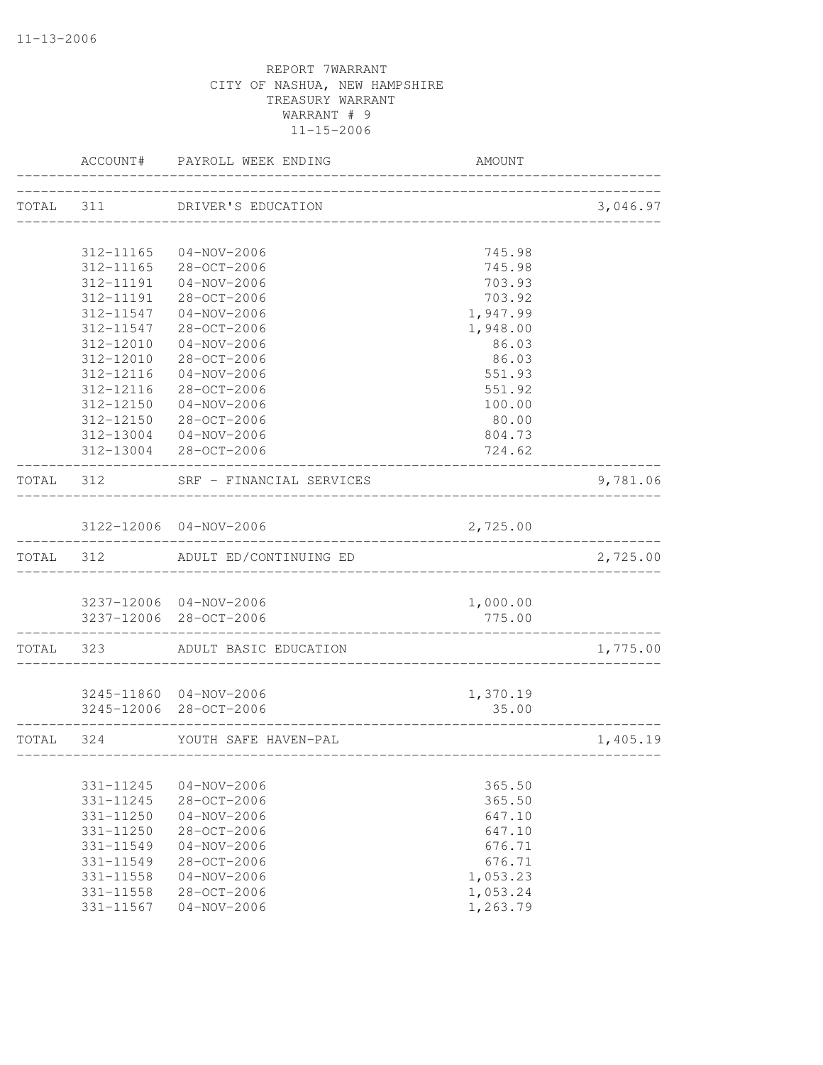REPORT 7WARRANT
CITY OF NASHUA, NEW HAMPSHIRE
TREASURY WARRANT
WARRANT # 9
11-15-2006

| | ACCOUNT# | PAYROLL WEEK ENDING | AMOUNT | |
|---|---|---|---|---|
| TOTAL | 311 | DRIVER'S EDUCATION | | 3,046.97 |
| | 312-11165 | 04-NOV-2006 | 745.98 | |
| | 312-11165 | 28-OCT-2006 | 745.98 | |
| | 312-11191 | 04-NOV-2006 | 703.93 | |
| | 312-11191 | 28-OCT-2006 | 703.92 | |
| | 312-11547 | 04-NOV-2006 | 1,947.99 | |
| | 312-11547 | 28-OCT-2006 | 1,948.00 | |
| | 312-12010 | 04-NOV-2006 | 86.03 | |
| | 312-12010 | 28-OCT-2006 | 86.03 | |
| | 312-12116 | 04-NOV-2006 | 551.93 | |
| | 312-12116 | 28-OCT-2006 | 551.92 | |
| | 312-12150 | 04-NOV-2006 | 100.00 | |
| | 312-12150 | 28-OCT-2006 | 80.00 | |
| | 312-13004 | 04-NOV-2006 | 804.73 | |
| | 312-13004 | 28-OCT-2006 | 724.62 | |
| TOTAL | 312 | SRF - FINANCIAL SERVICES | | 9,781.06 |
| | 3122-12006 | 04-NOV-2006 | 2,725.00 | |
| TOTAL | 312 | ADULT ED/CONTINUING ED | | 2,725.00 |
| | 3237-12006 | 04-NOV-2006 | 1,000.00 | |
| | 3237-12006 | 28-OCT-2006 | 775.00 | |
| TOTAL | 323 | ADULT BASIC EDUCATION | | 1,775.00 |
| | 3245-11860 | 04-NOV-2006 | 1,370.19 | |
| | 3245-12006 | 28-OCT-2006 | 35.00 | |
| TOTAL | 324 | YOUTH SAFE HAVEN-PAL | | 1,405.19 |
| | 331-11245 | 04-NOV-2006 | 365.50 | |
| | 331-11245 | 28-OCT-2006 | 365.50 | |
| | 331-11250 | 04-NOV-2006 | 647.10 | |
| | 331-11250 | 28-OCT-2006 | 647.10 | |
| | 331-11549 | 04-NOV-2006 | 676.71 | |
| | 331-11549 | 28-OCT-2006 | 676.71 | |
| | 331-11558 | 04-NOV-2006 | 1,053.23 | |
| | 331-11558 | 28-OCT-2006 | 1,053.24 | |
| | 331-11567 | 04-NOV-2006 | 1,263.79 | |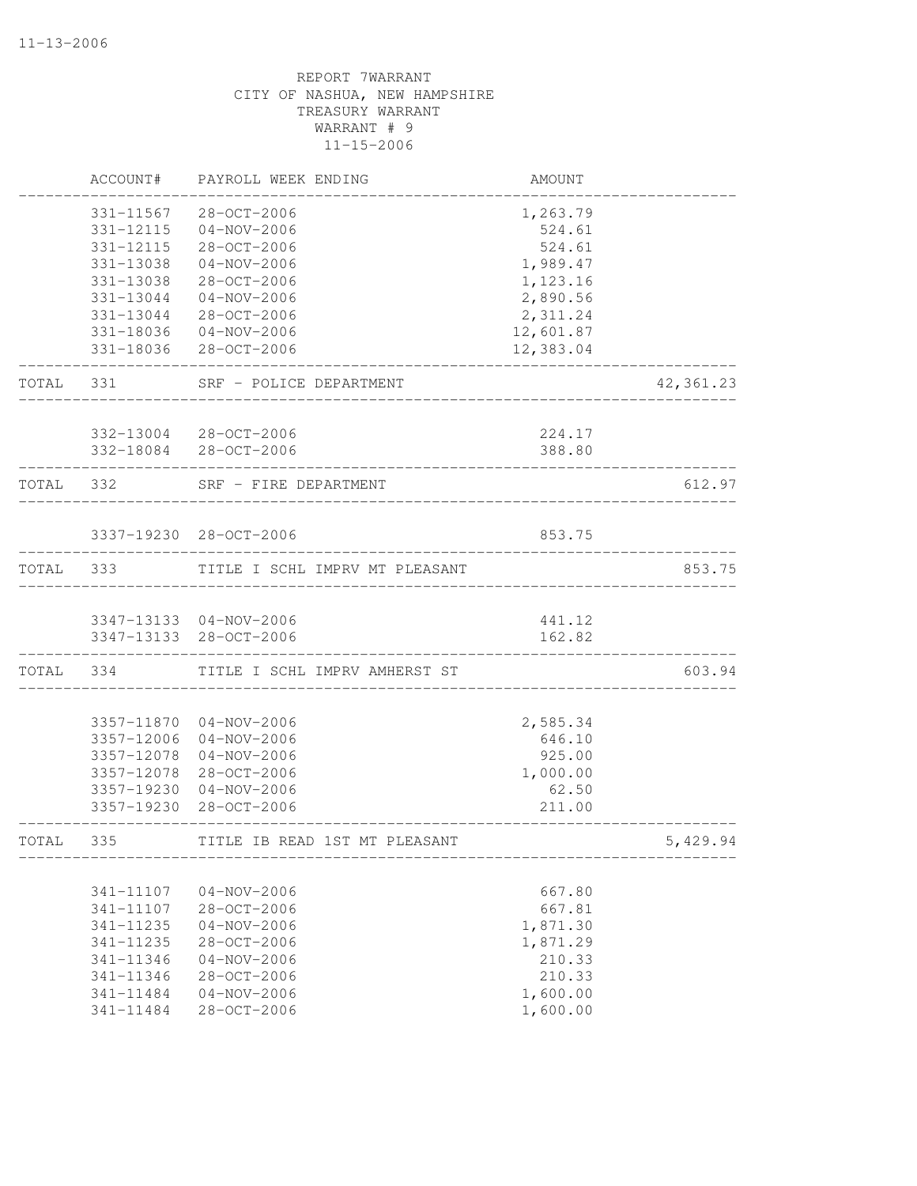11-13-2006

REPORT 7WARRANT
CITY OF NASHUA, NEW HAMPSHIRE
TREASURY WARRANT
WARRANT # 9
11-15-2006

| | ACCOUNT# | PAYROLL WEEK ENDING | AMOUNT | |
|---|---|---|---|---|
| | 331-11567 | 28-OCT-2006 | 1,263.79 | |
| | 331-12115 | 04-NOV-2006 | 524.61 | |
| | 331-12115 | 28-OCT-2006 | 524.61 | |
| | 331-13038 | 04-NOV-2006 | 1,989.47 | |
| | 331-13038 | 28-OCT-2006 | 1,123.16 | |
| | 331-13044 | 04-NOV-2006 | 2,890.56 | |
| | 331-13044 | 28-OCT-2006 | 2,311.24 | |
| | 331-18036 | 04-NOV-2006 | 12,601.87 | |
| | 331-18036 | 28-OCT-2006 | 12,383.04 | |
| TOTAL | 331 | SRF - POLICE DEPARTMENT | | 42,361.23 |
| | 332-13004 | 28-OCT-2006 | 224.17 | |
| | 332-18084 | 28-OCT-2006 | 388.80 | |
| TOTAL | 332 | SRF - FIRE DEPARTMENT | | 612.97 |
| | 3337-19230 | 28-OCT-2006 | 853.75 | |
| TOTAL | 333 | TITLE I SCHL IMPRV MT PLEASANT | | 853.75 |
| | 3347-13133 | 04-NOV-2006 | 441.12 | |
| | 3347-13133 | 28-OCT-2006 | 162.82 | |
| TOTAL | 334 | TITLE I SCHL IMPRV AMHERST ST | | 603.94 |
| | 3357-11870 | 04-NOV-2006 | 2,585.34 | |
| | 3357-12006 | 04-NOV-2006 | 646.10 | |
| | 3357-12078 | 04-NOV-2006 | 925.00 | |
| | 3357-12078 | 28-OCT-2006 | 1,000.00 | |
| | 3357-19230 | 04-NOV-2006 | 62.50 | |
| | 3357-19230 | 28-OCT-2006 | 211.00 | |
| TOTAL | 335 | TITLE IB READ 1ST MT PLEASANT | | 5,429.94 |
| | 341-11107 | 04-NOV-2006 | 667.80 | |
| | 341-11107 | 28-OCT-2006 | 667.81 | |
| | 341-11235 | 04-NOV-2006 | 1,871.30 | |
| | 341-11235 | 28-OCT-2006 | 1,871.29 | |
| | 341-11346 | 04-NOV-2006 | 210.33 | |
| | 341-11346 | 28-OCT-2006 | 210.33 | |
| | 341-11484 | 04-NOV-2006 | 1,600.00 | |
| | 341-11484 | 28-OCT-2006 | 1,600.00 | |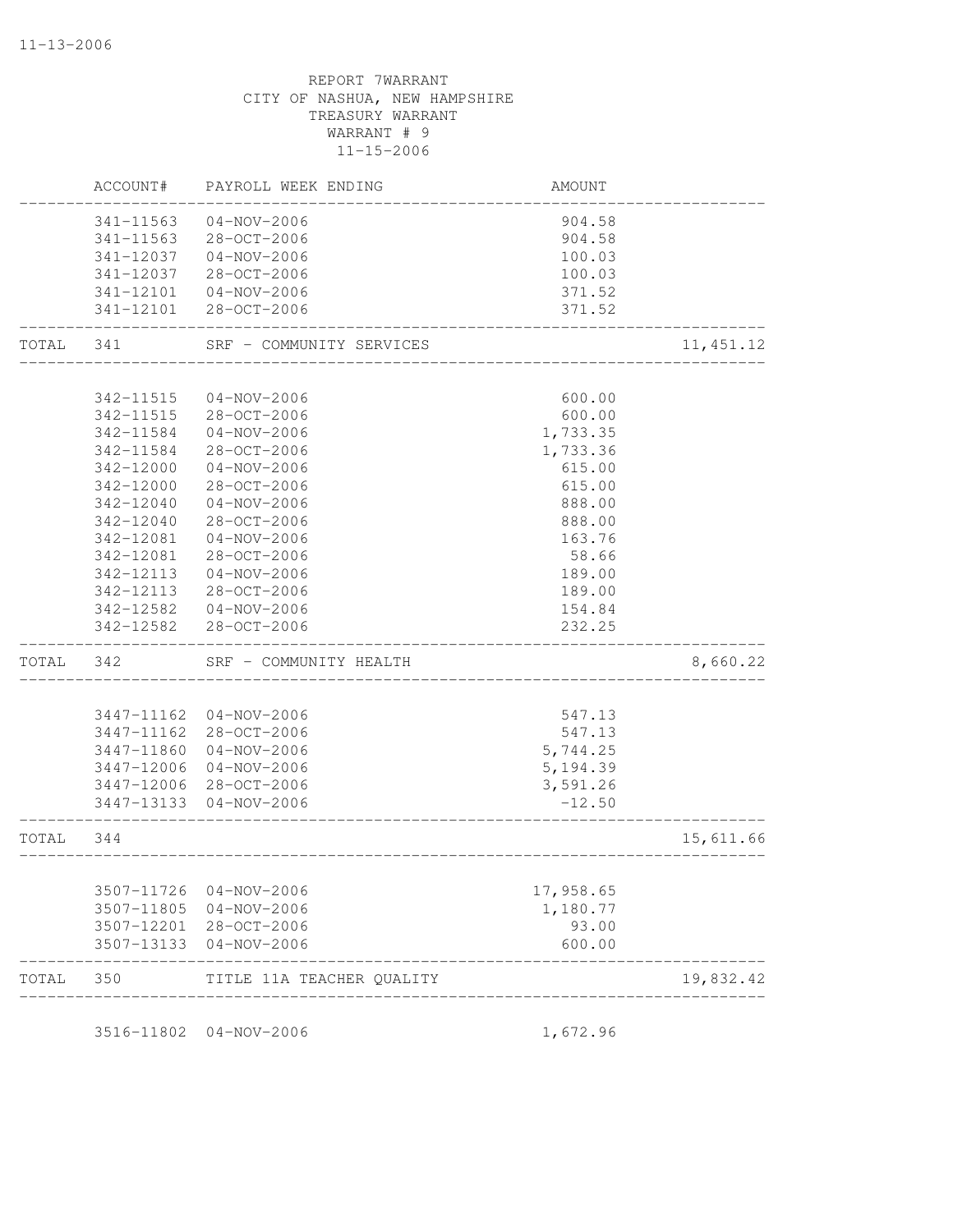REPORT 7WARRANT
CITY OF NASHUA, NEW HAMPSHIRE
TREASURY WARRANT
WARRANT # 9
11-15-2006

| | ACCOUNT# | PAYROLL WEEK ENDING | AMOUNT | |
|---|---|---|---|---|
| | 341-11563 | 04-NOV-2006 | 904.58 | |
| | 341-11563 | 28-OCT-2006 | 904.58 | |
| | 341-12037 | 04-NOV-2006 | 100.03 | |
| | 341-12037 | 28-OCT-2006 | 100.03 | |
| | 341-12101 | 04-NOV-2006 | 371.52 | |
| | 341-12101 | 28-OCT-2006 | 371.52 | |
| TOTAL | 341 | SRF - COMMUNITY SERVICES | | 11,451.12 |
| | 342-11515 | 04-NOV-2006 | 600.00 | |
| | 342-11515 | 28-OCT-2006 | 600.00 | |
| | 342-11584 | 04-NOV-2006 | 1,733.35 | |
| | 342-11584 | 28-OCT-2006 | 1,733.36 | |
| | 342-12000 | 04-NOV-2006 | 615.00 | |
| | 342-12000 | 28-OCT-2006 | 615.00 | |
| | 342-12040 | 04-NOV-2006 | 888.00 | |
| | 342-12040 | 28-OCT-2006 | 888.00 | |
| | 342-12081 | 04-NOV-2006 | 163.76 | |
| | 342-12081 | 28-OCT-2006 | 58.66 | |
| | 342-12113 | 04-NOV-2006 | 189.00 | |
| | 342-12113 | 28-OCT-2006 | 189.00 | |
| | 342-12582 | 04-NOV-2006 | 154.84 | |
| | 342-12582 | 28-OCT-2006 | 232.25 | |
| TOTAL | 342 | SRF - COMMUNITY HEALTH | | 8,660.22 |
| | 3447-11162 | 04-NOV-2006 | 547.13 | |
| | 3447-11162 | 28-OCT-2006 | 547.13 | |
| | 3447-11860 | 04-NOV-2006 | 5,744.25 | |
| | 3447-12006 | 04-NOV-2006 | 5,194.39 | |
| | 3447-12006 | 28-OCT-2006 | 3,591.26 | |
| | 3447-13133 | 04-NOV-2006 | -12.50 | |
| TOTAL | 344 | | | 15,611.66 |
| | 3507-11726 | 04-NOV-2006 | 17,958.65 | |
| | 3507-11805 | 04-NOV-2006 | 1,180.77 | |
| | 3507-12201 | 28-OCT-2006 | 93.00 | |
| | 3507-13133 | 04-NOV-2006 | 600.00 | |
| TOTAL | 350 | TITLE 11A TEACHER QUALITY | | 19,832.42 |
| | 3516-11802 | 04-NOV-2006 | 1,672.96 | |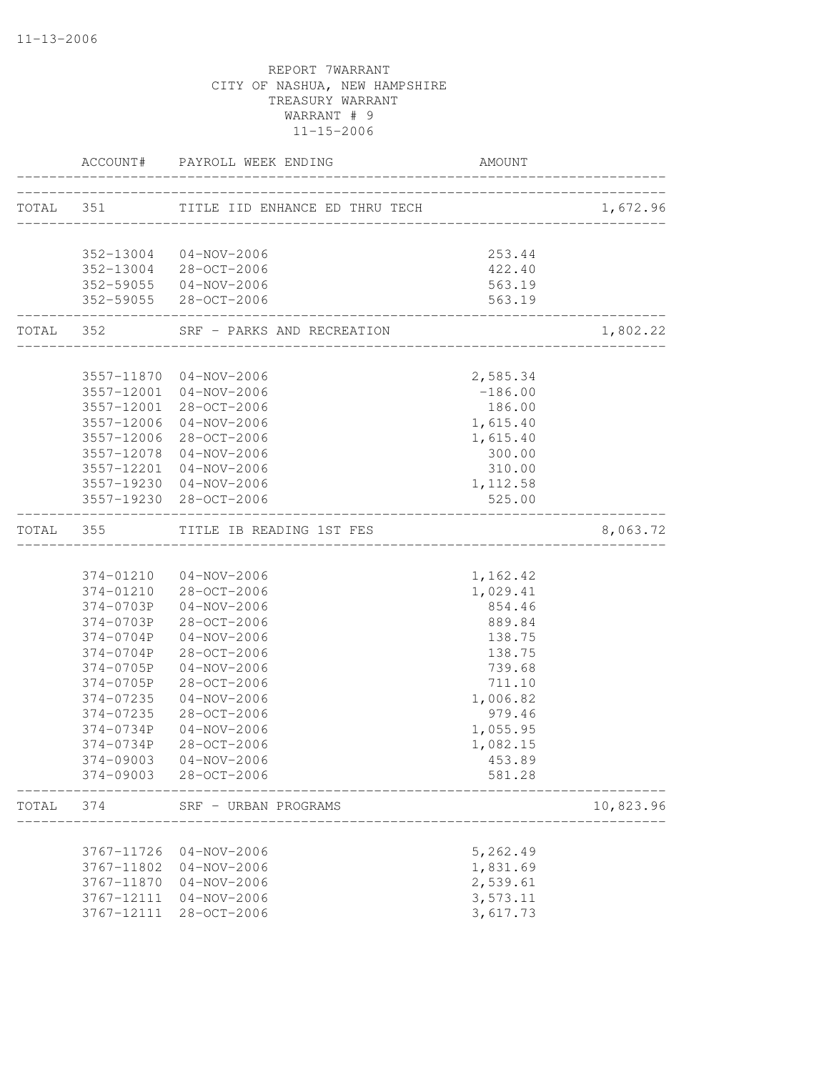11-13-2006

REPORT 7WARRANT
CITY OF NASHUA, NEW HAMPSHIRE
TREASURY WARRANT
WARRANT # 9
11-15-2006

| | ACCOUNT# | PAYROLL WEEK ENDING | AMOUNT | |
|---|---|---|---|---|
| TOTAL | 351 | TITLE IID ENHANCE ED THRU TECH | | 1,672.96 |
| | 352-13004 | 04-NOV-2006 | 253.44 | |
| | 352-13004 | 28-OCT-2006 | 422.40 | |
| | 352-59055 | 04-NOV-2006 | 563.19 | |
| | 352-59055 | 28-OCT-2006 | 563.19 | |
| TOTAL | 352 | SRF - PARKS AND RECREATION | | 1,802.22 |
| | 3557-11870 | 04-NOV-2006 | 2,585.34 | |
| | 3557-12001 | 04-NOV-2006 | -186.00 | |
| | 3557-12001 | 28-OCT-2006 | 186.00 | |
| | 3557-12006 | 04-NOV-2006 | 1,615.40 | |
| | 3557-12006 | 28-OCT-2006 | 1,615.40 | |
| | 3557-12078 | 04-NOV-2006 | 300.00 | |
| | 3557-12201 | 04-NOV-2006 | 310.00 | |
| | 3557-19230 | 04-NOV-2006 | 1,112.58 | |
| | 3557-19230 | 28-OCT-2006 | 525.00 | |
| TOTAL | 355 | TITLE IB READING 1ST FES | | 8,063.72 |
| | 374-01210 | 04-NOV-2006 | 1,162.42 | |
| | 374-01210 | 28-OCT-2006 | 1,029.41 | |
| | 374-0703P | 04-NOV-2006 | 854.46 | |
| | 374-0703P | 28-OCT-2006 | 889.84 | |
| | 374-0704P | 04-NOV-2006 | 138.75 | |
| | 374-0704P | 28-OCT-2006 | 138.75 | |
| | 374-0705P | 04-NOV-2006 | 739.68 | |
| | 374-0705P | 28-OCT-2006 | 711.10 | |
| | 374-07235 | 04-NOV-2006 | 1,006.82 | |
| | 374-07235 | 28-OCT-2006 | 979.46 | |
| | 374-0734P | 04-NOV-2006 | 1,055.95 | |
| | 374-0734P | 28-OCT-2006 | 1,082.15 | |
| | 374-09003 | 04-NOV-2006 | 453.89 | |
| | 374-09003 | 28-OCT-2006 | 581.28 | |
| TOTAL | 374 | SRF - URBAN PROGRAMS | | 10,823.96 |
| | 3767-11726 | 04-NOV-2006 | 5,262.49 | |
| | 3767-11802 | 04-NOV-2006 | 1,831.69 | |
| | 3767-11870 | 04-NOV-2006 | 2,539.61 | |
| | 3767-12111 | 04-NOV-2006 | 3,573.11 | |
| | 3767-12111 | 28-OCT-2006 | 3,617.73 | |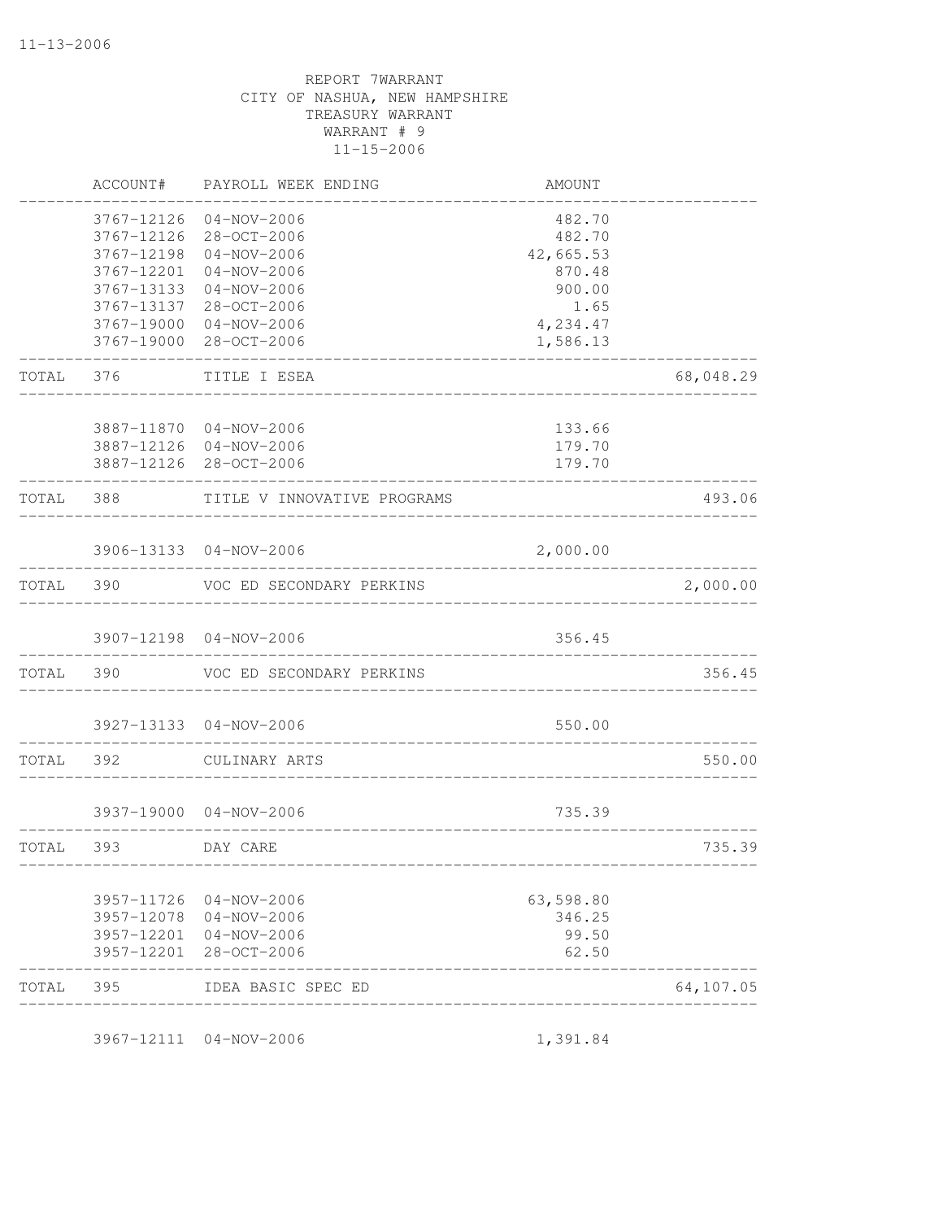REPORT 7WARRANT
CITY OF NASHUA, NEW HAMPSHIRE
TREASURY WARRANT
WARRANT # 9
11-15-2006

| | ACCOUNT# | PAYROLL WEEK ENDING | AMOUNT | |
|---|---|---|---|---|
| | 3767-12126 | 04-NOV-2006 | 482.70 | |
| | 3767-12126 | 28-OCT-2006 | 482.70 | |
| | 3767-12198 | 04-NOV-2006 | 42,665.53 | |
| | 3767-12201 | 04-NOV-2006 | 870.48 | |
| | 3767-13133 | 04-NOV-2006 | 900.00 | |
| | 3767-13137 | 28-OCT-2006 | 1.65 | |
| | 3767-19000 | 04-NOV-2006 | 4,234.47 | |
| | 3767-19000 | 28-OCT-2006 | 1,586.13 | |
| TOTAL | 376 | TITLE I ESEA | | 68,048.29 |
| | 3887-11870 | 04-NOV-2006 | 133.66 | |
| | 3887-12126 | 04-NOV-2006 | 179.70 | |
| | 3887-12126 | 28-OCT-2006 | 179.70 | |
| TOTAL | 388 | TITLE V INNOVATIVE PROGRAMS | | 493.06 |
| | 3906-13133 | 04-NOV-2006 | 2,000.00 | |
| TOTAL | 390 | VOC ED SECONDARY PERKINS | | 2,000.00 |
| | 3907-12198 | 04-NOV-2006 | 356.45 | |
| TOTAL | 390 | VOC ED SECONDARY PERKINS | | 356.45 |
| | 3927-13133 | 04-NOV-2006 | 550.00 | |
| TOTAL | 392 | CULINARY ARTS | | 550.00 |
| | 3937-19000 | 04-NOV-2006 | 735.39 | |
| TOTAL | 393 | DAY CARE | | 735.39 |
| | 3957-11726 | 04-NOV-2006 | 63,598.80 | |
| | 3957-12078 | 04-NOV-2006 | 346.25 | |
| | 3957-12201 | 04-NOV-2006 | 99.50 | |
| | 3957-12201 | 28-OCT-2006 | 62.50 | |
| TOTAL | 395 | IDEA BASIC SPEC ED | | 64,107.05 |
| | 3967-12111 | 04-NOV-2006 | 1,391.84 | |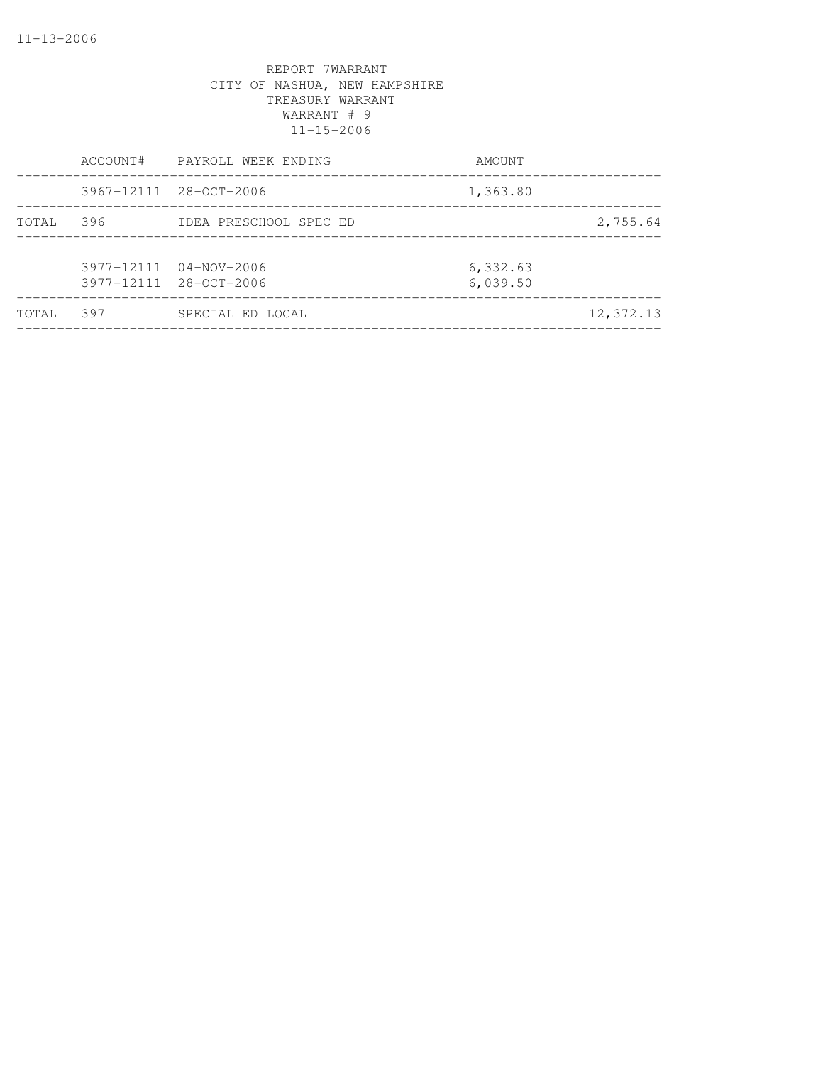REPORT 7WARRANT
CITY OF NASHUA, NEW HAMPSHIRE
TREASURY WARRANT
WARRANT # 9
11-15-2006

| | ACCOUNT# | PAYROLL WEEK ENDING | AMOUNT | |
|---|---|---|---|---|
| | 3967-12111 | 28-OCT-2006 | 1,363.80 | |
| TOTAL | 396 | IDEA PRESCHOOL SPEC ED | | 2,755.64 |
| | 3977-12111 | 04-NOV-2006 | 6,332.63 | |
| | 3977-12111 | 28-OCT-2006 | 6,039.50 | |
| TOTAL | 397 | SPECIAL ED LOCAL | | 12,372.13 |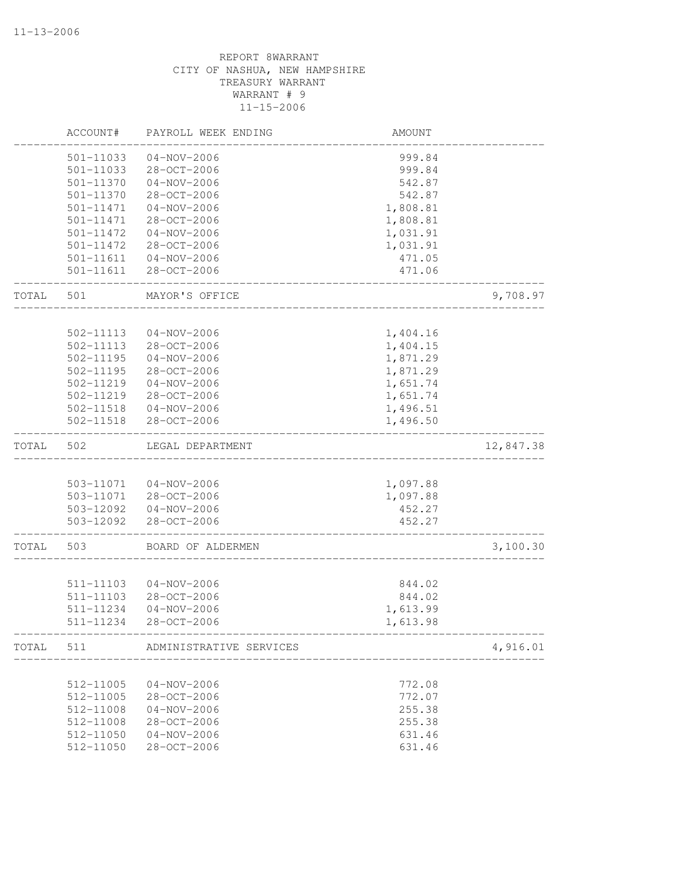REPORT 8WARRANT
CITY OF NASHUA, NEW HAMPSHIRE
TREASURY WARRANT
WARRANT # 9
11-15-2006

| | ACCOUNT# | PAYROLL WEEK ENDING | AMOUNT | |
|---|---|---|---|---|
| | 501-11033 | 04-NOV-2006 | 999.84 | |
| | 501-11033 | 28-OCT-2006 | 999.84 | |
| | 501-11370 | 04-NOV-2006 | 542.87 | |
| | 501-11370 | 28-OCT-2006 | 542.87 | |
| | 501-11471 | 04-NOV-2006 | 1,808.81 | |
| | 501-11471 | 28-OCT-2006 | 1,808.81 | |
| | 501-11472 | 04-NOV-2006 | 1,031.91 | |
| | 501-11472 | 28-OCT-2006 | 1,031.91 | |
| | 501-11611 | 04-NOV-2006 | 471.05 | |
| | 501-11611 | 28-OCT-2006 | 471.06 | |
| TOTAL | 501 | MAYOR'S OFFICE | | 9,708.97 |
| | 502-11113 | 04-NOV-2006 | 1,404.16 | |
| | 502-11113 | 28-OCT-2006 | 1,404.15 | |
| | 502-11195 | 04-NOV-2006 | 1,871.29 | |
| | 502-11195 | 28-OCT-2006 | 1,871.29 | |
| | 502-11219 | 04-NOV-2006 | 1,651.74 | |
| | 502-11219 | 28-OCT-2006 | 1,651.74 | |
| | 502-11518 | 04-NOV-2006 | 1,496.51 | |
| | 502-11518 | 28-OCT-2006 | 1,496.50 | |
| TOTAL | 502 | LEGAL DEPARTMENT | | 12,847.38 |
| | 503-11071 | 04-NOV-2006 | 1,097.88 | |
| | 503-11071 | 28-OCT-2006 | 1,097.88 | |
| | 503-12092 | 04-NOV-2006 | 452.27 | |
| | 503-12092 | 28-OCT-2006 | 452.27 | |
| TOTAL | 503 | BOARD OF ALDERMEN | | 3,100.30 |
| | 511-11103 | 04-NOV-2006 | 844.02 | |
| | 511-11103 | 28-OCT-2006 | 844.02 | |
| | 511-11234 | 04-NOV-2006 | 1,613.99 | |
| | 511-11234 | 28-OCT-2006 | 1,613.98 | |
| TOTAL | 511 | ADMINISTRATIVE SERVICES | | 4,916.01 |
| | 512-11005 | 04-NOV-2006 | 772.08 | |
| | 512-11005 | 28-OCT-2006 | 772.07 | |
| | 512-11008 | 04-NOV-2006 | 255.38 | |
| | 512-11008 | 28-OCT-2006 | 255.38 | |
| | 512-11050 | 04-NOV-2006 | 631.46 | |
| | 512-11050 | 28-OCT-2006 | 631.46 | |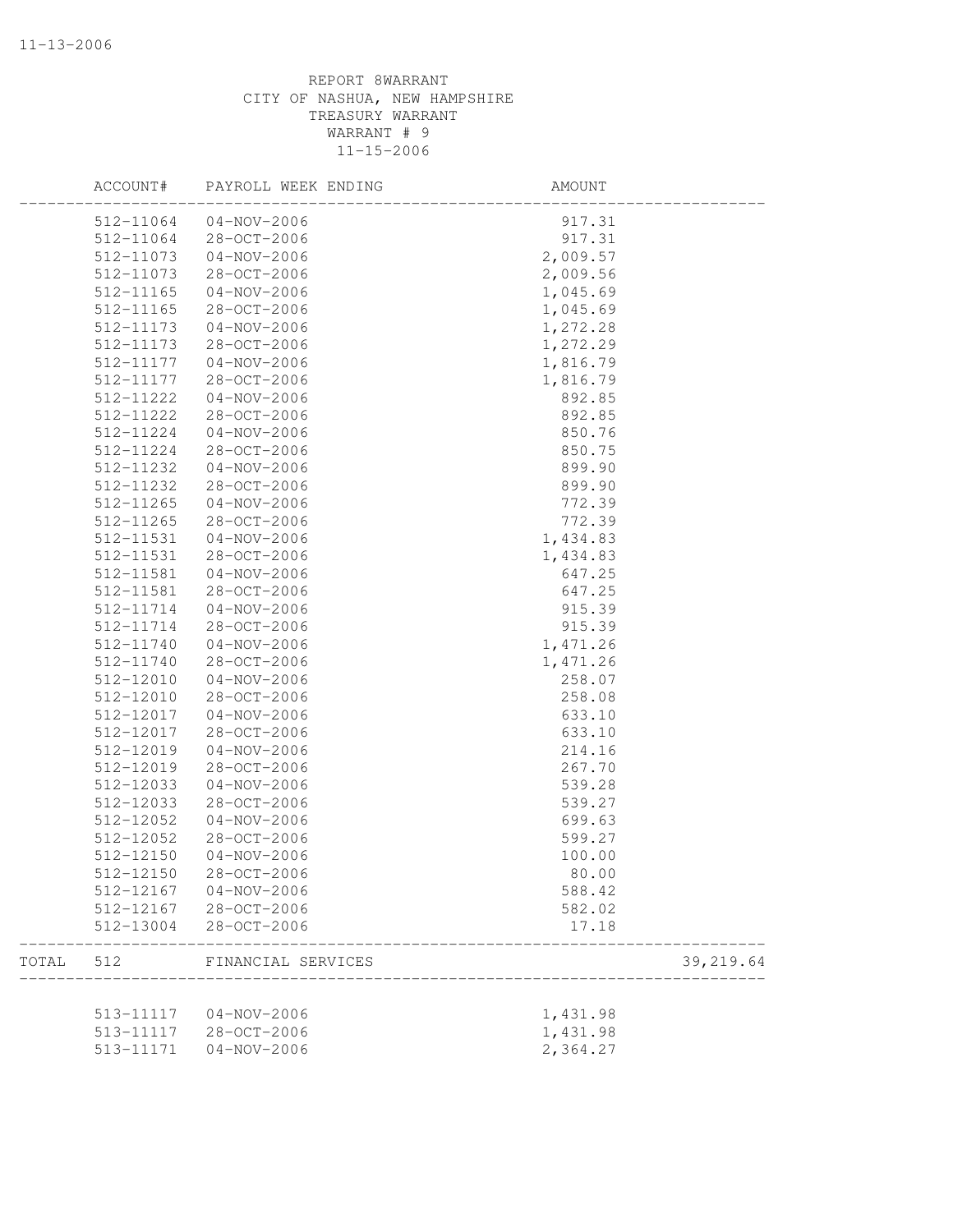REPORT 8WARRANT
CITY OF NASHUA, NEW HAMPSHIRE
TREASURY WARRANT
WARRANT # 9
11-15-2006

| | ACCOUNT# | PAYROLL WEEK ENDING | AMOUNT | |
|---|---|---|---|---|
| | 512-11064 | 04-NOV-2006 | 917.31 | |
| | 512-11064 | 28-OCT-2006 | 917.31 | |
| | 512-11073 | 04-NOV-2006 | 2,009.57 | |
| | 512-11073 | 28-OCT-2006 | 2,009.56 | |
| | 512-11165 | 04-NOV-2006 | 1,045.69 | |
| | 512-11165 | 28-OCT-2006 | 1,045.69 | |
| | 512-11173 | 04-NOV-2006 | 1,272.28 | |
| | 512-11173 | 28-OCT-2006 | 1,272.29 | |
| | 512-11177 | 04-NOV-2006 | 1,816.79 | |
| | 512-11177 | 28-OCT-2006 | 1,816.79 | |
| | 512-11222 | 04-NOV-2006 | 892.85 | |
| | 512-11222 | 28-OCT-2006 | 892.85 | |
| | 512-11224 | 04-NOV-2006 | 850.76 | |
| | 512-11224 | 28-OCT-2006 | 850.75 | |
| | 512-11232 | 04-NOV-2006 | 899.90 | |
| | 512-11232 | 28-OCT-2006 | 899.90 | |
| | 512-11265 | 04-NOV-2006 | 772.39 | |
| | 512-11265 | 28-OCT-2006 | 772.39 | |
| | 512-11531 | 04-NOV-2006 | 1,434.83 | |
| | 512-11531 | 28-OCT-2006 | 1,434.83 | |
| | 512-11581 | 04-NOV-2006 | 647.25 | |
| | 512-11581 | 28-OCT-2006 | 647.25 | |
| | 512-11714 | 04-NOV-2006 | 915.39 | |
| | 512-11714 | 28-OCT-2006 | 915.39 | |
| | 512-11740 | 04-NOV-2006 | 1,471.26 | |
| | 512-11740 | 28-OCT-2006 | 1,471.26 | |
| | 512-12010 | 04-NOV-2006 | 258.07 | |
| | 512-12010 | 28-OCT-2006 | 258.08 | |
| | 512-12017 | 04-NOV-2006 | 633.10 | |
| | 512-12017 | 28-OCT-2006 | 633.10 | |
| | 512-12019 | 04-NOV-2006 | 214.16 | |
| | 512-12019 | 28-OCT-2006 | 267.70 | |
| | 512-12033 | 04-NOV-2006 | 539.28 | |
| | 512-12033 | 28-OCT-2006 | 539.27 | |
| | 512-12052 | 04-NOV-2006 | 699.63 | |
| | 512-12052 | 28-OCT-2006 | 599.27 | |
| | 512-12150 | 04-NOV-2006 | 100.00 | |
| | 512-12150 | 28-OCT-2006 | 80.00 | |
| | 512-12167 | 04-NOV-2006 | 588.42 | |
| | 512-12167 | 28-OCT-2006 | 582.02 | |
| | 512-13004 | 28-OCT-2006 | 17.18 | |
| TOTAL | 512 | FINANCIAL SERVICES | | 39,219.64 |
| | 513-11117 | 04-NOV-2006 | 1,431.98 | |
| | 513-11117 | 28-OCT-2006 | 1,431.98 | |
| | 513-11171 | 04-NOV-2006 | 2,364.27 | |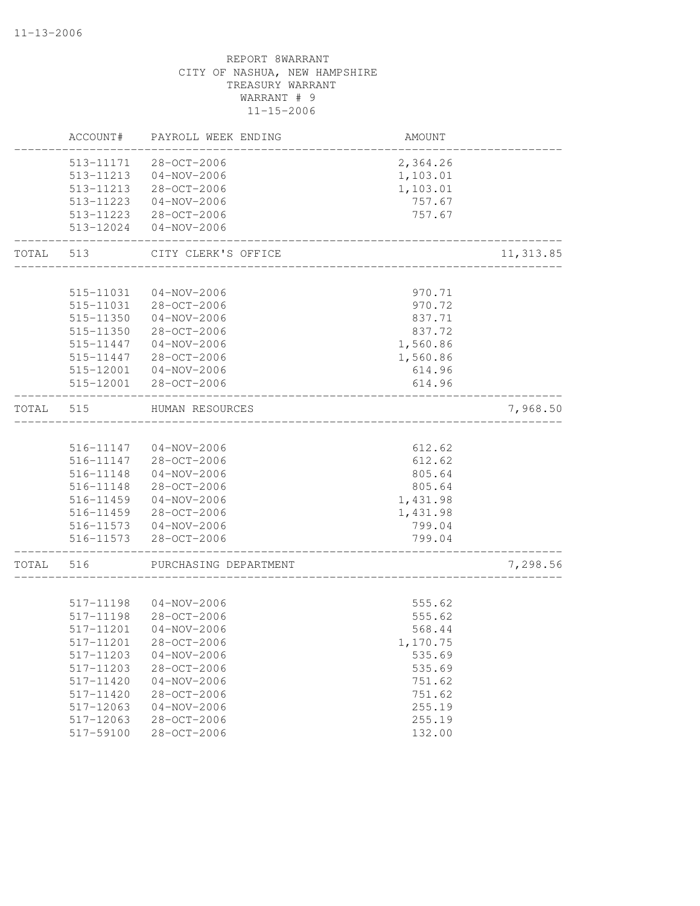REPORT 8WARRANT
CITY OF NASHUA, NEW HAMPSHIRE
TREASURY WARRANT
WARRANT # 9
11-15-2006

| | ACCOUNT# | PAYROLL WEEK ENDING | AMOUNT | |
|---|---|---|---|---|
| | 513-11171 | 28-OCT-2006 | 2,364.26 | |
| | 513-11213 | 04-NOV-2006 | 1,103.01 | |
| | 513-11213 | 28-OCT-2006 | 1,103.01 | |
| | 513-11223 | 04-NOV-2006 | 757.67 | |
| | 513-11223 | 28-OCT-2006 | 757.67 | |
| | 513-12024 | 04-NOV-2006 | | |
| TOTAL | 513 | CITY CLERK'S OFFICE | | 11,313.85 |
| | 515-11031 | 04-NOV-2006 | 970.71 | |
| | 515-11031 | 28-OCT-2006 | 970.72 | |
| | 515-11350 | 04-NOV-2006 | 837.71 | |
| | 515-11350 | 28-OCT-2006 | 837.72 | |
| | 515-11447 | 04-NOV-2006 | 1,560.86 | |
| | 515-11447 | 28-OCT-2006 | 1,560.86 | |
| | 515-12001 | 04-NOV-2006 | 614.96 | |
| | 515-12001 | 28-OCT-2006 | 614.96 | |
| TOTAL | 515 | HUMAN RESOURCES | | 7,968.50 |
| | 516-11147 | 04-NOV-2006 | 612.62 | |
| | 516-11147 | 28-OCT-2006 | 612.62 | |
| | 516-11148 | 04-NOV-2006 | 805.64 | |
| | 516-11148 | 28-OCT-2006 | 805.64 | |
| | 516-11459 | 04-NOV-2006 | 1,431.98 | |
| | 516-11459 | 28-OCT-2006 | 1,431.98 | |
| | 516-11573 | 04-NOV-2006 | 799.04 | |
| | 516-11573 | 28-OCT-2006 | 799.04 | |
| TOTAL | 516 | PURCHASING DEPARTMENT | | 7,298.56 |
| | 517-11198 | 04-NOV-2006 | 555.62 | |
| | 517-11198 | 28-OCT-2006 | 555.62 | |
| | 517-11201 | 04-NOV-2006 | 568.44 | |
| | 517-11201 | 28-OCT-2006 | 1,170.75 | |
| | 517-11203 | 04-NOV-2006 | 535.69 | |
| | 517-11203 | 28-OCT-2006 | 535.69 | |
| | 517-11420 | 04-NOV-2006 | 751.62 | |
| | 517-11420 | 28-OCT-2006 | 751.62 | |
| | 517-12063 | 04-NOV-2006 | 255.19 | |
| | 517-12063 | 28-OCT-2006 | 255.19 | |
| | 517-59100 | 28-OCT-2006 | 132.00 | |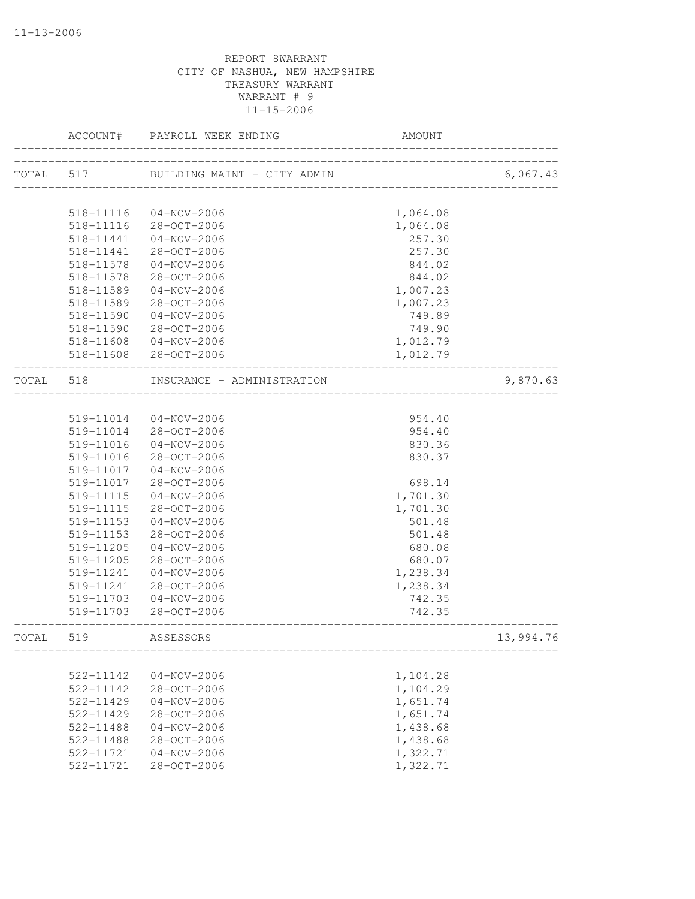11-13-2006

REPORT 8WARRANT
CITY OF NASHUA, NEW HAMPSHIRE
TREASURY WARRANT
WARRANT # 9
11-15-2006

| | ACCOUNT# | PAYROLL WEEK ENDING | AMOUNT | |
|---|---|---|---|---|
| TOTAL | 517 | BUILDING MAINT - CITY ADMIN | | 6,067.43 |
| | 518-11116 | 04-NOV-2006 | 1,064.08 | |
| | 518-11116 | 28-OCT-2006 | 1,064.08 | |
| | 518-11441 | 04-NOV-2006 | 257.30 | |
| | 518-11441 | 28-OCT-2006 | 257.30 | |
| | 518-11578 | 04-NOV-2006 | 844.02 | |
| | 518-11578 | 28-OCT-2006 | 844.02 | |
| | 518-11589 | 04-NOV-2006 | 1,007.23 | |
| | 518-11589 | 28-OCT-2006 | 1,007.23 | |
| | 518-11590 | 04-NOV-2006 | 749.89 | |
| | 518-11590 | 28-OCT-2006 | 749.90 | |
| | 518-11608 | 04-NOV-2006 | 1,012.79 | |
| | 518-11608 | 28-OCT-2006 | 1,012.79 | |
| TOTAL | 518 | INSURANCE - ADMINISTRATION | | 9,870.63 |
| | 519-11014 | 04-NOV-2006 | 954.40 | |
| | 519-11014 | 28-OCT-2006 | 954.40 | |
| | 519-11016 | 04-NOV-2006 | 830.36 | |
| | 519-11016 | 28-OCT-2006 | 830.37 | |
| | 519-11017 | 04-NOV-2006 | | |
| | 519-11017 | 28-OCT-2006 | 698.14 | |
| | 519-11115 | 04-NOV-2006 | 1,701.30 | |
| | 519-11115 | 28-OCT-2006 | 1,701.30 | |
| | 519-11153 | 04-NOV-2006 | 501.48 | |
| | 519-11153 | 28-OCT-2006 | 501.48 | |
| | 519-11205 | 04-NOV-2006 | 680.08 | |
| | 519-11205 | 28-OCT-2006 | 680.07 | |
| | 519-11241 | 04-NOV-2006 | 1,238.34 | |
| | 519-11241 | 28-OCT-2006 | 1,238.34 | |
| | 519-11703 | 04-NOV-2006 | 742.35 | |
| | 519-11703 | 28-OCT-2006 | 742.35 | |
| TOTAL | 519 | ASSESSORS | | 13,994.76 |
| | 522-11142 | 04-NOV-2006 | 1,104.28 | |
| | 522-11142 | 28-OCT-2006 | 1,104.29 | |
| | 522-11429 | 04-NOV-2006 | 1,651.74 | |
| | 522-11429 | 28-OCT-2006 | 1,651.74 | |
| | 522-11488 | 04-NOV-2006 | 1,438.68 | |
| | 522-11488 | 28-OCT-2006 | 1,438.68 | |
| | 522-11721 | 04-NOV-2006 | 1,322.71 | |
| | 522-11721 | 28-OCT-2006 | 1,322.71 | |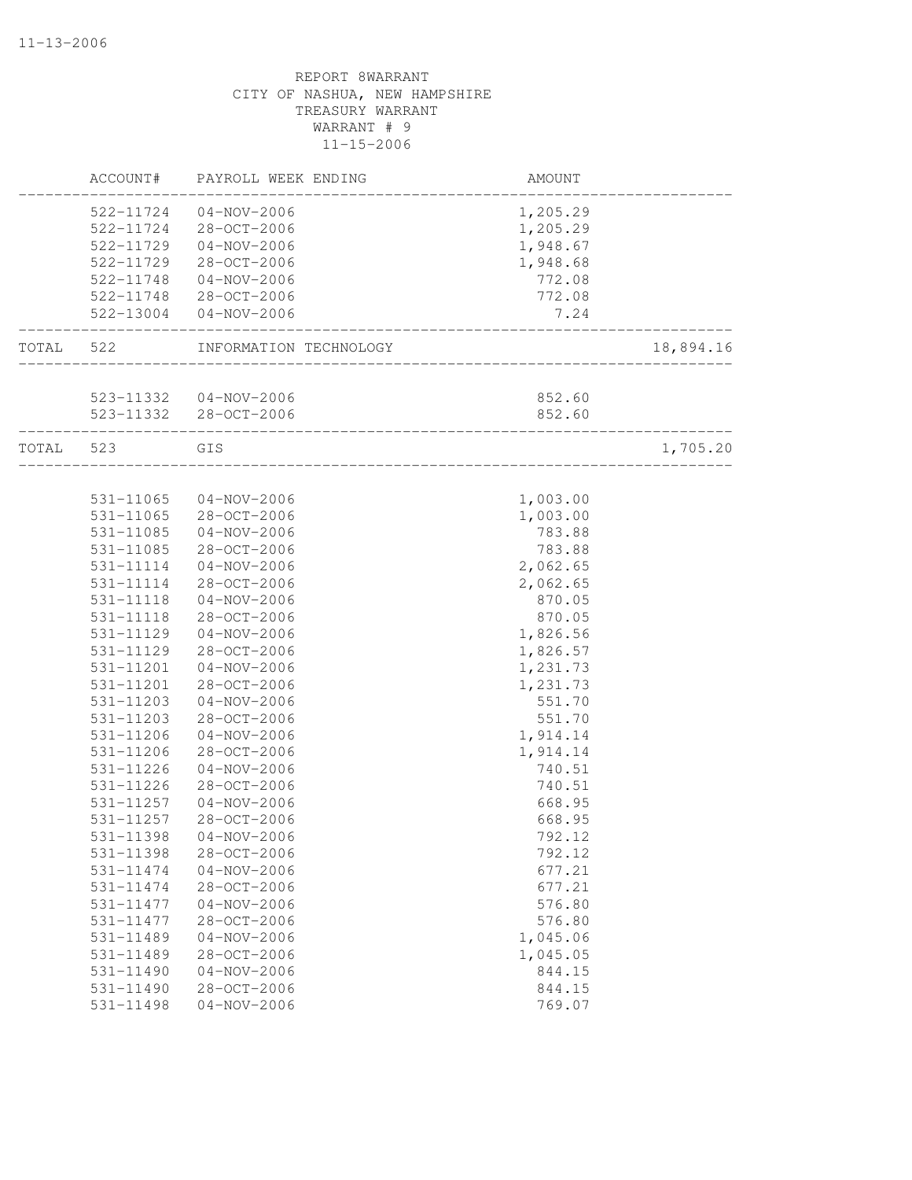11-13-2006

REPORT 8WARRANT
CITY OF NASHUA, NEW HAMPSHIRE
TREASURY WARRANT
WARRANT # 9
11-15-2006

| | ACCOUNT# | PAYROLL WEEK ENDING | AMOUNT | |
|---|---|---|---|---|
| | 522-11724 | 04-NOV-2006 | 1,205.29 | |
| | 522-11724 | 28-OCT-2006 | 1,205.29 | |
| | 522-11729 | 04-NOV-2006 | 1,948.67 | |
| | 522-11729 | 28-OCT-2006 | 1,948.68 | |
| | 522-11748 | 04-NOV-2006 | 772.08 | |
| | 522-11748 | 28-OCT-2006 | 772.08 | |
| | 522-13004 | 04-NOV-2006 | 7.24 | |
| TOTAL | 522 | INFORMATION TECHNOLOGY | | 18,894.16 |
| | 523-11332 | 04-NOV-2006 | 852.60 | |
| | 523-11332 | 28-OCT-2006 | 852.60 | |
| TOTAL | 523 | GIS | | 1,705.20 |
| | 531-11065 | 04-NOV-2006 | 1,003.00 | |
| | 531-11065 | 28-OCT-2006 | 1,003.00 | |
| | 531-11085 | 04-NOV-2006 | 783.88 | |
| | 531-11085 | 28-OCT-2006 | 783.88 | |
| | 531-11114 | 04-NOV-2006 | 2,062.65 | |
| | 531-11114 | 28-OCT-2006 | 2,062.65 | |
| | 531-11118 | 04-NOV-2006 | 870.05 | |
| | 531-11118 | 28-OCT-2006 | 870.05 | |
| | 531-11129 | 04-NOV-2006 | 1,826.56 | |
| | 531-11129 | 28-OCT-2006 | 1,826.57 | |
| | 531-11201 | 04-NOV-2006 | 1,231.73 | |
| | 531-11201 | 28-OCT-2006 | 1,231.73 | |
| | 531-11203 | 04-NOV-2006 | 551.70 | |
| | 531-11203 | 28-OCT-2006 | 551.70 | |
| | 531-11206 | 04-NOV-2006 | 1,914.14 | |
| | 531-11206 | 28-OCT-2006 | 1,914.14 | |
| | 531-11226 | 04-NOV-2006 | 740.51 | |
| | 531-11226 | 28-OCT-2006 | 740.51 | |
| | 531-11257 | 04-NOV-2006 | 668.95 | |
| | 531-11257 | 28-OCT-2006 | 668.95 | |
| | 531-11398 | 04-NOV-2006 | 792.12 | |
| | 531-11398 | 28-OCT-2006 | 792.12 | |
| | 531-11474 | 04-NOV-2006 | 677.21 | |
| | 531-11474 | 28-OCT-2006 | 677.21 | |
| | 531-11477 | 04-NOV-2006 | 576.80 | |
| | 531-11477 | 28-OCT-2006 | 576.80 | |
| | 531-11489 | 04-NOV-2006 | 1,045.06 | |
| | 531-11489 | 28-OCT-2006 | 1,045.05 | |
| | 531-11490 | 04-NOV-2006 | 844.15 | |
| | 531-11490 | 28-OCT-2006 | 844.15 | |
| | 531-11498 | 04-NOV-2006 | 769.07 | |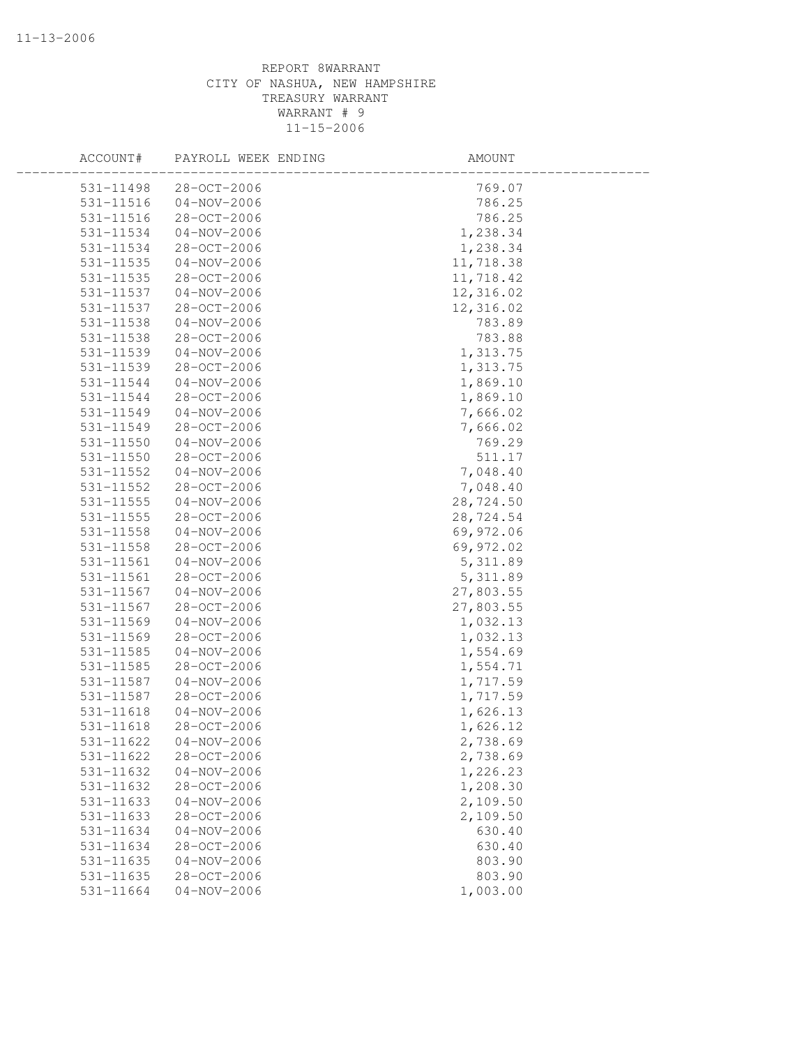REPORT 8WARRANT
CITY OF NASHUA, NEW HAMPSHIRE
TREASURY WARRANT
WARRANT # 9
11-15-2006

| ACCOUNT# | PAYROLL WEEK ENDING | AMOUNT |
|---|---|---|
| 531-11498 | 28-OCT-2006 | 769.07 |
| 531-11516 | 04-NOV-2006 | 786.25 |
| 531-11516 | 28-OCT-2006 | 786.25 |
| 531-11534 | 04-NOV-2006 | 1,238.34 |
| 531-11534 | 28-OCT-2006 | 1,238.34 |
| 531-11535 | 04-NOV-2006 | 11,718.38 |
| 531-11535 | 28-OCT-2006 | 11,718.42 |
| 531-11537 | 04-NOV-2006 | 12,316.02 |
| 531-11537 | 28-OCT-2006 | 12,316.02 |
| 531-11538 | 04-NOV-2006 | 783.89 |
| 531-11538 | 28-OCT-2006 | 783.88 |
| 531-11539 | 04-NOV-2006 | 1,313.75 |
| 531-11539 | 28-OCT-2006 | 1,313.75 |
| 531-11544 | 04-NOV-2006 | 1,869.10 |
| 531-11544 | 28-OCT-2006 | 1,869.10 |
| 531-11549 | 04-NOV-2006 | 7,666.02 |
| 531-11549 | 28-OCT-2006 | 7,666.02 |
| 531-11550 | 04-NOV-2006 | 769.29 |
| 531-11550 | 28-OCT-2006 | 511.17 |
| 531-11552 | 04-NOV-2006 | 7,048.40 |
| 531-11552 | 28-OCT-2006 | 7,048.40 |
| 531-11555 | 04-NOV-2006 | 28,724.50 |
| 531-11555 | 28-OCT-2006 | 28,724.54 |
| 531-11558 | 04-NOV-2006 | 69,972.06 |
| 531-11558 | 28-OCT-2006 | 69,972.02 |
| 531-11561 | 04-NOV-2006 | 5,311.89 |
| 531-11561 | 28-OCT-2006 | 5,311.89 |
| 531-11567 | 04-NOV-2006 | 27,803.55 |
| 531-11567 | 28-OCT-2006 | 27,803.55 |
| 531-11569 | 04-NOV-2006 | 1,032.13 |
| 531-11569 | 28-OCT-2006 | 1,032.13 |
| 531-11585 | 04-NOV-2006 | 1,554.69 |
| 531-11585 | 28-OCT-2006 | 1,554.71 |
| 531-11587 | 04-NOV-2006 | 1,717.59 |
| 531-11587 | 28-OCT-2006 | 1,717.59 |
| 531-11618 | 04-NOV-2006 | 1,626.13 |
| 531-11618 | 28-OCT-2006 | 1,626.12 |
| 531-11622 | 04-NOV-2006 | 2,738.69 |
| 531-11622 | 28-OCT-2006 | 2,738.69 |
| 531-11632 | 04-NOV-2006 | 1,226.23 |
| 531-11632 | 28-OCT-2006 | 1,208.30 |
| 531-11633 | 04-NOV-2006 | 2,109.50 |
| 531-11633 | 28-OCT-2006 | 2,109.50 |
| 531-11634 | 04-NOV-2006 | 630.40 |
| 531-11634 | 28-OCT-2006 | 630.40 |
| 531-11635 | 04-NOV-2006 | 803.90 |
| 531-11635 | 28-OCT-2006 | 803.90 |
| 531-11664 | 04-NOV-2006 | 1,003.00 |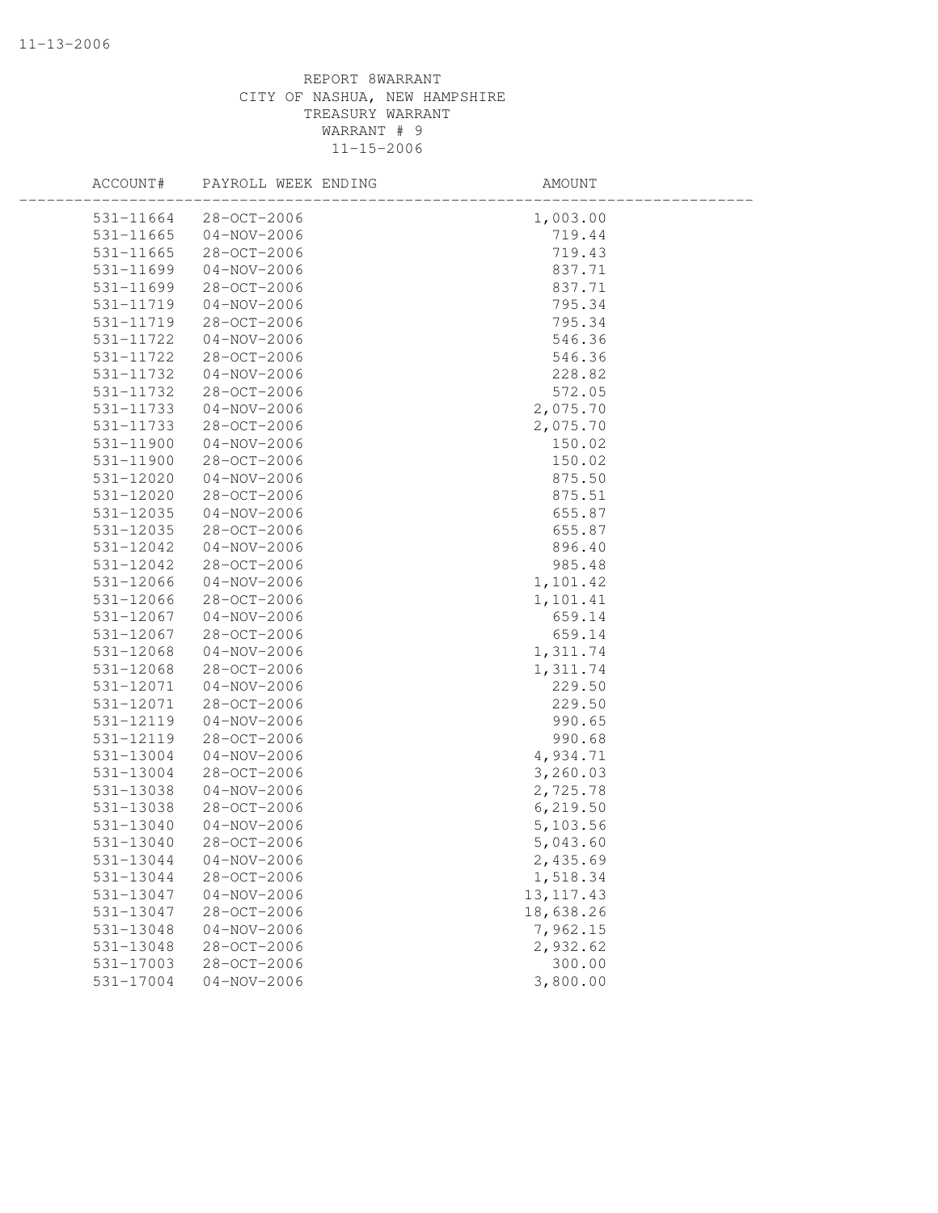REPORT 8WARRANT
CITY OF NASHUA, NEW HAMPSHIRE
TREASURY WARRANT
WARRANT # 9
11-15-2006

| ACCOUNT# | PAYROLL WEEK ENDING | AMOUNT |
|---|---|---|
| 531-11664 | 28-OCT-2006 | 1,003.00 |
| 531-11665 | 04-NOV-2006 | 719.44 |
| 531-11665 | 28-OCT-2006 | 719.43 |
| 531-11699 | 04-NOV-2006 | 837.71 |
| 531-11699 | 28-OCT-2006 | 837.71 |
| 531-11719 | 04-NOV-2006 | 795.34 |
| 531-11719 | 28-OCT-2006 | 795.34 |
| 531-11722 | 04-NOV-2006 | 546.36 |
| 531-11722 | 28-OCT-2006 | 546.36 |
| 531-11732 | 04-NOV-2006 | 228.82 |
| 531-11732 | 28-OCT-2006 | 572.05 |
| 531-11733 | 04-NOV-2006 | 2,075.70 |
| 531-11733 | 28-OCT-2006 | 2,075.70 |
| 531-11900 | 04-NOV-2006 | 150.02 |
| 531-11900 | 28-OCT-2006 | 150.02 |
| 531-12020 | 04-NOV-2006 | 875.50 |
| 531-12020 | 28-OCT-2006 | 875.51 |
| 531-12035 | 04-NOV-2006 | 655.87 |
| 531-12035 | 28-OCT-2006 | 655.87 |
| 531-12042 | 04-NOV-2006 | 896.40 |
| 531-12042 | 28-OCT-2006 | 985.48 |
| 531-12066 | 04-NOV-2006 | 1,101.42 |
| 531-12066 | 28-OCT-2006 | 1,101.41 |
| 531-12067 | 04-NOV-2006 | 659.14 |
| 531-12067 | 28-OCT-2006 | 659.14 |
| 531-12068 | 04-NOV-2006 | 1,311.74 |
| 531-12068 | 28-OCT-2006 | 1,311.74 |
| 531-12071 | 04-NOV-2006 | 229.50 |
| 531-12071 | 28-OCT-2006 | 229.50 |
| 531-12119 | 04-NOV-2006 | 990.65 |
| 531-12119 | 28-OCT-2006 | 990.68 |
| 531-13004 | 04-NOV-2006 | 4,934.71 |
| 531-13004 | 28-OCT-2006 | 3,260.03 |
| 531-13038 | 04-NOV-2006 | 2,725.78 |
| 531-13038 | 28-OCT-2006 | 6,219.50 |
| 531-13040 | 04-NOV-2006 | 5,103.56 |
| 531-13040 | 28-OCT-2006 | 5,043.60 |
| 531-13044 | 04-NOV-2006 | 2,435.69 |
| 531-13044 | 28-OCT-2006 | 1,518.34 |
| 531-13047 | 04-NOV-2006 | 13,117.43 |
| 531-13047 | 28-OCT-2006 | 18,638.26 |
| 531-13048 | 04-NOV-2006 | 7,962.15 |
| 531-13048 | 28-OCT-2006 | 2,932.62 |
| 531-17003 | 28-OCT-2006 | 300.00 |
| 531-17004 | 04-NOV-2006 | 3,800.00 |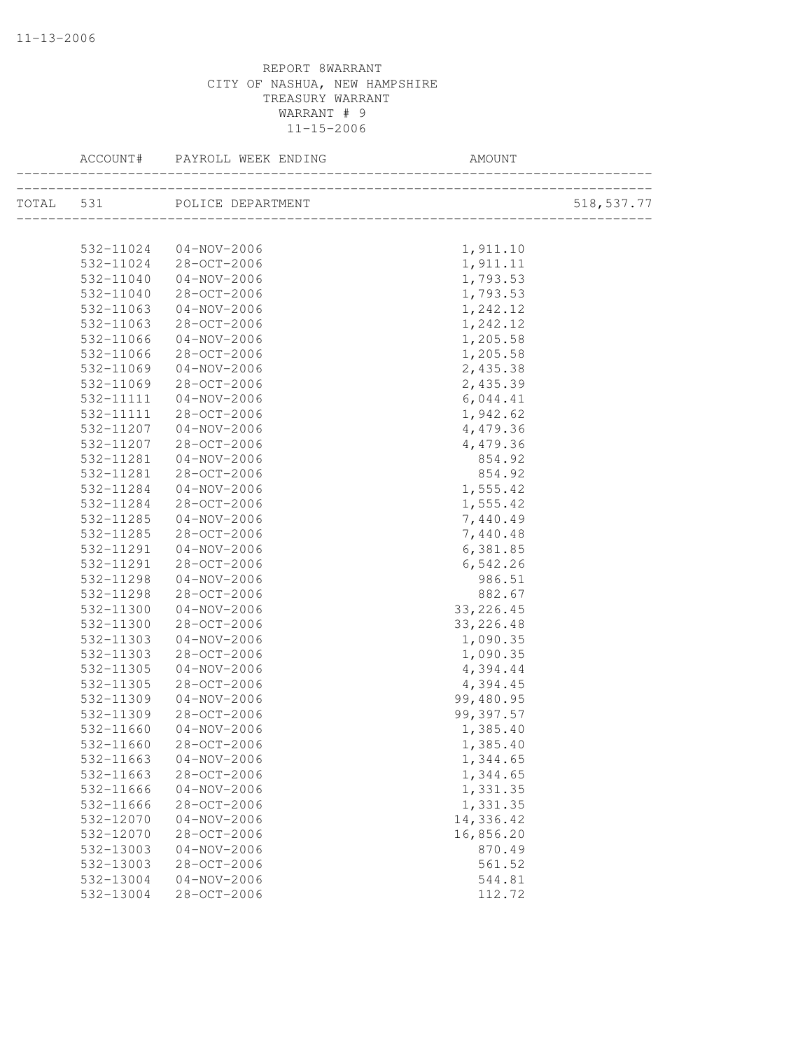11-13-2006

REPORT 8WARRANT
CITY OF NASHUA, NEW HAMPSHIRE
TREASURY WARRANT
WARRANT # 9
11-15-2006

| ACCOUNT# | PAYROLL WEEK ENDING | AMOUNT | |
|---|---|---|---|
| TOTAL 531 | POLICE DEPARTMENT | | 518,537.77 |
| 532-11024 | 04-NOV-2006 | 1,911.10 | |
| 532-11024 | 28-OCT-2006 | 1,911.11 | |
| 532-11040 | 04-NOV-2006 | 1,793.53 | |
| 532-11040 | 28-OCT-2006 | 1,793.53 | |
| 532-11063 | 04-NOV-2006 | 1,242.12 | |
| 532-11063 | 28-OCT-2006 | 1,242.12 | |
| 532-11066 | 04-NOV-2006 | 1,205.58 | |
| 532-11066 | 28-OCT-2006 | 1,205.58 | |
| 532-11069 | 04-NOV-2006 | 2,435.38 | |
| 532-11069 | 28-OCT-2006 | 2,435.39 | |
| 532-11111 | 04-NOV-2006 | 6,044.41 | |
| 532-11111 | 28-OCT-2006 | 1,942.62 | |
| 532-11207 | 04-NOV-2006 | 4,479.36 | |
| 532-11207 | 28-OCT-2006 | 4,479.36 | |
| 532-11281 | 04-NOV-2006 | 854.92 | |
| 532-11281 | 28-OCT-2006 | 854.92 | |
| 532-11284 | 04-NOV-2006 | 1,555.42 | |
| 532-11284 | 28-OCT-2006 | 1,555.42 | |
| 532-11285 | 04-NOV-2006 | 7,440.49 | |
| 532-11285 | 28-OCT-2006 | 7,440.48 | |
| 532-11291 | 04-NOV-2006 | 6,381.85 | |
| 532-11291 | 28-OCT-2006 | 6,542.26 | |
| 532-11298 | 04-NOV-2006 | 986.51 | |
| 532-11298 | 28-OCT-2006 | 882.67 | |
| 532-11300 | 04-NOV-2006 | 33,226.45 | |
| 532-11300 | 28-OCT-2006 | 33,226.48 | |
| 532-11303 | 04-NOV-2006 | 1,090.35 | |
| 532-11303 | 28-OCT-2006 | 1,090.35 | |
| 532-11305 | 04-NOV-2006 | 4,394.44 | |
| 532-11305 | 28-OCT-2006 | 4,394.45 | |
| 532-11309 | 04-NOV-2006 | 99,480.95 | |
| 532-11309 | 28-OCT-2006 | 99,397.57 | |
| 532-11660 | 04-NOV-2006 | 1,385.40 | |
| 532-11660 | 28-OCT-2006 | 1,385.40 | |
| 532-11663 | 04-NOV-2006 | 1,344.65 | |
| 532-11663 | 28-OCT-2006 | 1,344.65 | |
| 532-11666 | 04-NOV-2006 | 1,331.35 | |
| 532-11666 | 28-OCT-2006 | 1,331.35 | |
| 532-12070 | 04-NOV-2006 | 14,336.42 | |
| 532-12070 | 28-OCT-2006 | 16,856.20 | |
| 532-13003 | 04-NOV-2006 | 870.49 | |
| 532-13003 | 28-OCT-2006 | 561.52 | |
| 532-13004 | 04-NOV-2006 | 544.81 | |
| 532-13004 | 28-OCT-2006 | 112.72 | |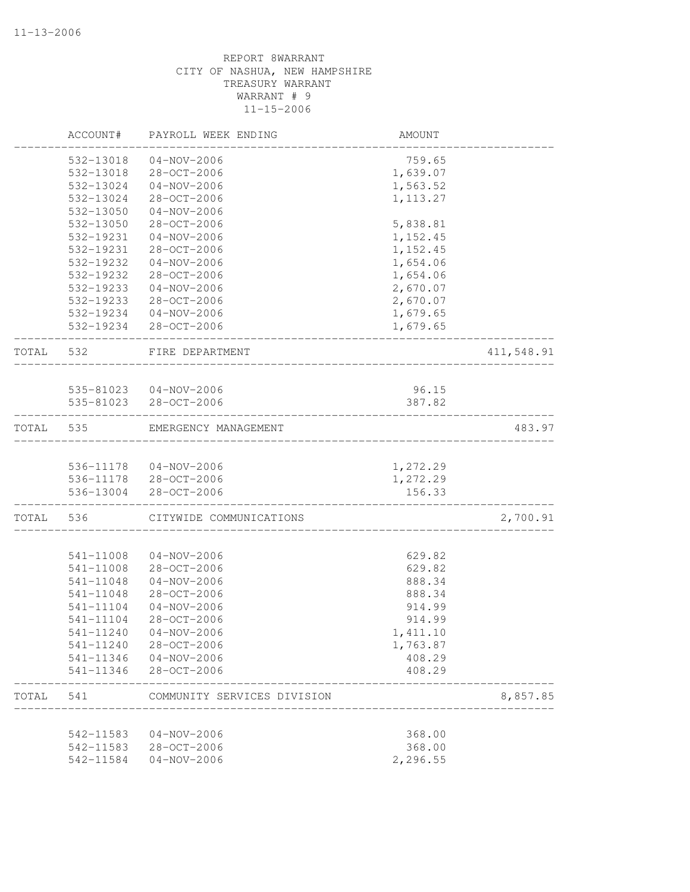REPORT 8WARRANT
CITY OF NASHUA, NEW HAMPSHIRE
TREASURY WARRANT
WARRANT # 9
11-15-2006

| | ACCOUNT# | PAYROLL WEEK ENDING | AMOUNT | |
|---|---|---|---|---|
| | 532-13018 | 04-NOV-2006 | 759.65 | |
| | 532-13018 | 28-OCT-2006 | 1,639.07 | |
| | 532-13024 | 04-NOV-2006 | 1,563.52 | |
| | 532-13024 | 28-OCT-2006 | 1,113.27 | |
| | 532-13050 | 04-NOV-2006 | | |
| | 532-13050 | 28-OCT-2006 | 5,838.81 | |
| | 532-19231 | 04-NOV-2006 | 1,152.45 | |
| | 532-19231 | 28-OCT-2006 | 1,152.45 | |
| | 532-19232 | 04-NOV-2006 | 1,654.06 | |
| | 532-19232 | 28-OCT-2006 | 1,654.06 | |
| | 532-19233 | 04-NOV-2006 | 2,670.07 | |
| | 532-19233 | 28-OCT-2006 | 2,670.07 | |
| | 532-19234 | 04-NOV-2006 | 1,679.65 | |
| | 532-19234 | 28-OCT-2006 | 1,679.65 | |
| TOTAL | 532 | FIRE DEPARTMENT | | 411,548.91 |
| | 535-81023 | 04-NOV-2006 | 96.15 | |
| | 535-81023 | 28-OCT-2006 | 387.82 | |
| TOTAL | 535 | EMERGENCY MANAGEMENT | | 483.97 |
| | 536-11178 | 04-NOV-2006 | 1,272.29 | |
| | 536-11178 | 28-OCT-2006 | 1,272.29 | |
| | 536-13004 | 28-OCT-2006 | 156.33 | |
| TOTAL | 536 | CITYWIDE COMMUNICATIONS | | 2,700.91 |
| | 541-11008 | 04-NOV-2006 | 629.82 | |
| | 541-11008 | 28-OCT-2006 | 629.82 | |
| | 541-11048 | 04-NOV-2006 | 888.34 | |
| | 541-11048 | 28-OCT-2006 | 888.34 | |
| | 541-11104 | 04-NOV-2006 | 914.99 | |
| | 541-11104 | 28-OCT-2006 | 914.99 | |
| | 541-11240 | 04-NOV-2006 | 1,411.10 | |
| | 541-11240 | 28-OCT-2006 | 1,763.87 | |
| | 541-11346 | 04-NOV-2006 | 408.29 | |
| | 541-11346 | 28-OCT-2006 | 408.29 | |
| TOTAL | 541 | COMMUNITY SERVICES DIVISION | | 8,857.85 |
| | 542-11583 | 04-NOV-2006 | 368.00 | |
| | 542-11583 | 28-OCT-2006 | 368.00 | |
| | 542-11584 | 04-NOV-2006 | 2,296.55 | |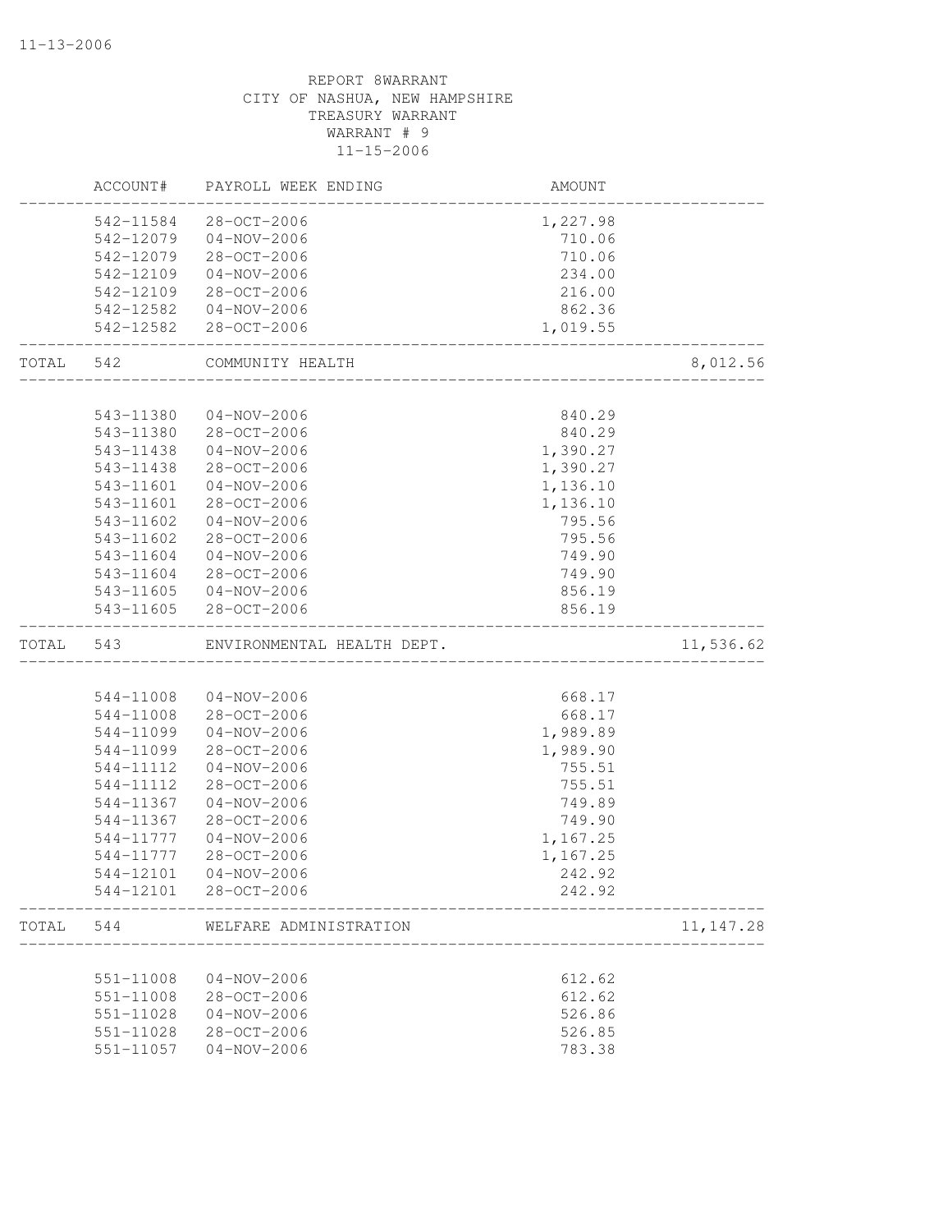REPORT 8WARRANT
CITY OF NASHUA, NEW HAMPSHIRE
TREASURY WARRANT
WARRANT # 9
11-15-2006

| | ACCOUNT# | PAYROLL WEEK ENDING | AMOUNT | |
|---|---|---|---|---|
| | 542-11584 | 28-OCT-2006 | 1,227.98 | |
| | 542-12079 | 04-NOV-2006 | 710.06 | |
| | 542-12079 | 28-OCT-2006 | 710.06 | |
| | 542-12109 | 04-NOV-2006 | 234.00 | |
| | 542-12109 | 28-OCT-2006 | 216.00 | |
| | 542-12582 | 04-NOV-2006 | 862.36 | |
| | 542-12582 | 28-OCT-2006 | 1,019.55 | |
| TOTAL | 542 | COMMUNITY HEALTH | | 8,012.56 |
| | 543-11380 | 04-NOV-2006 | 840.29 | |
| | 543-11380 | 28-OCT-2006 | 840.29 | |
| | 543-11438 | 04-NOV-2006 | 1,390.27 | |
| | 543-11438 | 28-OCT-2006 | 1,390.27 | |
| | 543-11601 | 04-NOV-2006 | 1,136.10 | |
| | 543-11601 | 28-OCT-2006 | 1,136.10 | |
| | 543-11602 | 04-NOV-2006 | 795.56 | |
| | 543-11602 | 28-OCT-2006 | 795.56 | |
| | 543-11604 | 04-NOV-2006 | 749.90 | |
| | 543-11604 | 28-OCT-2006 | 749.90 | |
| | 543-11605 | 04-NOV-2006 | 856.19 | |
| | 543-11605 | 28-OCT-2006 | 856.19 | |
| TOTAL | 543 | ENVIRONMENTAL HEALTH DEPT. | | 11,536.62 |
| | 544-11008 | 04-NOV-2006 | 668.17 | |
| | 544-11008 | 28-OCT-2006 | 668.17 | |
| | 544-11099 | 04-NOV-2006 | 1,989.89 | |
| | 544-11099 | 28-OCT-2006 | 1,989.90 | |
| | 544-11112 | 04-NOV-2006 | 755.51 | |
| | 544-11112 | 28-OCT-2006 | 755.51 | |
| | 544-11367 | 04-NOV-2006 | 749.89 | |
| | 544-11367 | 28-OCT-2006 | 749.90 | |
| | 544-11777 | 04-NOV-2006 | 1,167.25 | |
| | 544-11777 | 28-OCT-2006 | 1,167.25 | |
| | 544-12101 | 04-NOV-2006 | 242.92 | |
| | 544-12101 | 28-OCT-2006 | 242.92 | |
| TOTAL | 544 | WELFARE ADMINISTRATION | | 11,147.28 |
| | 551-11008 | 04-NOV-2006 | 612.62 | |
| | 551-11008 | 28-OCT-2006 | 612.62 | |
| | 551-11028 | 04-NOV-2006 | 526.86 | |
| | 551-11028 | 28-OCT-2006 | 526.85 | |
| | 551-11057 | 04-NOV-2006 | 783.38 | |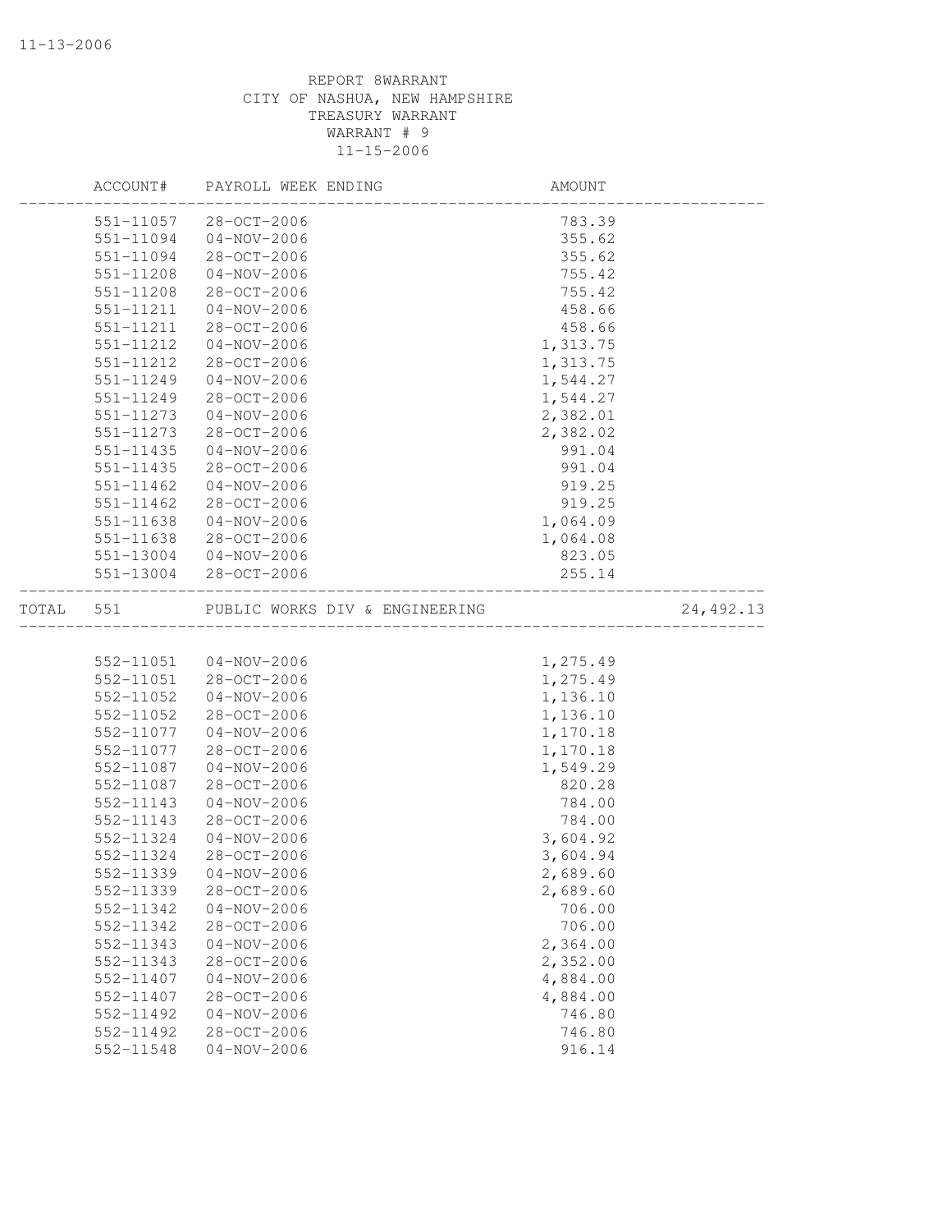11-13-2006

REPORT 8WARRANT
CITY OF NASHUA, NEW HAMPSHIRE
TREASURY WARRANT
WARRANT # 9
11-15-2006

| | ACCOUNT# | PAYROLL WEEK ENDING | AMOUNT | |
|---|---|---|---|---|
| | 551-11057 | 28-OCT-2006 | 783.39 | |
| | 551-11094 | 04-NOV-2006 | 355.62 | |
| | 551-11094 | 28-OCT-2006 | 355.62 | |
| | 551-11208 | 04-NOV-2006 | 755.42 | |
| | 551-11208 | 28-OCT-2006 | 755.42 | |
| | 551-11211 | 04-NOV-2006 | 458.66 | |
| | 551-11211 | 28-OCT-2006 | 458.66 | |
| | 551-11212 | 04-NOV-2006 | 1,313.75 | |
| | 551-11212 | 28-OCT-2006 | 1,313.75 | |
| | 551-11249 | 04-NOV-2006 | 1,544.27 | |
| | 551-11249 | 28-OCT-2006 | 1,544.27 | |
| | 551-11273 | 04-NOV-2006 | 2,382.01 | |
| | 551-11273 | 28-OCT-2006 | 2,382.02 | |
| | 551-11435 | 04-NOV-2006 | 991.04 | |
| | 551-11435 | 28-OCT-2006 | 991.04 | |
| | 551-11462 | 04-NOV-2006 | 919.25 | |
| | 551-11462 | 28-OCT-2006 | 919.25 | |
| | 551-11638 | 04-NOV-2006 | 1,064.09 | |
| | 551-11638 | 28-OCT-2006 | 1,064.08 | |
| | 551-13004 | 04-NOV-2006 | 823.05 | |
| | 551-13004 | 28-OCT-2006 | 255.14 | |
| TOTAL | 551 | PUBLIC WORKS DIV & ENGINEERING | | 24,492.13 |
| | 552-11051 | 04-NOV-2006 | 1,275.49 | |
| | 552-11051 | 28-OCT-2006 | 1,275.49 | |
| | 552-11052 | 04-NOV-2006 | 1,136.10 | |
| | 552-11052 | 28-OCT-2006 | 1,136.10 | |
| | 552-11077 | 04-NOV-2006 | 1,170.18 | |
| | 552-11077 | 28-OCT-2006 | 1,170.18 | |
| | 552-11087 | 04-NOV-2006 | 1,549.29 | |
| | 552-11087 | 28-OCT-2006 | 820.28 | |
| | 552-11143 | 04-NOV-2006 | 784.00 | |
| | 552-11143 | 28-OCT-2006 | 784.00 | |
| | 552-11324 | 04-NOV-2006 | 3,604.92 | |
| | 552-11324 | 28-OCT-2006 | 3,604.94 | |
| | 552-11339 | 04-NOV-2006 | 2,689.60 | |
| | 552-11339 | 28-OCT-2006 | 2,689.60 | |
| | 552-11342 | 04-NOV-2006 | 706.00 | |
| | 552-11342 | 28-OCT-2006 | 706.00 | |
| | 552-11343 | 04-NOV-2006 | 2,364.00 | |
| | 552-11343 | 28-OCT-2006 | 2,352.00 | |
| | 552-11407 | 04-NOV-2006 | 4,884.00 | |
| | 552-11407 | 28-OCT-2006 | 4,884.00 | |
| | 552-11492 | 04-NOV-2006 | 746.80 | |
| | 552-11492 | 28-OCT-2006 | 746.80 | |
| | 552-11548 | 04-NOV-2006 | 916.14 | |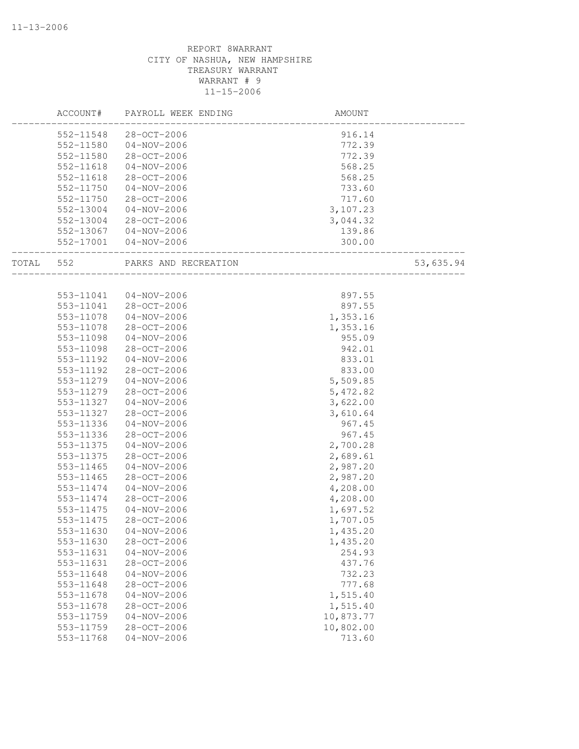REPORT 8WARRANT
CITY OF NASHUA, NEW HAMPSHIRE
TREASURY WARRANT
WARRANT # 9
11-15-2006

| ACCOUNT# | PAYROLL WEEK ENDING | AMOUNT | |
|---|---|---|---|
| 552-11548 | 28-OCT-2006 | 916.14 | |
| 552-11580 | 04-NOV-2006 | 772.39 | |
| 552-11580 | 28-OCT-2006 | 772.39 | |
| 552-11618 | 04-NOV-2006 | 568.25 | |
| 552-11618 | 28-OCT-2006 | 568.25 | |
| 552-11750 | 04-NOV-2006 | 733.60 | |
| 552-11750 | 28-OCT-2006 | 717.60 | |
| 552-13004 | 04-NOV-2006 | 3,107.23 | |
| 552-13004 | 28-OCT-2006 | 3,044.32 | |
| 552-13067 | 04-NOV-2006 | 139.86 | |
| 552-17001 | 04-NOV-2006 | 300.00 | |
| TOTAL 552 | PARKS AND RECREATION | | 53,635.94 |
| 553-11041 | 04-NOV-2006 | 897.55 | |
| 553-11041 | 28-OCT-2006 | 897.55 | |
| 553-11078 | 04-NOV-2006 | 1,353.16 | |
| 553-11078 | 28-OCT-2006 | 1,353.16 | |
| 553-11098 | 04-NOV-2006 | 955.09 | |
| 553-11098 | 28-OCT-2006 | 942.01 | |
| 553-11192 | 04-NOV-2006 | 833.01 | |
| 553-11192 | 28-OCT-2006 | 833.00 | |
| 553-11279 | 04-NOV-2006 | 5,509.85 | |
| 553-11279 | 28-OCT-2006 | 5,472.82 | |
| 553-11327 | 04-NOV-2006 | 3,622.00 | |
| 553-11327 | 28-OCT-2006 | 3,610.64 | |
| 553-11336 | 04-NOV-2006 | 967.45 | |
| 553-11336 | 28-OCT-2006 | 967.45 | |
| 553-11375 | 04-NOV-2006 | 2,700.28 | |
| 553-11375 | 28-OCT-2006 | 2,689.61 | |
| 553-11465 | 04-NOV-2006 | 2,987.20 | |
| 553-11465 | 28-OCT-2006 | 2,987.20 | |
| 553-11474 | 04-NOV-2006 | 4,208.00 | |
| 553-11474 | 28-OCT-2006 | 4,208.00 | |
| 553-11475 | 04-NOV-2006 | 1,697.52 | |
| 553-11475 | 28-OCT-2006 | 1,707.05 | |
| 553-11630 | 04-NOV-2006 | 1,435.20 | |
| 553-11630 | 28-OCT-2006 | 1,435.20 | |
| 553-11631 | 04-NOV-2006 | 254.93 | |
| 553-11631 | 28-OCT-2006 | 437.76 | |
| 553-11648 | 04-NOV-2006 | 732.23 | |
| 553-11648 | 28-OCT-2006 | 777.68 | |
| 553-11678 | 04-NOV-2006 | 1,515.40 | |
| 553-11678 | 28-OCT-2006 | 1,515.40 | |
| 553-11759 | 04-NOV-2006 | 10,873.77 | |
| 553-11759 | 28-OCT-2006 | 10,802.00 | |
| 553-11768 | 04-NOV-2006 | 713.60 | |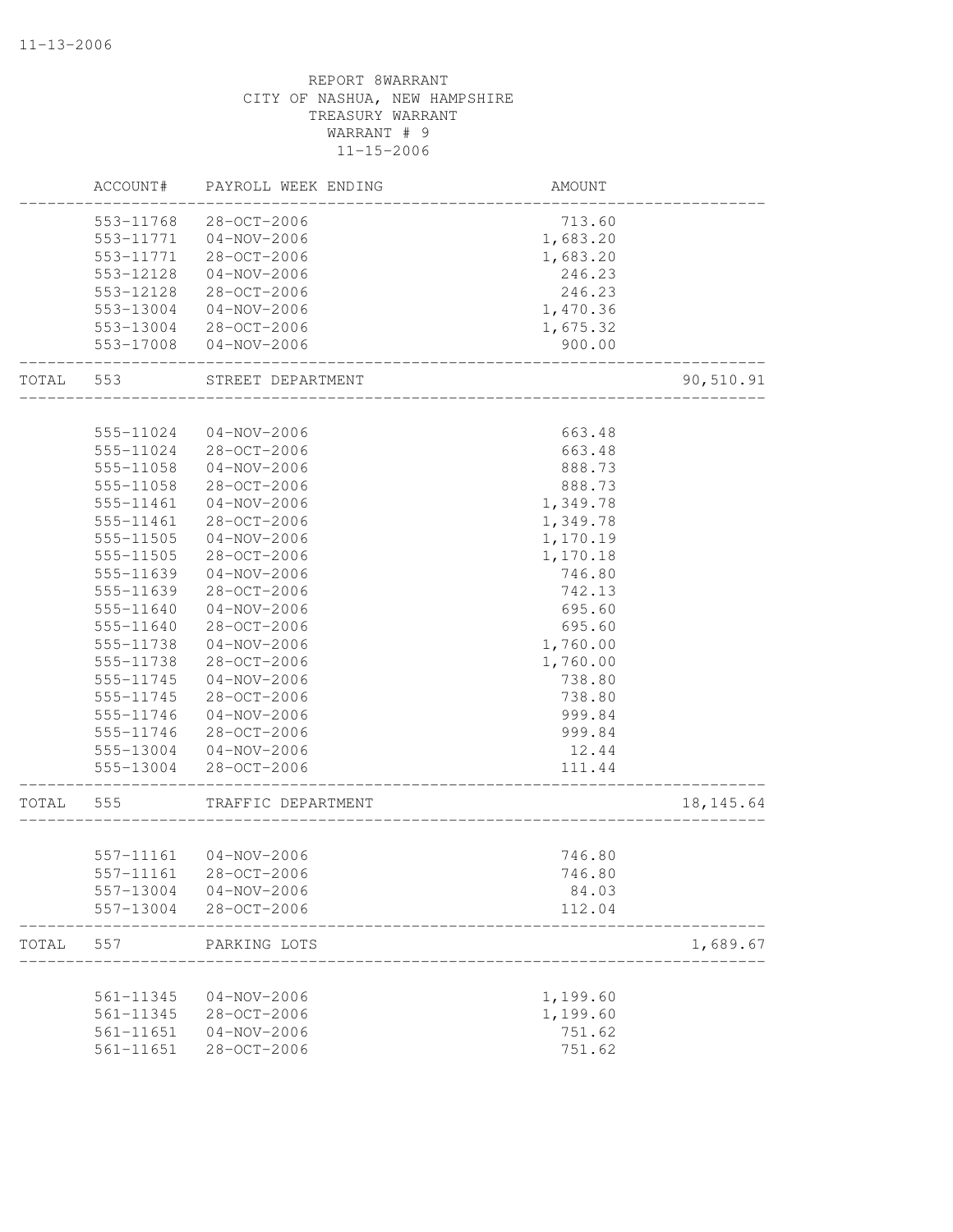REPORT 8WARRANT
CITY OF NASHUA, NEW HAMPSHIRE
TREASURY WARRANT
WARRANT # 9
11-15-2006

| | ACCOUNT# | PAYROLL WEEK ENDING | AMOUNT | |
|---|---|---|---|---|
| | 553-11768 | 28-OCT-2006 | 713.60 | |
| | 553-11771 | 04-NOV-2006 | 1,683.20 | |
| | 553-11771 | 28-OCT-2006 | 1,683.20 | |
| | 553-12128 | 04-NOV-2006 | 246.23 | |
| | 553-12128 | 28-OCT-2006 | 246.23 | |
| | 553-13004 | 04-NOV-2006 | 1,470.36 | |
| | 553-13004 | 28-OCT-2006 | 1,675.32 | |
| | 553-17008 | 04-NOV-2006 | 900.00 | |
| TOTAL | 553 | STREET DEPARTMENT | | 90,510.91 |
| | 555-11024 | 04-NOV-2006 | 663.48 | |
| | 555-11024 | 28-OCT-2006 | 663.48 | |
| | 555-11058 | 04-NOV-2006 | 888.73 | |
| | 555-11058 | 28-OCT-2006 | 888.73 | |
| | 555-11461 | 04-NOV-2006 | 1,349.78 | |
| | 555-11461 | 28-OCT-2006 | 1,349.78 | |
| | 555-11505 | 04-NOV-2006 | 1,170.19 | |
| | 555-11505 | 28-OCT-2006 | 1,170.18 | |
| | 555-11639 | 04-NOV-2006 | 746.80 | |
| | 555-11639 | 28-OCT-2006 | 742.13 | |
| | 555-11640 | 04-NOV-2006 | 695.60 | |
| | 555-11640 | 28-OCT-2006 | 695.60 | |
| | 555-11738 | 04-NOV-2006 | 1,760.00 | |
| | 555-11738 | 28-OCT-2006 | 1,760.00 | |
| | 555-11745 | 04-NOV-2006 | 738.80 | |
| | 555-11745 | 28-OCT-2006 | 738.80 | |
| | 555-11746 | 04-NOV-2006 | 999.84 | |
| | 555-11746 | 28-OCT-2006 | 999.84 | |
| | 555-13004 | 04-NOV-2006 | 12.44 | |
| | 555-13004 | 28-OCT-2006 | 111.44 | |
| TOTAL | 555 | TRAFFIC DEPARTMENT | | 18,145.64 |
| | 557-11161 | 04-NOV-2006 | 746.80 | |
| | 557-11161 | 28-OCT-2006 | 746.80 | |
| | 557-13004 | 04-NOV-2006 | 84.03 | |
| | 557-13004 | 28-OCT-2006 | 112.04 | |
| TOTAL | 557 | PARKING LOTS | | 1,689.67 |
| | 561-11345 | 04-NOV-2006 | 1,199.60 | |
| | 561-11345 | 28-OCT-2006 | 1,199.60 | |
| | 561-11651 | 04-NOV-2006 | 751.62 | |
| | 561-11651 | 28-OCT-2006 | 751.62 | |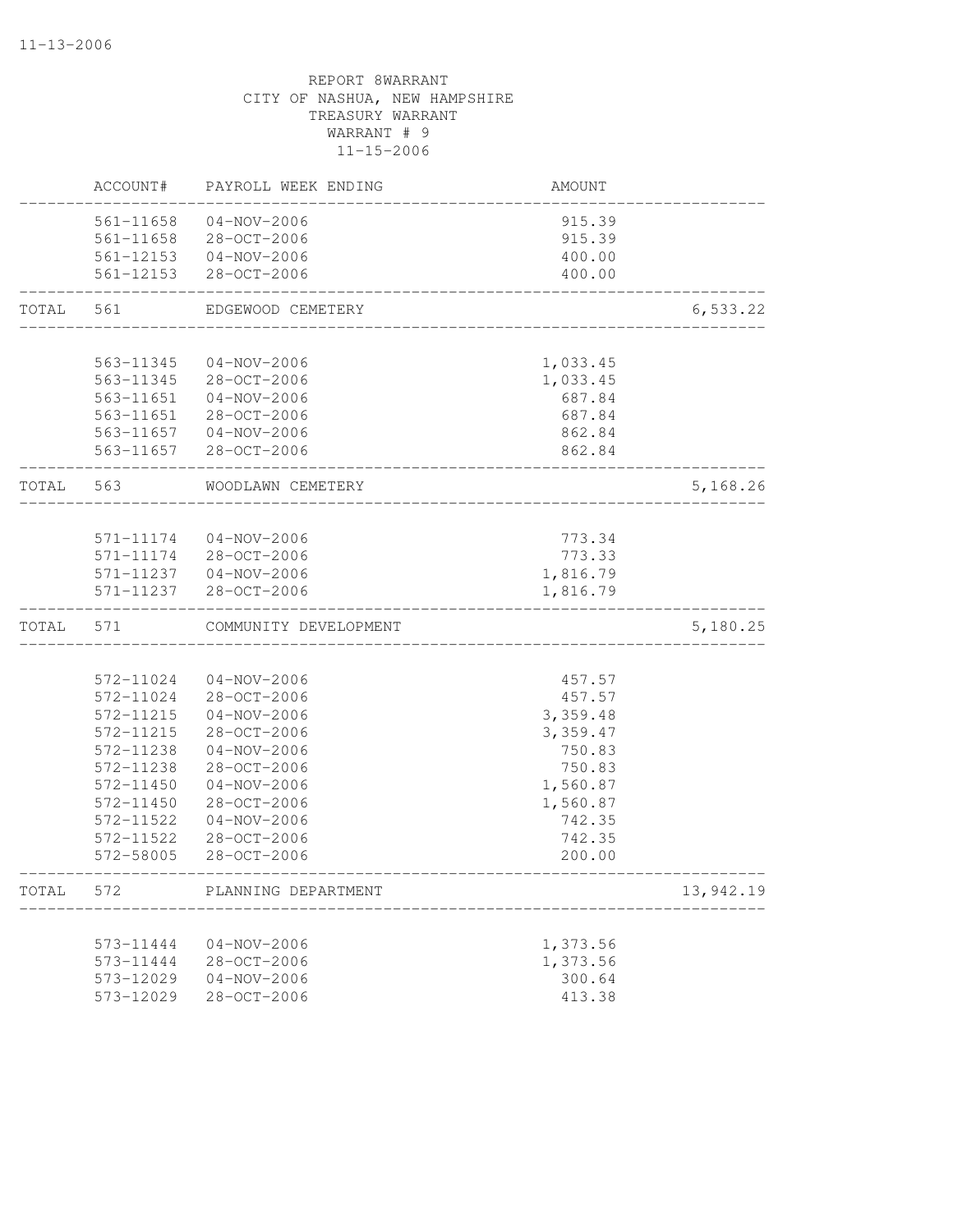REPORT 8WARRANT
CITY OF NASHUA, NEW HAMPSHIRE
TREASURY WARRANT
WARRANT # 9
11-15-2006

| | ACCOUNT# | PAYROLL WEEK ENDING | AMOUNT | |
|---|---|---|---|---|
| | 561-11658 | 04-NOV-2006 | 915.39 | |
| | 561-11658 | 28-OCT-2006 | 915.39 | |
| | 561-12153 | 04-NOV-2006 | 400.00 | |
| | 561-12153 | 28-OCT-2006 | 400.00 | |
| TOTAL | 561 | EDGEWOOD CEMETERY | | 6,533.22 |
| | 563-11345 | 04-NOV-2006 | 1,033.45 | |
| | 563-11345 | 28-OCT-2006 | 1,033.45 | |
| | 563-11651 | 04-NOV-2006 | 687.84 | |
| | 563-11651 | 28-OCT-2006 | 687.84 | |
| | 563-11657 | 04-NOV-2006 | 862.84 | |
| | 563-11657 | 28-OCT-2006 | 862.84 | |
| TOTAL | 563 | WOODLAWN CEMETERY | | 5,168.26 |
| | 571-11174 | 04-NOV-2006 | 773.34 | |
| | 571-11174 | 28-OCT-2006 | 773.33 | |
| | 571-11237 | 04-NOV-2006 | 1,816.79 | |
| | 571-11237 | 28-OCT-2006 | 1,816.79 | |
| TOTAL | 571 | COMMUNITY DEVELOPMENT | | 5,180.25 |
| | 572-11024 | 04-NOV-2006 | 457.57 | |
| | 572-11024 | 28-OCT-2006 | 457.57 | |
| | 572-11215 | 04-NOV-2006 | 3,359.48 | |
| | 572-11215 | 28-OCT-2006 | 3,359.47 | |
| | 572-11238 | 04-NOV-2006 | 750.83 | |
| | 572-11238 | 28-OCT-2006 | 750.83 | |
| | 572-11450 | 04-NOV-2006 | 1,560.87 | |
| | 572-11450 | 28-OCT-2006 | 1,560.87 | |
| | 572-11522 | 04-NOV-2006 | 742.35 | |
| | 572-11522 | 28-OCT-2006 | 742.35 | |
| | 572-58005 | 28-OCT-2006 | 200.00 | |
| TOTAL | 572 | PLANNING DEPARTMENT | | 13,942.19 |
| | 573-11444 | 04-NOV-2006 | 1,373.56 | |
| | 573-11444 | 28-OCT-2006 | 1,373.56 | |
| | 573-12029 | 04-NOV-2006 | 300.64 | |
| | 573-12029 | 28-OCT-2006 | 413.38 | |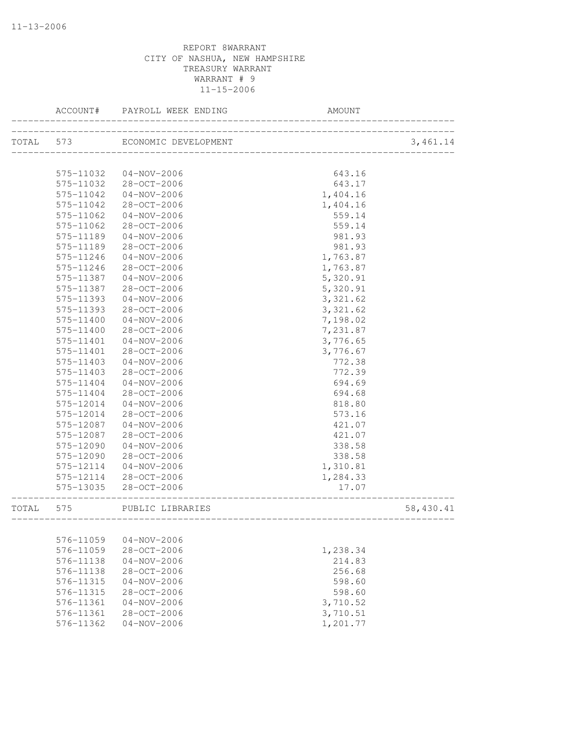11-13-2006

REPORT 8WARRANT
CITY OF NASHUA, NEW HAMPSHIRE
TREASURY WARRANT
WARRANT # 9
11-15-2006

| ACCOUNT# | PAYROLL WEEK ENDING | AMOUNT | |
|---|---|---|---|
| TOTAL 573 | ECONOMIC DEVELOPMENT | | 3,461.14 |
| 575-11032 | 04-NOV-2006 | 643.16 | |
| 575-11032 | 28-OCT-2006 | 643.17 | |
| 575-11042 | 04-NOV-2006 | 1,404.16 | |
| 575-11042 | 28-OCT-2006 | 1,404.16 | |
| 575-11062 | 04-NOV-2006 | 559.14 | |
| 575-11062 | 28-OCT-2006 | 559.14 | |
| 575-11189 | 04-NOV-2006 | 981.93 | |
| 575-11189 | 28-OCT-2006 | 981.93 | |
| 575-11246 | 04-NOV-2006 | 1,763.87 | |
| 575-11246 | 28-OCT-2006 | 1,763.87 | |
| 575-11387 | 04-NOV-2006 | 5,320.91 | |
| 575-11387 | 28-OCT-2006 | 5,320.91 | |
| 575-11393 | 04-NOV-2006 | 3,321.62 | |
| 575-11393 | 28-OCT-2006 | 3,321.62 | |
| 575-11400 | 04-NOV-2006 | 7,198.02 | |
| 575-11400 | 28-OCT-2006 | 7,231.87 | |
| 575-11401 | 04-NOV-2006 | 3,776.65 | |
| 575-11401 | 28-OCT-2006 | 3,776.67 | |
| 575-11403 | 04-NOV-2006 | 772.38 | |
| 575-11403 | 28-OCT-2006 | 772.39 | |
| 575-11404 | 04-NOV-2006 | 694.69 | |
| 575-11404 | 28-OCT-2006 | 694.68 | |
| 575-12014 | 04-NOV-2006 | 818.80 | |
| 575-12014 | 28-OCT-2006 | 573.16 | |
| 575-12087 | 04-NOV-2006 | 421.07 | |
| 575-12087 | 28-OCT-2006 | 421.07 | |
| 575-12090 | 04-NOV-2006 | 338.58 | |
| 575-12090 | 28-OCT-2006 | 338.58 | |
| 575-12114 | 04-NOV-2006 | 1,310.81 | |
| 575-12114 | 28-OCT-2006 | 1,284.33 | |
| 575-13035 | 28-OCT-2006 | 17.07 | |
| TOTAL 575 | PUBLIC LIBRARIES | | 58,430.41 |
| 576-11059 | 04-NOV-2006 | | |
| 576-11059 | 28-OCT-2006 | 1,238.34 | |
| 576-11138 | 04-NOV-2006 | 214.83 | |
| 576-11138 | 28-OCT-2006 | 256.68 | |
| 576-11315 | 04-NOV-2006 | 598.60 | |
| 576-11315 | 28-OCT-2006 | 598.60 | |
| 576-11361 | 04-NOV-2006 | 3,710.52 | |
| 576-11361 | 28-OCT-2006 | 3,710.51 | |
| 576-11362 | 04-NOV-2006 | 1,201.77 | |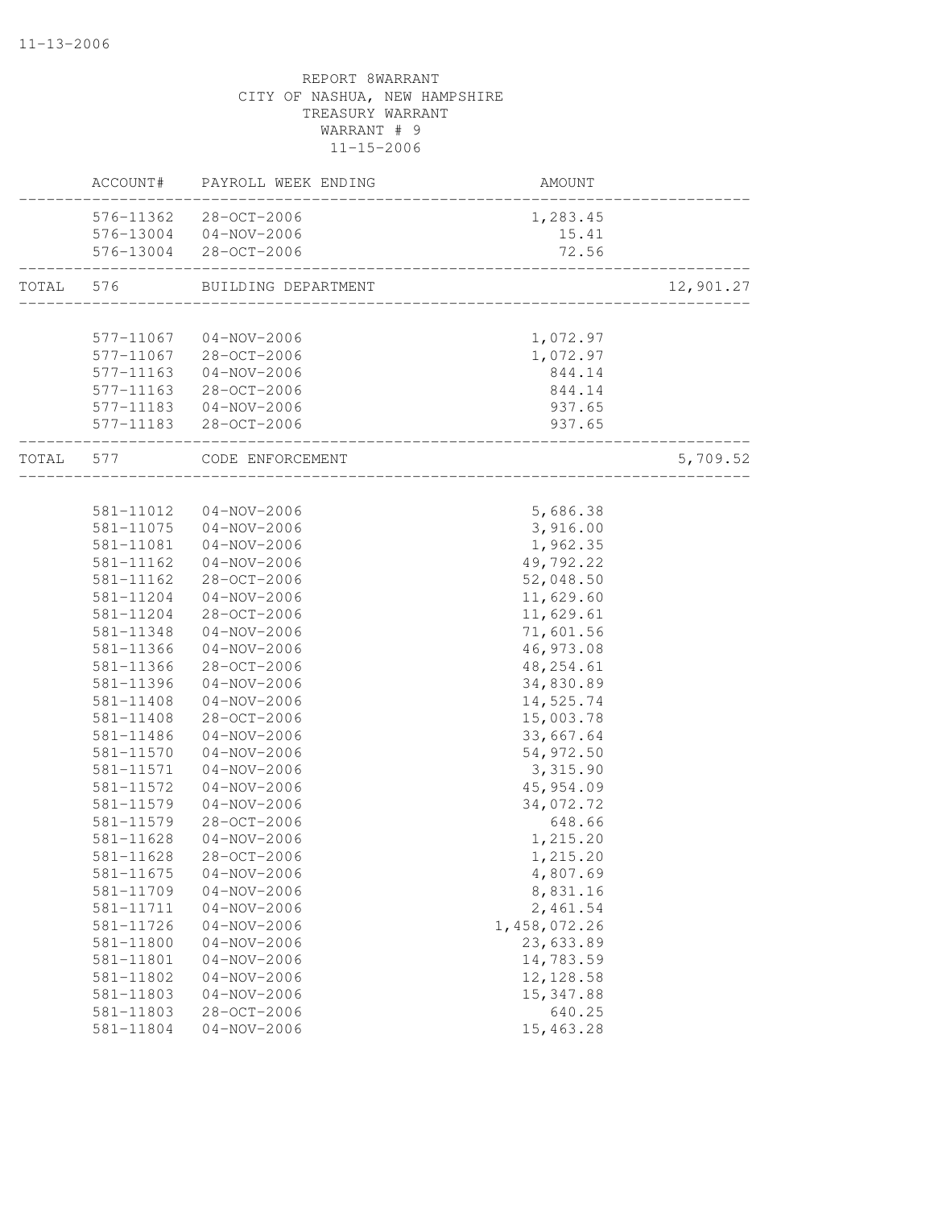REPORT 8WARRANT
CITY OF NASHUA, NEW HAMPSHIRE
TREASURY WARRANT
WARRANT # 9
11-15-2006

| | ACCOUNT# | PAYROLL WEEK ENDING | AMOUNT | |
|---|---|---|---|---|
| | 576-11362 | 28-OCT-2006 | 1,283.45 | |
| | 576-13004 | 04-NOV-2006 | 15.41 | |
| | 576-13004 | 28-OCT-2006 | 72.56 | |
| TOTAL | 576 | BUILDING DEPARTMENT | | 12,901.27 |
| | 577-11067 | 04-NOV-2006 | 1,072.97 | |
| | 577-11067 | 28-OCT-2006 | 1,072.97 | |
| | 577-11163 | 04-NOV-2006 | 844.14 | |
| | 577-11163 | 28-OCT-2006 | 844.14 | |
| | 577-11183 | 04-NOV-2006 | 937.65 | |
| | 577-11183 | 28-OCT-2006 | 937.65 | |
| TOTAL | 577 | CODE ENFORCEMENT | | 5,709.52 |
| | 581-11012 | 04-NOV-2006 | 5,686.38 | |
| | 581-11075 | 04-NOV-2006 | 3,916.00 | |
| | 581-11081 | 04-NOV-2006 | 1,962.35 | |
| | 581-11162 | 04-NOV-2006 | 49,792.22 | |
| | 581-11162 | 28-OCT-2006 | 52,048.50 | |
| | 581-11204 | 04-NOV-2006 | 11,629.60 | |
| | 581-11204 | 28-OCT-2006 | 11,629.61 | |
| | 581-11348 | 04-NOV-2006 | 71,601.56 | |
| | 581-11366 | 04-NOV-2006 | 46,973.08 | |
| | 581-11366 | 28-OCT-2006 | 48,254.61 | |
| | 581-11396 | 04-NOV-2006 | 34,830.89 | |
| | 581-11408 | 04-NOV-2006 | 14,525.74 | |
| | 581-11408 | 28-OCT-2006 | 15,003.78 | |
| | 581-11486 | 04-NOV-2006 | 33,667.64 | |
| | 581-11570 | 04-NOV-2006 | 54,972.50 | |
| | 581-11571 | 04-NOV-2006 | 3,315.90 | |
| | 581-11572 | 04-NOV-2006 | 45,954.09 | |
| | 581-11579 | 04-NOV-2006 | 34,072.72 | |
| | 581-11579 | 28-OCT-2006 | 648.66 | |
| | 581-11628 | 04-NOV-2006 | 1,215.20 | |
| | 581-11628 | 28-OCT-2006 | 1,215.20 | |
| | 581-11675 | 04-NOV-2006 | 4,807.69 | |
| | 581-11709 | 04-NOV-2006 | 8,831.16 | |
| | 581-11711 | 04-NOV-2006 | 2,461.54 | |
| | 581-11726 | 04-NOV-2006 | 1,458,072.26 | |
| | 581-11800 | 04-NOV-2006 | 23,633.89 | |
| | 581-11801 | 04-NOV-2006 | 14,783.59 | |
| | 581-11802 | 04-NOV-2006 | 12,128.58 | |
| | 581-11803 | 04-NOV-2006 | 15,347.88 | |
| | 581-11803 | 28-OCT-2006 | 640.25 | |
| | 581-11804 | 04-NOV-2006 | 15,463.28 | |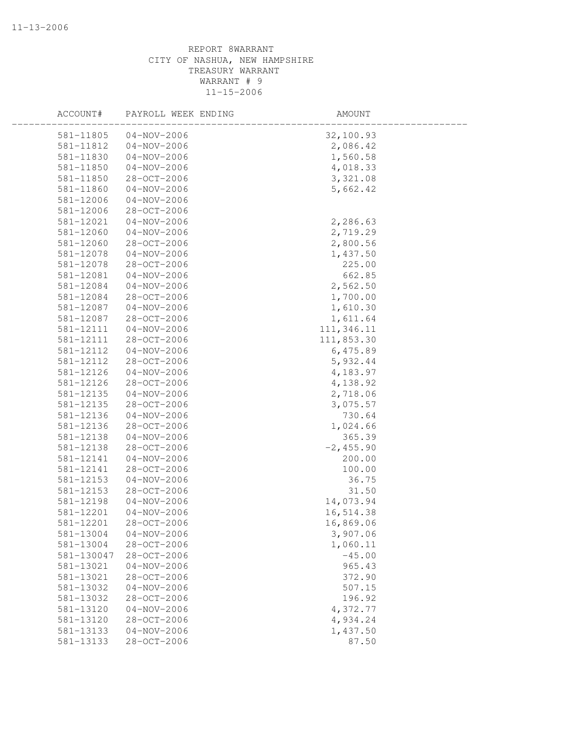REPORT 8WARRANT
CITY OF NASHUA, NEW HAMPSHIRE
TREASURY WARRANT
WARRANT # 9
11-15-2006

| ACCOUNT# | PAYROLL WEEK ENDING | AMOUNT |
|---|---|---|
| 581-11805 | 04-NOV-2006 | 32,100.93 |
| 581-11812 | 04-NOV-2006 | 2,086.42 |
| 581-11830 | 04-NOV-2006 | 1,560.58 |
| 581-11850 | 04-NOV-2006 | 4,018.33 |
| 581-11850 | 28-OCT-2006 | 3,321.08 |
| 581-11860 | 04-NOV-2006 | 5,662.42 |
| 581-12006 | 04-NOV-2006 | |
| 581-12006 | 28-OCT-2006 | |
| 581-12021 | 04-NOV-2006 | 2,286.63 |
| 581-12060 | 04-NOV-2006 | 2,719.29 |
| 581-12060 | 28-OCT-2006 | 2,800.56 |
| 581-12078 | 04-NOV-2006 | 1,437.50 |
| 581-12078 | 28-OCT-2006 | 225.00 |
| 581-12081 | 04-NOV-2006 | 662.85 |
| 581-12084 | 04-NOV-2006 | 2,562.50 |
| 581-12084 | 28-OCT-2006 | 1,700.00 |
| 581-12087 | 04-NOV-2006 | 1,610.30 |
| 581-12087 | 28-OCT-2006 | 1,611.64 |
| 581-12111 | 04-NOV-2006 | 111,346.11 |
| 581-12111 | 28-OCT-2006 | 111,853.30 |
| 581-12112 | 04-NOV-2006 | 6,475.89 |
| 581-12112 | 28-OCT-2006 | 5,932.44 |
| 581-12126 | 04-NOV-2006 | 4,183.97 |
| 581-12126 | 28-OCT-2006 | 4,138.92 |
| 581-12135 | 04-NOV-2006 | 2,718.06 |
| 581-12135 | 28-OCT-2006 | 3,075.57 |
| 581-12136 | 04-NOV-2006 | 730.64 |
| 581-12136 | 28-OCT-2006 | 1,024.66 |
| 581-12138 | 04-NOV-2006 | 365.39 |
| 581-12138 | 28-OCT-2006 | -2,455.90 |
| 581-12141 | 04-NOV-2006 | 200.00 |
| 581-12141 | 28-OCT-2006 | 100.00 |
| 581-12153 | 04-NOV-2006 | 36.75 |
| 581-12153 | 28-OCT-2006 | 31.50 |
| 581-12198 | 04-NOV-2006 | 14,073.94 |
| 581-12201 | 04-NOV-2006 | 16,514.38 |
| 581-12201 | 28-OCT-2006 | 16,869.06 |
| 581-13004 | 04-NOV-2006 | 3,907.06 |
| 581-13004 | 28-OCT-2006 | 1,060.11 |
| 581-130047 | 28-OCT-2006 | -45.00 |
| 581-13021 | 04-NOV-2006 | 965.43 |
| 581-13021 | 28-OCT-2006 | 372.90 |
| 581-13032 | 04-NOV-2006 | 507.15 |
| 581-13032 | 28-OCT-2006 | 196.92 |
| 581-13120 | 04-NOV-2006 | 4,372.77 |
| 581-13120 | 28-OCT-2006 | 4,934.24 |
| 581-13133 | 04-NOV-2006 | 1,437.50 |
| 581-13133 | 28-OCT-2006 | 87.50 |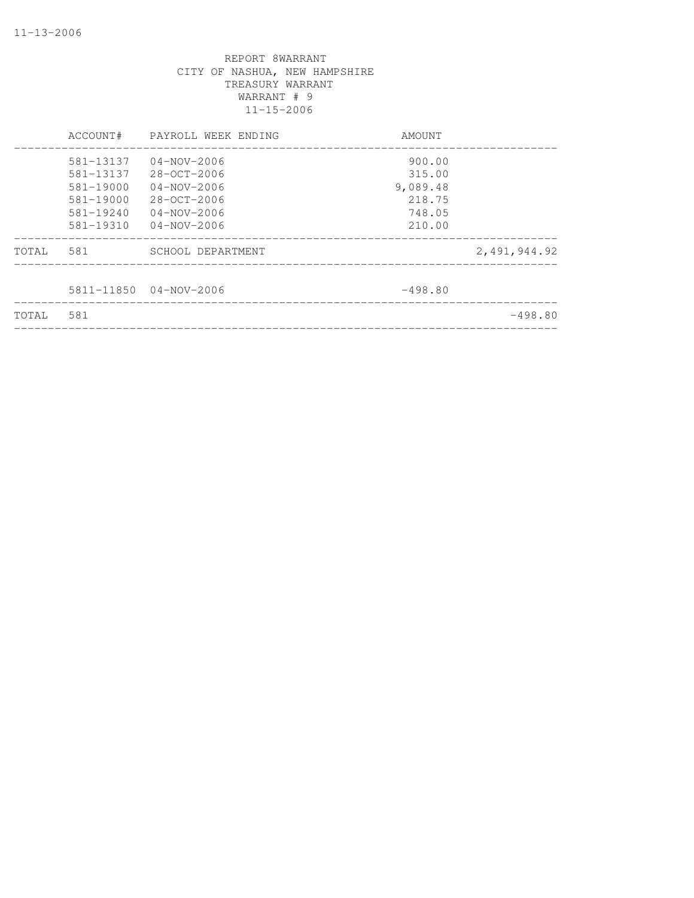REPORT 8WARRANT
CITY OF NASHUA, NEW HAMPSHIRE
TREASURY WARRANT
WARRANT # 9
11-15-2006

| | ACCOUNT# | PAYROLL WEEK ENDING | AMOUNT | |
|---|---|---|---|---|
| | 581-13137 | 04-NOV-2006 | 900.00 | |
| | 581-13137 | 28-OCT-2006 | 315.00 | |
| | 581-19000 | 04-NOV-2006 | 9,089.48 | |
| | 581-19000 | 28-OCT-2006 | 218.75 | |
| | 581-19240 | 04-NOV-2006 | 748.05 | |
| | 581-19310 | 04-NOV-2006 | 210.00 | |
| TOTAL | 581 | SCHOOL DEPARTMENT | | 2,491,944.92 |
| | 5811-11850 | 04-NOV-2006 | -498.80 | |
| TOTAL | 581 | | | -498.80 |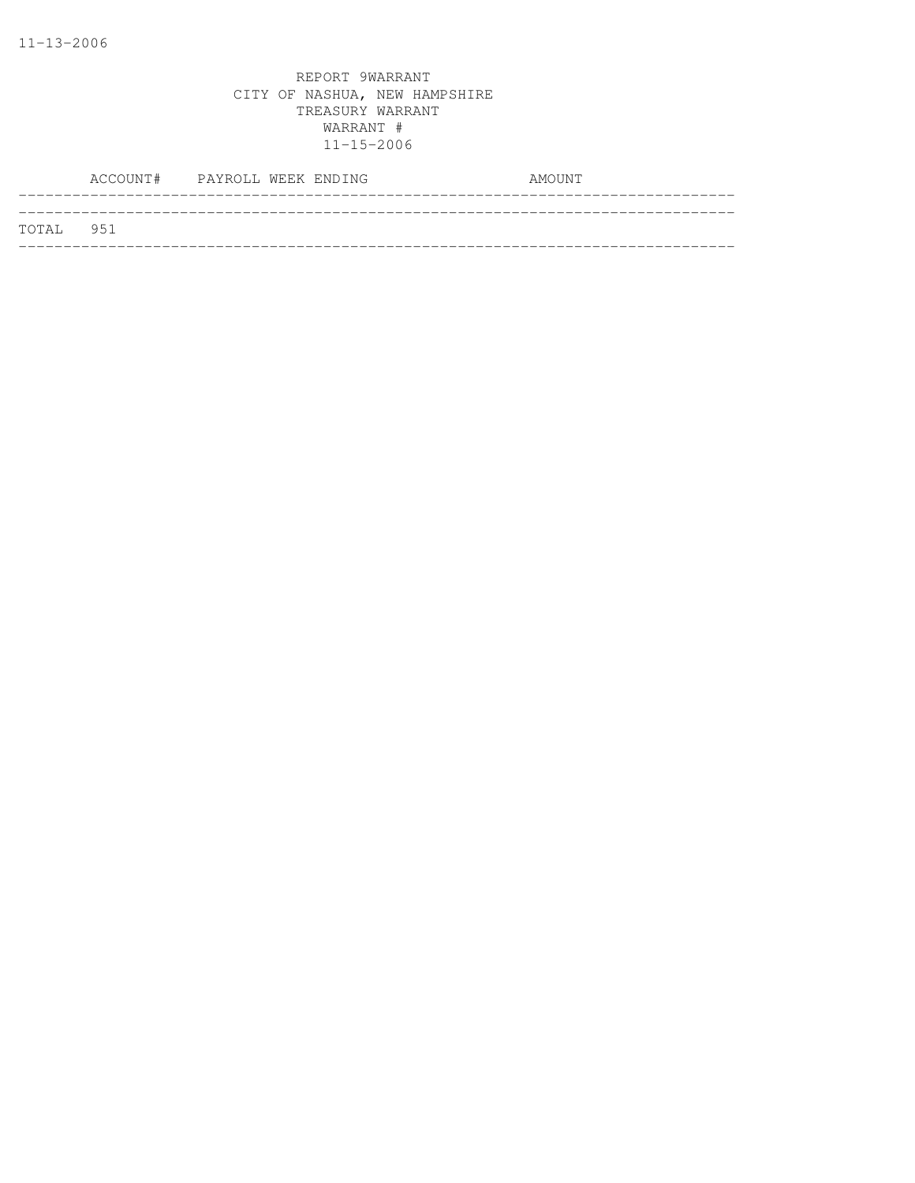11-13-2006

REPORT 9WARRANT
CITY OF NASHUA, NEW HAMPSHIRE
TREASURY WARRANT
WARRANT #
11-15-2006

| ACCOUNT# | PAYROLL WEEK ENDING | AMOUNT |
|---|---|---|
| TOTAL 951 | | |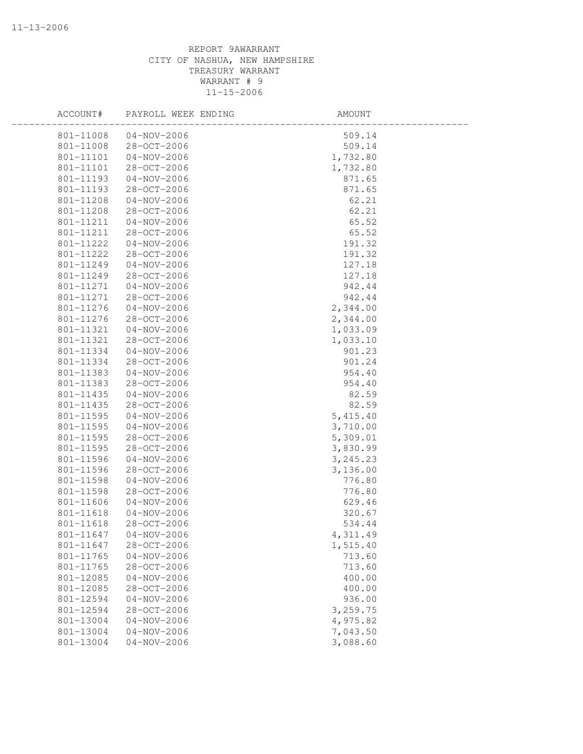REPORT 9AWARRANT
CITY OF NASHUA, NEW HAMPSHIRE
TREASURY WARRANT
WARRANT # 9
11-15-2006

| ACCOUNT# | PAYROLL WEEK ENDING | AMOUNT |
|---|---|---|
| 801-11008 | 04-NOV-2006 | 509.14 |
| 801-11008 | 28-OCT-2006 | 509.14 |
| 801-11101 | 04-NOV-2006 | 1,732.80 |
| 801-11101 | 28-OCT-2006 | 1,732.80 |
| 801-11193 | 04-NOV-2006 | 871.65 |
| 801-11193 | 28-OCT-2006 | 871.65 |
| 801-11208 | 04-NOV-2006 | 62.21 |
| 801-11208 | 28-OCT-2006 | 62.21 |
| 801-11211 | 04-NOV-2006 | 65.52 |
| 801-11211 | 28-OCT-2006 | 65.52 |
| 801-11222 | 04-NOV-2006 | 191.32 |
| 801-11222 | 28-OCT-2006 | 191.32 |
| 801-11249 | 04-NOV-2006 | 127.18 |
| 801-11249 | 28-OCT-2006 | 127.18 |
| 801-11271 | 04-NOV-2006 | 942.44 |
| 801-11271 | 28-OCT-2006 | 942.44 |
| 801-11276 | 04-NOV-2006 | 2,344.00 |
| 801-11276 | 28-OCT-2006 | 2,344.00 |
| 801-11321 | 04-NOV-2006 | 1,033.09 |
| 801-11321 | 28-OCT-2006 | 1,033.10 |
| 801-11334 | 04-NOV-2006 | 901.23 |
| 801-11334 | 28-OCT-2006 | 901.24 |
| 801-11383 | 04-NOV-2006 | 954.40 |
| 801-11383 | 28-OCT-2006 | 954.40 |
| 801-11435 | 04-NOV-2006 | 82.59 |
| 801-11435 | 28-OCT-2006 | 82.59 |
| 801-11595 | 04-NOV-2006 | 5,415.40 |
| 801-11595 | 04-NOV-2006 | 3,710.00 |
| 801-11595 | 28-OCT-2006 | 5,309.01 |
| 801-11595 | 28-OCT-2006 | 3,830.99 |
| 801-11596 | 04-NOV-2006 | 3,245.23 |
| 801-11596 | 28-OCT-2006 | 3,136.00 |
| 801-11598 | 04-NOV-2006 | 776.80 |
| 801-11598 | 28-OCT-2006 | 776.80 |
| 801-11606 | 04-NOV-2006 | 629.46 |
| 801-11618 | 04-NOV-2006 | 320.67 |
| 801-11618 | 28-OCT-2006 | 534.44 |
| 801-11647 | 04-NOV-2006 | 4,311.49 |
| 801-11647 | 28-OCT-2006 | 1,515.40 |
| 801-11765 | 04-NOV-2006 | 713.60 |
| 801-11765 | 28-OCT-2006 | 713.60 |
| 801-12085 | 04-NOV-2006 | 400.00 |
| 801-12085 | 28-OCT-2006 | 400.00 |
| 801-12594 | 04-NOV-2006 | 936.00 |
| 801-12594 | 28-OCT-2006 | 3,259.75 |
| 801-13004 | 04-NOV-2006 | 4,975.82 |
| 801-13004 | 04-NOV-2006 | 7,043.50 |
| 801-13004 | 04-NOV-2006 | 3,088.60 |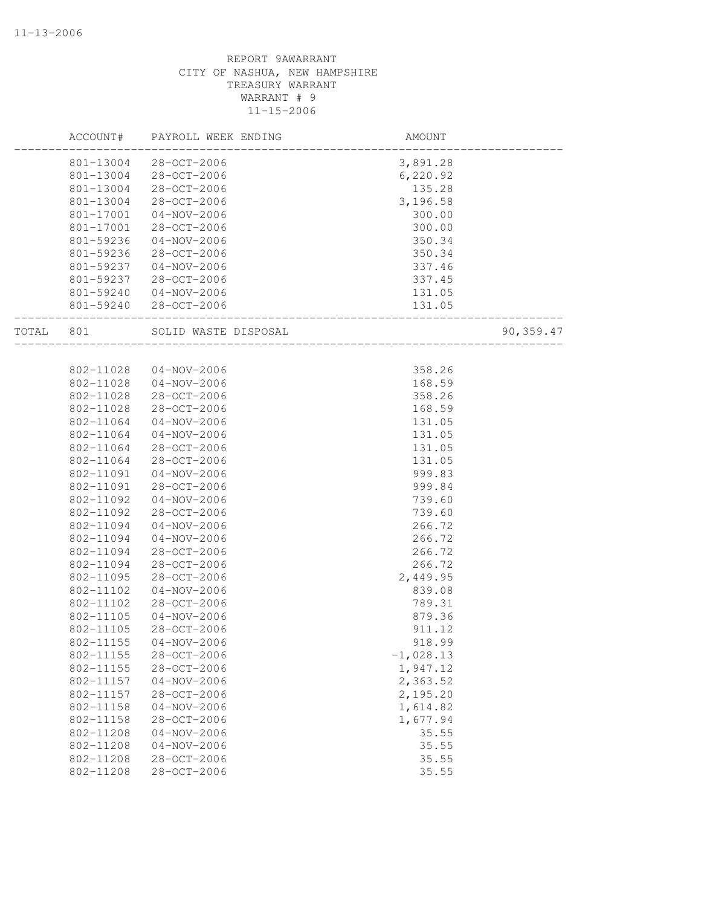REPORT 9AWARRANT
CITY OF NASHUA, NEW HAMPSHIRE
TREASURY WARRANT
WARRANT # 9
11-15-2006

| ACCOUNT# | PAYROLL WEEK ENDING | AMOUNT | |
|---|---|---|---|
| 801-13004 | 28-OCT-2006 | 3,891.28 | |
| 801-13004 | 28-OCT-2006 | 6,220.92 | |
| 801-13004 | 28-OCT-2006 | 135.28 | |
| 801-13004 | 28-OCT-2006 | 3,196.58 | |
| 801-17001 | 04-NOV-2006 | 300.00 | |
| 801-17001 | 28-OCT-2006 | 300.00 | |
| 801-59236 | 04-NOV-2006 | 350.34 | |
| 801-59236 | 28-OCT-2006 | 350.34 | |
| 801-59237 | 04-NOV-2006 | 337.46 | |
| 801-59237 | 28-OCT-2006 | 337.45 | |
| 801-59240 | 04-NOV-2006 | 131.05 | |
| 801-59240 | 28-OCT-2006 | 131.05 | |
| TOTAL 801 | SOLID WASTE DISPOSAL | | 90,359.47 |
| 802-11028 | 04-NOV-2006 | 358.26 | |
| 802-11028 | 04-NOV-2006 | 168.59 | |
| 802-11028 | 28-OCT-2006 | 358.26 | |
| 802-11028 | 28-OCT-2006 | 168.59 | |
| 802-11064 | 04-NOV-2006 | 131.05 | |
| 802-11064 | 04-NOV-2006 | 131.05 | |
| 802-11064 | 28-OCT-2006 | 131.05 | |
| 802-11064 | 28-OCT-2006 | 131.05 | |
| 802-11091 | 04-NOV-2006 | 999.83 | |
| 802-11091 | 28-OCT-2006 | 999.84 | |
| 802-11092 | 04-NOV-2006 | 739.60 | |
| 802-11092 | 28-OCT-2006 | 739.60 | |
| 802-11094 | 04-NOV-2006 | 266.72 | |
| 802-11094 | 04-NOV-2006 | 266.72 | |
| 802-11094 | 28-OCT-2006 | 266.72 | |
| 802-11094 | 28-OCT-2006 | 266.72 | |
| 802-11095 | 28-OCT-2006 | 2,449.95 | |
| 802-11102 | 04-NOV-2006 | 839.08 | |
| 802-11102 | 28-OCT-2006 | 789.31 | |
| 802-11105 | 04-NOV-2006 | 879.36 | |
| 802-11105 | 28-OCT-2006 | 911.12 | |
| 802-11155 | 04-NOV-2006 | 918.99 | |
| 802-11155 | 28-OCT-2006 | -1,028.13 | |
| 802-11155 | 28-OCT-2006 | 1,947.12 | |
| 802-11157 | 04-NOV-2006 | 2,363.52 | |
| 802-11157 | 28-OCT-2006 | 2,195.20 | |
| 802-11158 | 04-NOV-2006 | 1,614.82 | |
| 802-11158 | 28-OCT-2006 | 1,677.94 | |
| 802-11208 | 04-NOV-2006 | 35.55 | |
| 802-11208 | 04-NOV-2006 | 35.55 | |
| 802-11208 | 28-OCT-2006 | 35.55 | |
| 802-11208 | 28-OCT-2006 | 35.55 | |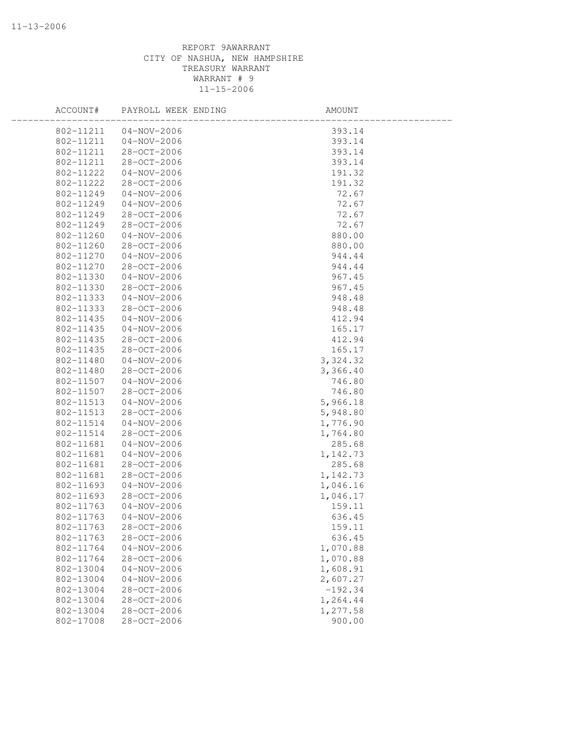REPORT 9AWARRANT
CITY OF NASHUA, NEW HAMPSHIRE
TREASURY WARRANT
WARRANT # 9
11-15-2006

| ACCOUNT# | PAYROLL WEEK ENDING | AMOUNT |
|---|---|---|
| 802-11211 | 04-NOV-2006 | 393.14 |
| 802-11211 | 04-NOV-2006 | 393.14 |
| 802-11211 | 28-OCT-2006 | 393.14 |
| 802-11211 | 28-OCT-2006 | 393.14 |
| 802-11222 | 04-NOV-2006 | 191.32 |
| 802-11222 | 28-OCT-2006 | 191.32 |
| 802-11249 | 04-NOV-2006 | 72.67 |
| 802-11249 | 04-NOV-2006 | 72.67 |
| 802-11249 | 28-OCT-2006 | 72.67 |
| 802-11249 | 28-OCT-2006 | 72.67 |
| 802-11260 | 04-NOV-2006 | 880.00 |
| 802-11260 | 28-OCT-2006 | 880.00 |
| 802-11270 | 04-NOV-2006 | 944.44 |
| 802-11270 | 28-OCT-2006 | 944.44 |
| 802-11330 | 04-NOV-2006 | 967.45 |
| 802-11330 | 28-OCT-2006 | 967.45 |
| 802-11333 | 04-NOV-2006 | 948.48 |
| 802-11333 | 28-OCT-2006 | 948.48 |
| 802-11435 | 04-NOV-2006 | 412.94 |
| 802-11435 | 04-NOV-2006 | 165.17 |
| 802-11435 | 28-OCT-2006 | 412.94 |
| 802-11435 | 28-OCT-2006 | 165.17 |
| 802-11480 | 04-NOV-2006 | 3,324.32 |
| 802-11480 | 28-OCT-2006 | 3,366.40 |
| 802-11507 | 04-NOV-2006 | 746.80 |
| 802-11507 | 28-OCT-2006 | 746.80 |
| 802-11513 | 04-NOV-2006 | 5,966.18 |
| 802-11513 | 28-OCT-2006 | 5,948.80 |
| 802-11514 | 04-NOV-2006 | 1,776.90 |
| 802-11514 | 28-OCT-2006 | 1,764.80 |
| 802-11681 | 04-NOV-2006 | 285.68 |
| 802-11681 | 04-NOV-2006 | 1,142.73 |
| 802-11681 | 28-OCT-2006 | 285.68 |
| 802-11681 | 28-OCT-2006 | 1,142.73 |
| 802-11693 | 04-NOV-2006 | 1,046.16 |
| 802-11693 | 28-OCT-2006 | 1,046.17 |
| 802-11763 | 04-NOV-2006 | 159.11 |
| 802-11763 | 04-NOV-2006 | 636.45 |
| 802-11763 | 28-OCT-2006 | 159.11 |
| 802-11763 | 28-OCT-2006 | 636.45 |
| 802-11764 | 04-NOV-2006 | 1,070.88 |
| 802-11764 | 28-OCT-2006 | 1,070.88 |
| 802-13004 | 04-NOV-2006 | 1,608.91 |
| 802-13004 | 04-NOV-2006 | 2,607.27 |
| 802-13004 | 28-OCT-2006 | -192.34 |
| 802-13004 | 28-OCT-2006 | 1,264.44 |
| 802-13004 | 28-OCT-2006 | 1,277.58 |
| 802-17008 | 28-OCT-2006 | 900.00 |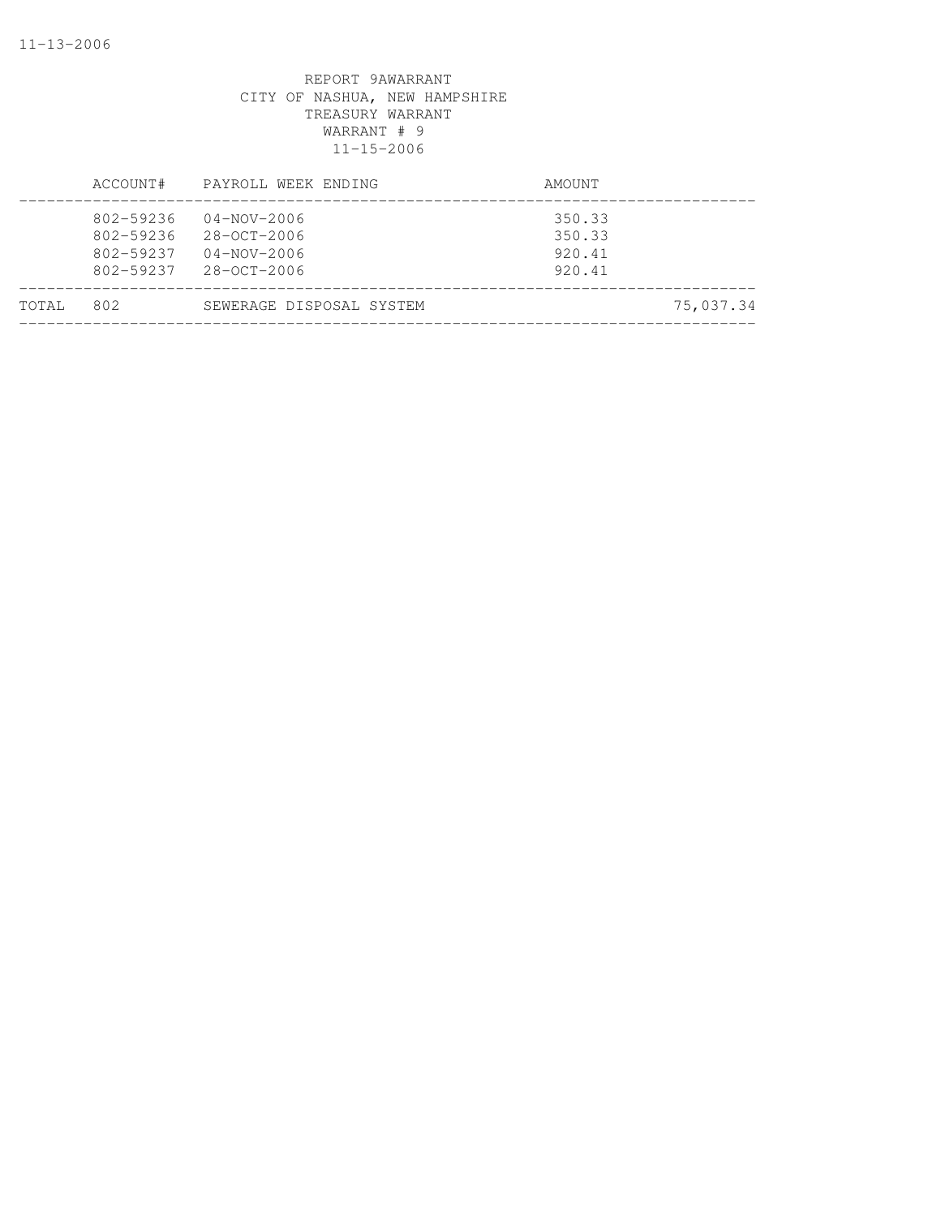REPORT 9AWARRANT
CITY OF NASHUA, NEW HAMPSHIRE
TREASURY WARRANT
WARRANT # 9
11-15-2006

| | ACCOUNT# | PAYROLL WEEK ENDING | AMOUNT | |
|---|---|---|---|---|
| | 802-59236 | 04-NOV-2006 | 350.33 | |
| | 802-59236 | 28-OCT-2006 | 350.33 | |
| | 802-59237 | 04-NOV-2006 | 920.41 | |
| | 802-59237 | 28-OCT-2006 | 920.41 | |
| TOTAL | 802 | SEWERAGE DISPOSAL SYSTEM | | 75,037.34 |